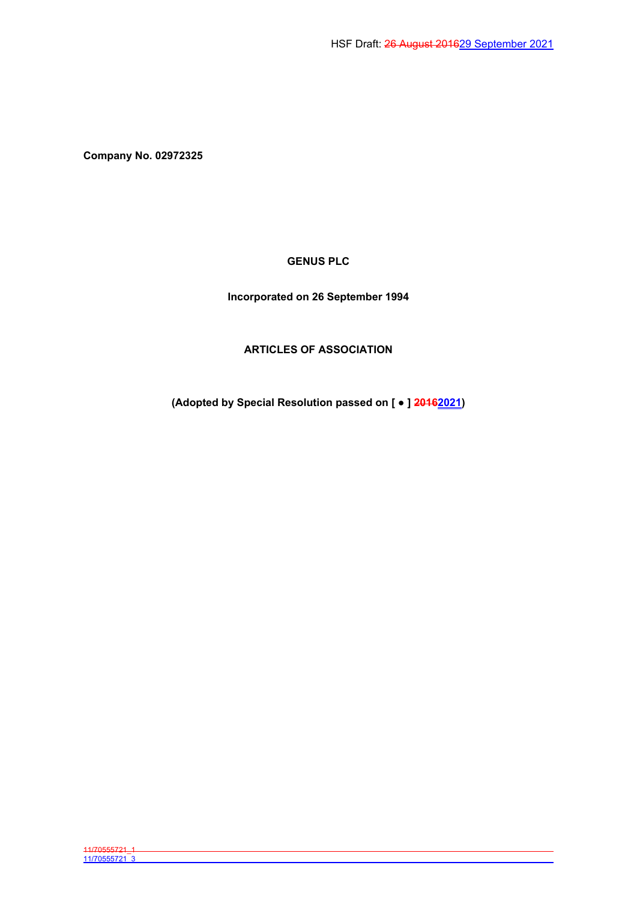HSF Draft: ~~26 August 2016~~29 September 2021

**Company No. 02972325**

**GENUS PLC**

**Incorporated on 26 September 1994**

**ARTICLES OF ASSOCIATION**

**(Adopted by Special Resolution passed on [ • ] ~~2016~~2021)**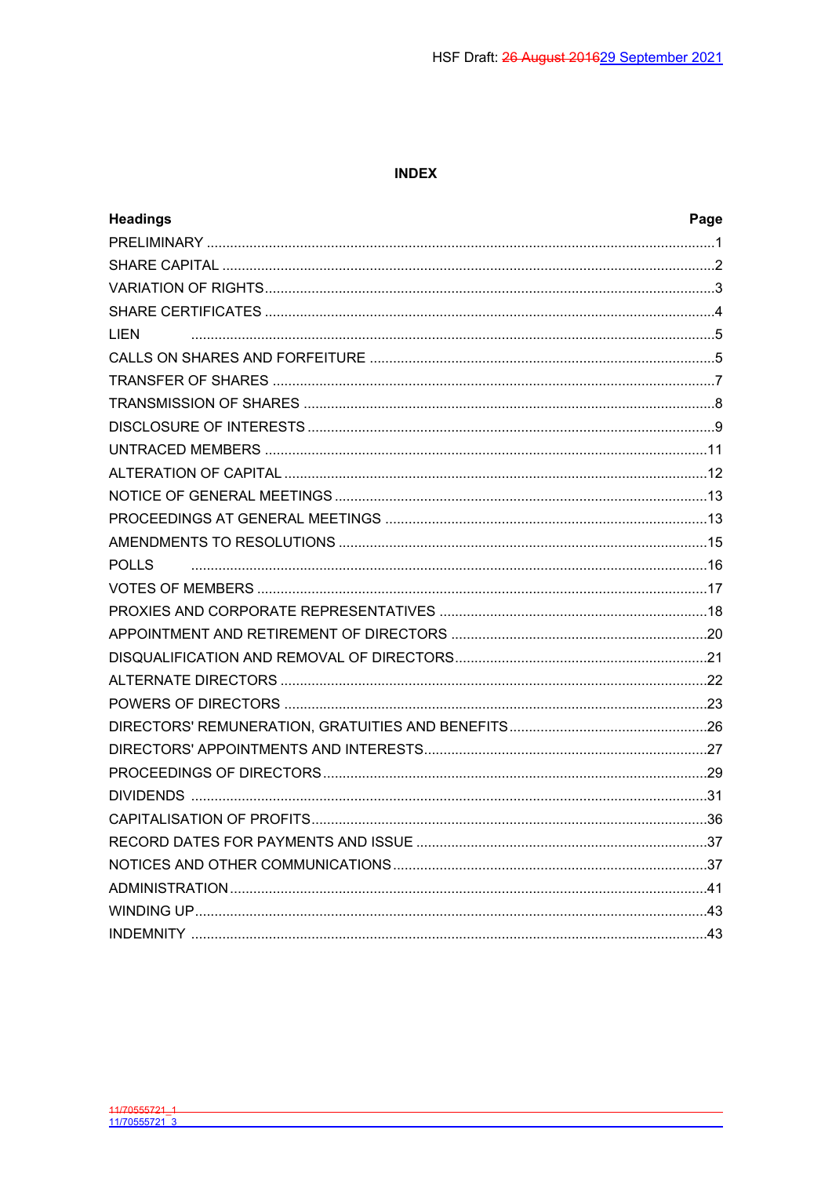# INDEX

| Headings | Page |
|---|---|
| PRELIMINARY | 1 |
| SHARE CAPITAL | 2 |
| VARIATION OF RIGHTS | 3 |
| SHARE CERTIFICATES | 4 |
| LIEN | 5 |
| CALLS ON SHARES AND FORFEITURE | 5 |
| TRANSFER OF SHARES | 7 |
| TRANSMISSION OF SHARES | 8 |
| DISCLOSURE OF INTERESTS | 9 |
| UNTRACED MEMBERS | 11 |
| ALTERATION OF CAPITAL | 12 |
| NOTICE OF GENERAL MEETINGS | 13 |
| PROCEEDINGS AT GENERAL MEETINGS | 13 |
| AMENDMENTS TO RESOLUTIONS | 15 |
| POLLS | 16 |
| VOTES OF MEMBERS | 17 |
| PROXIES AND CORPORATE REPRESENTATIVES | 18 |
| APPOINTMENT AND RETIREMENT OF DIRECTORS | 20 |
| DISQUALIFICATION AND REMOVAL OF DIRECTORS | 21 |
| ALTERNATE DIRECTORS | 22 |
| POWERS OF DIRECTORS | 23 |
| DIRECTORS' REMUNERATION, GRATUITIES AND BENEFITS | 26 |
| DIRECTORS' APPOINTMENTS AND INTERESTS | 27 |
| PROCEEDINGS OF DIRECTORS | 29 |
| DIVIDENDS | 31 |
| CAPITALISATION OF PROFITS | 36 |
| RECORD DATES FOR PAYMENTS AND ISSUE | 37 |
| NOTICES AND OTHER COMMUNICATIONS | 37 |
| ADMINISTRATION | 41 |
| WINDING UP | 43 |
| INDEMNITY | 43 |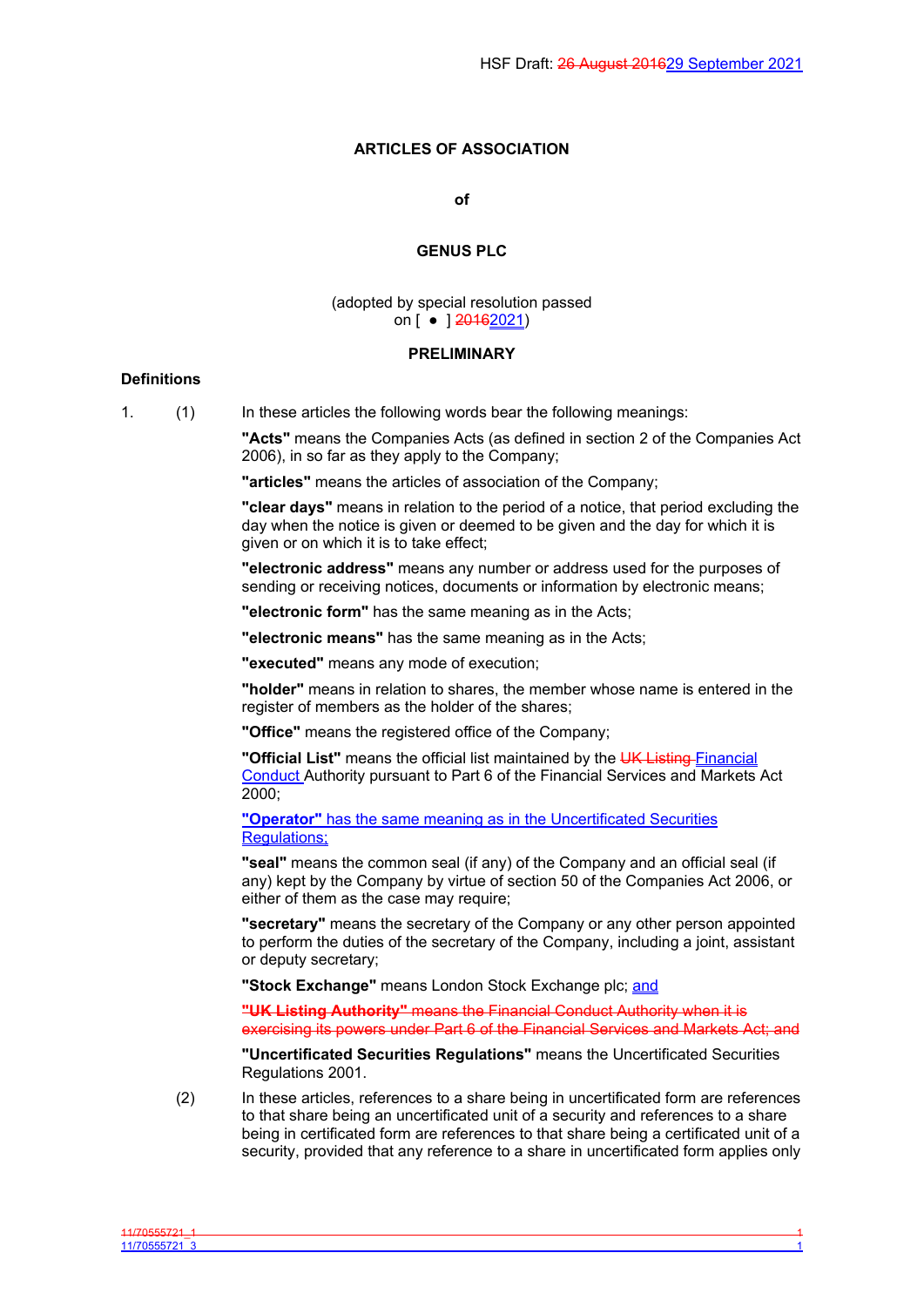HSF Draft: ~~26 August 2016~~29 September 2021

**ARTICLES OF ASSOCIATION**

**of**

**GENUS PLC**

(adopted by special resolution passed on [ ● ] ~~2016~~2021)

**PRELIMINARY**

**Definitions**

1. (1) In these articles the following words bear the following meanings:

**"Acts"** means the Companies Acts (as defined in section 2 of the Companies Act 2006), in so far as they apply to the Company;

**"articles"** means the articles of association of the Company;

**"clear days"** means in relation to the period of a notice, that period excluding the day when the notice is given or deemed to be given and the day for which it is given or on which it is to take effect;

**"electronic address"** means any number or address used for the purposes of sending or receiving notices, documents or information by electronic means;

**"electronic form"** has the same meaning as in the Acts;

**"electronic means"** has the same meaning as in the Acts;

**"executed"** means any mode of execution;

**"holder"** means in relation to shares, the member whose name is entered in the register of members as the holder of the shares;

**"Office"** means the registered office of the Company;

**"Official List"** means the official list maintained by the ~~UK Listing~~ Financial Conduct Authority pursuant to Part 6 of the Financial Services and Markets Act 2000;

**"Operator"** has the same meaning as in the Uncertificated Securities Regulations;

**"seal"** means the common seal (if any) of the Company and an official seal (if any) kept by the Company by virtue of section 50 of the Companies Act 2006, or either of them as the case may require;

**"secretary"** means the secretary of the Company or any other person appointed to perform the duties of the secretary of the Company, including a joint, assistant or deputy secretary;

**"Stock Exchange"** means London Stock Exchange plc; and

~~**"UK Listing Authority"** means the Financial Conduct Authority when it is exercising its powers under Part 6 of the Financial Services and Markets Act; and~~

**"Uncertificated Securities Regulations"** means the Uncertificated Securities Regulations 2001.

(2) In these articles, references to a share being in uncertificated form are references to that share being an uncertificated unit of a security and references to a share being in certificated form are references to that share being a certificated unit of a security, provided that any reference to a share in uncertificated form applies only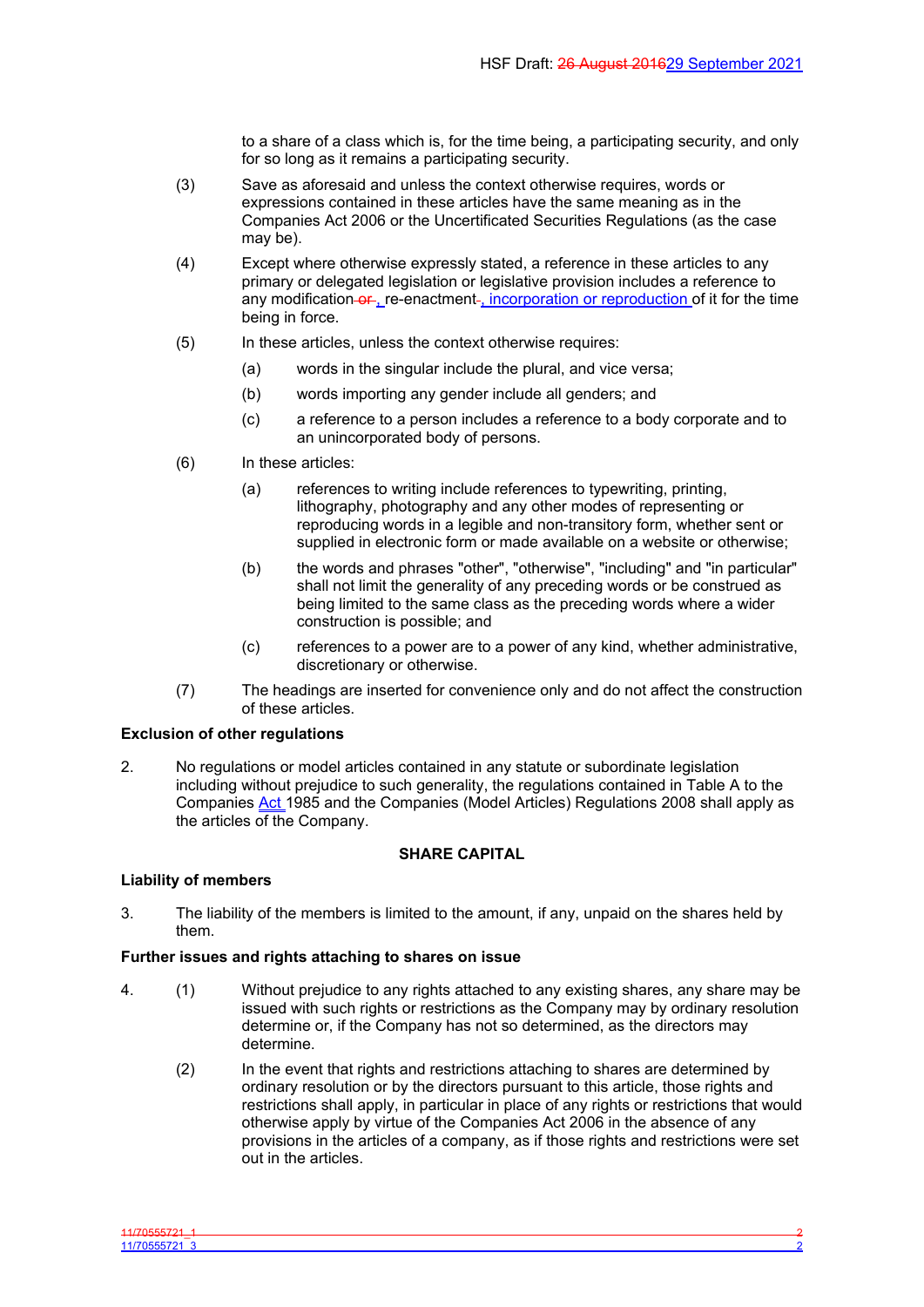to a share of a class which is, for the time being, a participating security, and only for so long as it remains a participating security.

(3) Save as aforesaid and unless the context otherwise requires, words or expressions contained in these articles have the same meaning as in the Companies Act 2006 or the Uncertificated Securities Regulations (as the case may be).

(4) Except where otherwise expressly stated, a reference in these articles to any primary or delegated legislation or legislative provision includes a reference to any modification or , re-enactment , incorporation or reproduction of it for the time being in force.

(5) In these articles, unless the context otherwise requires:

(a) words in the singular include the plural, and vice versa;

(b) words importing any gender include all genders; and

(c) a reference to a person includes a reference to a body corporate and to an unincorporated body of persons.

(6) In these articles:

(a) references to writing include references to typewriting, printing, lithography, photography and any other modes of representing or reproducing words in a legible and non-transitory form, whether sent or supplied in electronic form or made available on a website or otherwise;

(b) the words and phrases "other", "otherwise", "including" and "in particular" shall not limit the generality of any preceding words or be construed as being limited to the same class as the preceding words where a wider construction is possible; and

(c) references to a power are to a power of any kind, whether administrative, discretionary or otherwise.

(7) The headings are inserted for convenience only and do not affect the construction of these articles.

**Exclusion of other regulations**

2. No regulations or model articles contained in any statute or subordinate legislation including without prejudice to such generality, the regulations contained in Table A to the Companies Act 1985 and the Companies (Model Articles) Regulations 2008 shall apply as the articles of the Company.

## SHARE CAPITAL

**Liability of members**

3. The liability of the members is limited to the amount, if any, unpaid on the shares held by them.

**Further issues and rights attaching to shares on issue**

4. (1) Without prejudice to any rights attached to any existing shares, any share may be issued with such rights or restrictions as the Company may by ordinary resolution determine or, if the Company has not so determined, as the directors may determine.

(2) In the event that rights and restrictions attaching to shares are determined by ordinary resolution or by the directors pursuant to this article, those rights and restrictions shall apply, in particular in place of any rights or restrictions that would otherwise apply by virtue of the Companies Act 2006 in the absence of any provisions in the articles of a company, as if those rights and restrictions were set out in the articles.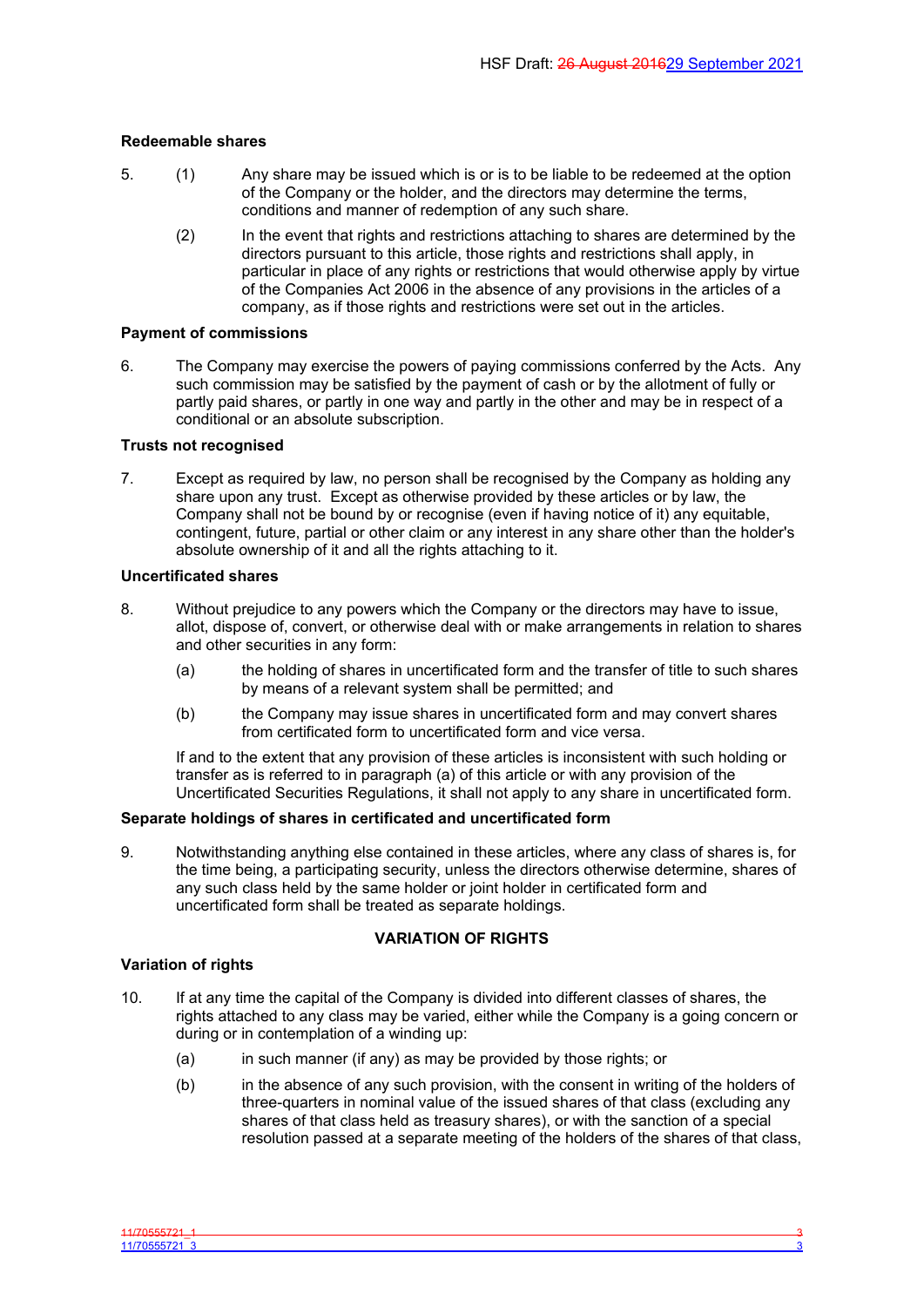### Redeemable shares

5. (1) Any share may be issued which is or is to be liable to be redeemed at the option of the Company or the holder, and the directors may determine the terms, conditions and manner of redemption of any such share.

   (2) In the event that rights and restrictions attaching to shares are determined by the directors pursuant to this article, those rights and restrictions shall apply, in particular in place of any rights or restrictions that would otherwise apply by virtue of the Companies Act 2006 in the absence of any provisions in the articles of a company, as if those rights and restrictions were set out in the articles.

### Payment of commissions

6. The Company may exercise the powers of paying commissions conferred by the Acts. Any such commission may be satisfied by the payment of cash or by the allotment of fully or partly paid shares, or partly in one way and partly in the other and may be in respect of a conditional or an absolute subscription.

### Trusts not recognised

7. Except as required by law, no person shall be recognised by the Company as holding any share upon any trust. Except as otherwise provided by these articles or by law, the Company shall not be bound by or recognise (even if having notice of it) any equitable, contingent, future, partial or other claim or any interest in any share other than the holder's absolute ownership of it and all the rights attaching to it.

### Uncertificated shares

8. Without prejudice to any powers which the Company or the directors may have to issue, allot, dispose of, convert, or otherwise deal with or make arrangements in relation to shares and other securities in any form:

   (a) the holding of shares in uncertificated form and the transfer of title to such shares by means of a relevant system shall be permitted; and

   (b) the Company may issue shares in uncertificated form and may convert shares from certificated form to uncertificated form and vice versa.

   If and to the extent that any provision of these articles is inconsistent with such holding or transfer as is referred to in paragraph (a) of this article or with any provision of the Uncertificated Securities Regulations, it shall not apply to any share in uncertificated form.

### Separate holdings of shares in certificated and uncertificated form

9. Notwithstanding anything else contained in these articles, where any class of shares is, for the time being, a participating security, unless the directors otherwise determine, shares of any such class held by the same holder or joint holder in certificated form and uncertificated form shall be treated as separate holdings.

## VARIATION OF RIGHTS

### Variation of rights

10. If at any time the capital of the Company is divided into different classes of shares, the rights attached to any class may be varied, either while the Company is a going concern or during or in contemplation of a winding up:

    (a) in such manner (if any) as may be provided by those rights; or

    (b) in the absence of any such provision, with the consent in writing of the holders of three-quarters in nominal value of the issued shares of that class (excluding any shares of that class held as treasury shares), or with the sanction of a special resolution passed at a separate meeting of the holders of the shares of that class,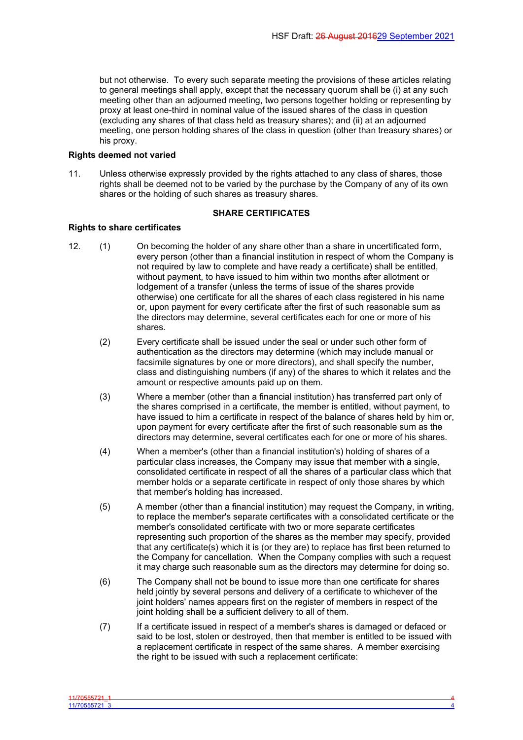but not otherwise. To every such separate meeting the provisions of these articles relating to general meetings shall apply, except that the necessary quorum shall be (i) at any such meeting other than an adjourned meeting, two persons together holding or representing by proxy at least one-third in nominal value of the issued shares of the class in question (excluding any shares of that class held as treasury shares); and (ii) at an adjourned meeting, one person holding shares of the class in question (other than treasury shares) or his proxy.

**Rights deemed not varied**

11. Unless otherwise expressly provided by the rights attached to any class of shares, those rights shall be deemed not to be varied by the purchase by the Company of any of its own shares or the holding of such shares as treasury shares.

**SHARE CERTIFICATES**

**Rights to share certificates**

12. (1) On becoming the holder of any share other than a share in uncertificated form, every person (other than a financial institution in respect of whom the Company is not required by law to complete and have ready a certificate) shall be entitled, without payment, to have issued to him within two months after allotment or lodgement of a transfer (unless the terms of issue of the shares provide otherwise) one certificate for all the shares of each class registered in his name or, upon payment for every certificate after the first of such reasonable sum as the directors may determine, several certificates each for one or more of his shares.

(2) Every certificate shall be issued under the seal or under such other form of authentication as the directors may determine (which may include manual or facsimile signatures by one or more directors), and shall specify the number, class and distinguishing numbers (if any) of the shares to which it relates and the amount or respective amounts paid up on them.

(3) Where a member (other than a financial institution) has transferred part only of the shares comprised in a certificate, the member is entitled, without payment, to have issued to him a certificate in respect of the balance of shares held by him or, upon payment for every certificate after the first of such reasonable sum as the directors may determine, several certificates each for one or more of his shares.

(4) When a member's (other than a financial institution's) holding of shares of a particular class increases, the Company may issue that member with a single, consolidated certificate in respect of all the shares of a particular class which that member holds or a separate certificate in respect of only those shares by which that member's holding has increased.

(5) A member (other than a financial institution) may request the Company, in writing, to replace the member's separate certificates with a consolidated certificate or the member's consolidated certificate with two or more separate certificates representing such proportion of the shares as the member may specify, provided that any certificate(s) which it is (or they are) to replace has first been returned to the Company for cancellation. When the Company complies with such a request it may charge such reasonable sum as the directors may determine for doing so.

(6) The Company shall not be bound to issue more than one certificate for shares held jointly by several persons and delivery of a certificate to whichever of the joint holders' names appears first on the register of members in respect of the joint holding shall be a sufficient delivery to all of them.

(7) If a certificate issued in respect of a member's shares is damaged or defaced or said to be lost, stolen or destroyed, then that member is entitled to be issued with a replacement certificate in respect of the same shares. A member exercising the right to be issued with such a replacement certificate: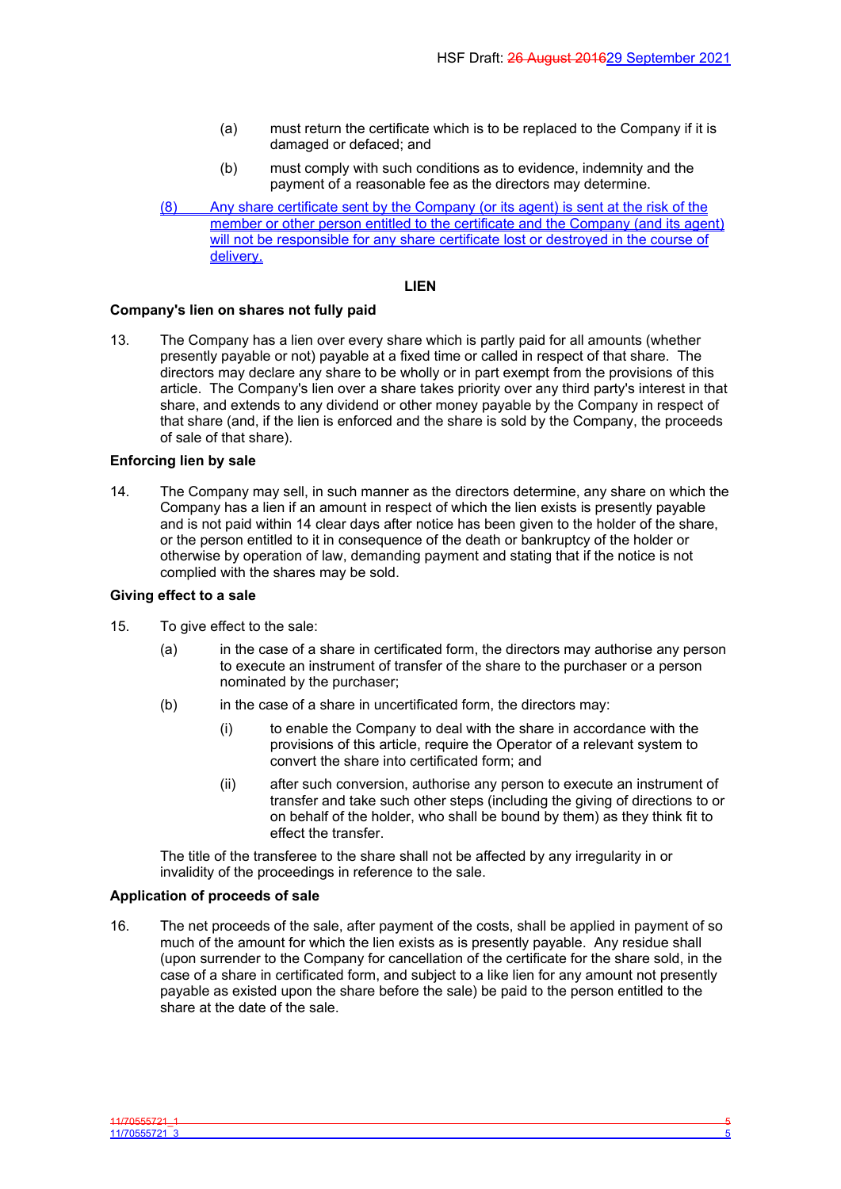(a) must return the certificate which is to be replaced to the Company if it is damaged or defaced; and

(b) must comply with such conditions as to evidence, indemnity and the payment of a reasonable fee as the directors may determine.

(8) Any share certificate sent by the Company (or its agent) is sent at the risk of the member or other person entitled to the certificate and the Company (and its agent) will not be responsible for any share certificate lost or destroyed in the course of delivery.

## LIEN

### Company's lien on shares not fully paid

13. The Company has a lien over every share which is partly paid for all amounts (whether presently payable or not) payable at a fixed time or called in respect of that share. The directors may declare any share to be wholly or in part exempt from the provisions of this article. The Company's lien over a share takes priority over any third party's interest in that share, and extends to any dividend or other money payable by the Company in respect of that share (and, if the lien is enforced and the share is sold by the Company, the proceeds of sale of that share).

### Enforcing lien by sale

14. The Company may sell, in such manner as the directors determine, any share on which the Company has a lien if an amount in respect of which the lien exists is presently payable and is not paid within 14 clear days after notice has been given to the holder of the share, or the person entitled to it in consequence of the death or bankruptcy of the holder or otherwise by operation of law, demanding payment and stating that if the notice is not complied with the shares may be sold.

### Giving effect to a sale

15. To give effect to the sale:

(a) in the case of a share in certificated form, the directors may authorise any person to execute an instrument of transfer of the share to the purchaser or a person nominated by the purchaser;

(b) in the case of a share in uncertificated form, the directors may:

(i) to enable the Company to deal with the share in accordance with the provisions of this article, require the Operator of a relevant system to convert the share into certificated form; and

(ii) after such conversion, authorise any person to execute an instrument of transfer and take such other steps (including the giving of directions to or on behalf of the holder, who shall be bound by them) as they think fit to effect the transfer.

The title of the transferee to the share shall not be affected by any irregularity in or invalidity of the proceedings in reference to the sale.

### Application of proceeds of sale

16. The net proceeds of the sale, after payment of the costs, shall be applied in payment of so much of the amount for which the lien exists as is presently payable. Any residue shall (upon surrender to the Company for cancellation of the certificate for the share sold, in the case of a share in certificated form, and subject to a like lien for any amount not presently payable as existed upon the share before the sale) be paid to the person entitled to the share at the date of the sale.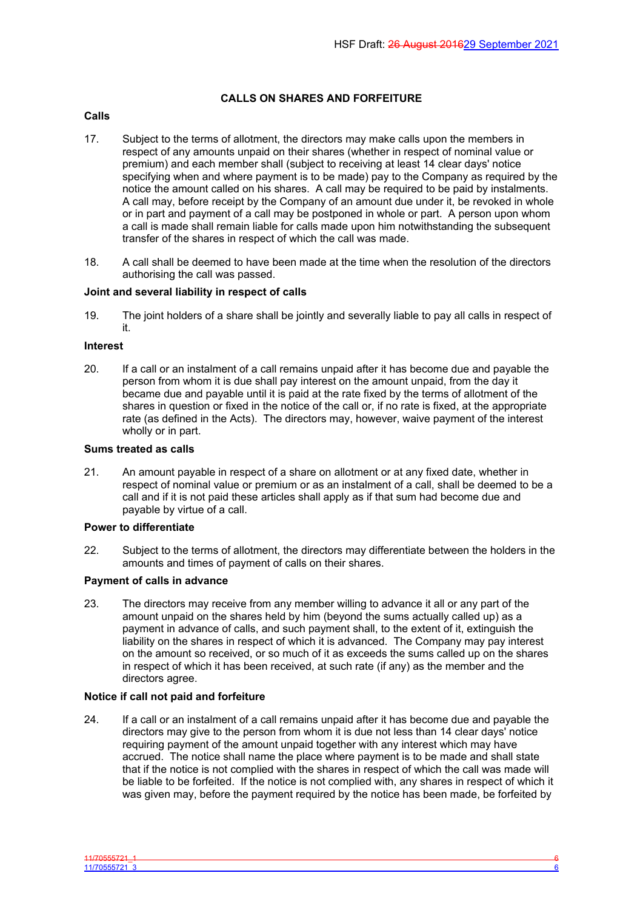## CALLS ON SHARES AND FORFEITURE

### Calls

17. Subject to the terms of allotment, the directors may make calls upon the members in respect of any amounts unpaid on their shares (whether in respect of nominal value or premium) and each member shall (subject to receiving at least 14 clear days' notice specifying when and where payment is to be made) pay to the Company as required by the notice the amount called on his shares. A call may be required to be paid by instalments. A call may, before receipt by the Company of an amount due under it, be revoked in whole or in part and payment of a call may be postponed in whole or part. A person upon whom a call is made shall remain liable for calls made upon him notwithstanding the subsequent transfer of the shares in respect of which the call was made.

18. A call shall be deemed to have been made at the time when the resolution of the directors authorising the call was passed.

### Joint and several liability in respect of calls

19. The joint holders of a share shall be jointly and severally liable to pay all calls in respect of it.

### Interest

20. If a call or an instalment of a call remains unpaid after it has become due and payable the person from whom it is due shall pay interest on the amount unpaid, from the day it became due and payable until it is paid at the rate fixed by the terms of allotment of the shares in question or fixed in the notice of the call or, if no rate is fixed, at the appropriate rate (as defined in the Acts). The directors may, however, waive payment of the interest wholly or in part.

### Sums treated as calls

21. An amount payable in respect of a share on allotment or at any fixed date, whether in respect of nominal value or premium or as an instalment of a call, shall be deemed to be a call and if it is not paid these articles shall apply as if that sum had become due and payable by virtue of a call.

### Power to differentiate

22. Subject to the terms of allotment, the directors may differentiate between the holders in the amounts and times of payment of calls on their shares.

### Payment of calls in advance

23. The directors may receive from any member willing to advance it all or any part of the amount unpaid on the shares held by him (beyond the sums actually called up) as a payment in advance of calls, and such payment shall, to the extent of it, extinguish the liability on the shares in respect of which it is advanced. The Company may pay interest on the amount so received, or so much of it as exceeds the sums called up on the shares in respect of which it has been received, at such rate (if any) as the member and the directors agree.

### Notice if call not paid and forfeiture

24. If a call or an instalment of a call remains unpaid after it has become due and payable the directors may give to the person from whom it is due not less than 14 clear days' notice requiring payment of the amount unpaid together with any interest which may have accrued. The notice shall name the place where payment is to be made and shall state that if the notice is not complied with the shares in respect of which the call was made will be liable to be forfeited. If the notice is not complied with, any shares in respect of which it was given may, before the payment required by the notice has been made, be forfeited by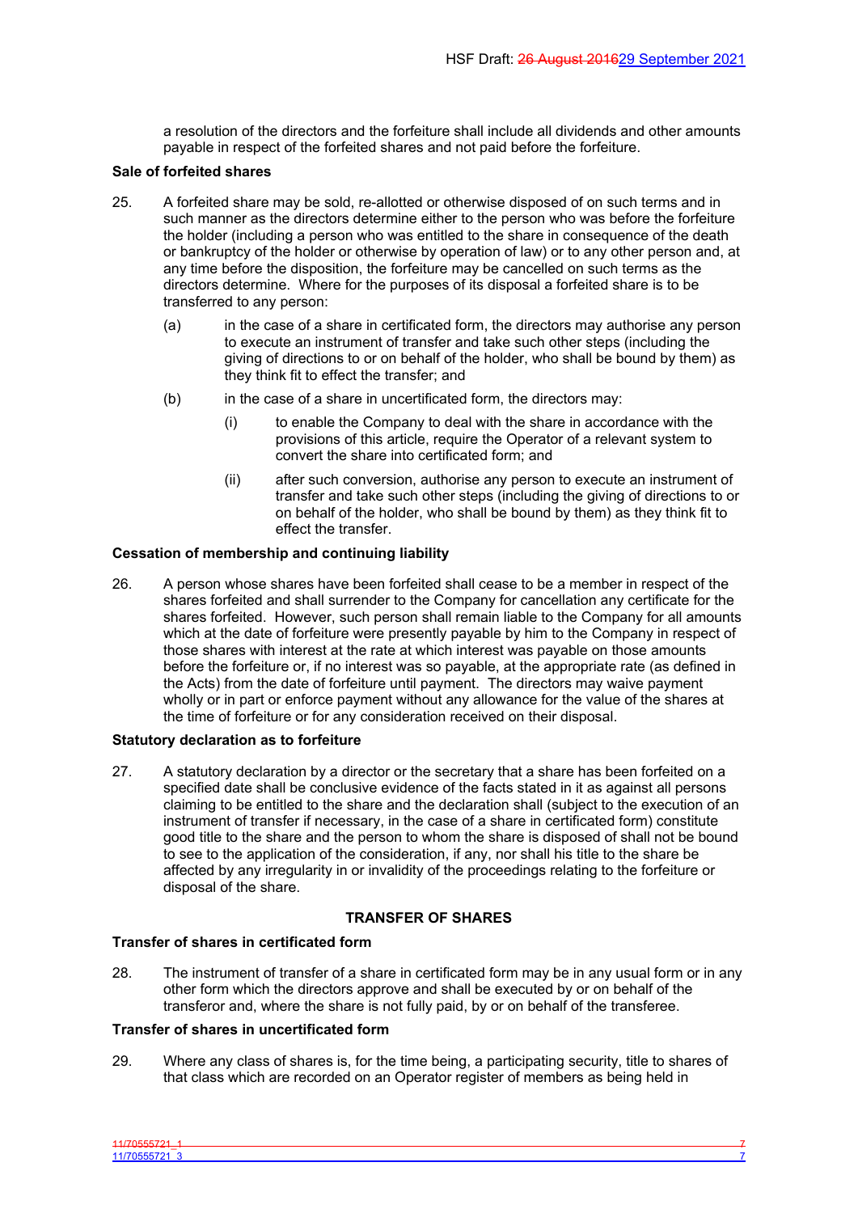a resolution of the directors and the forfeiture shall include all dividends and other amounts payable in respect of the forfeited shares and not paid before the forfeiture.

**Sale of forfeited shares**

25. A forfeited share may be sold, re-allotted or otherwise disposed of on such terms and in such manner as the directors determine either to the person who was before the forfeiture the holder (including a person who was entitled to the share in consequence of the death or bankruptcy of the holder or otherwise by operation of law) or to any other person and, at any time before the disposition, the forfeiture may be cancelled on such terms as the directors determine. Where for the purposes of its disposal a forfeited share is to be transferred to any person:

    (a) in the case of a share in certificated form, the directors may authorise any person to execute an instrument of transfer and take such other steps (including the giving of directions to or on behalf of the holder, who shall be bound by them) as they think fit to effect the transfer; and

    (b) in the case of a share in uncertificated form, the directors may:

        (i) to enable the Company to deal with the share in accordance with the provisions of this article, require the Operator of a relevant system to convert the share into certificated form; and

        (ii) after such conversion, authorise any person to execute an instrument of transfer and take such other steps (including the giving of directions to or on behalf of the holder, who shall be bound by them) as they think fit to effect the transfer.

**Cessation of membership and continuing liability**

26. A person whose shares have been forfeited shall cease to be a member in respect of the shares forfeited and shall surrender to the Company for cancellation any certificate for the shares forfeited. However, such person shall remain liable to the Company for all amounts which at the date of forfeiture were presently payable by him to the Company in respect of those shares with interest at the rate at which interest was payable on those amounts before the forfeiture or, if no interest was so payable, at the appropriate rate (as defined in the Acts) from the date of forfeiture until payment. The directors may waive payment wholly or in part or enforce payment without any allowance for the value of the shares at the time of forfeiture or for any consideration received on their disposal.

**Statutory declaration as to forfeiture**

27. A statutory declaration by a director or the secretary that a share has been forfeited on a specified date shall be conclusive evidence of the facts stated in it as against all persons claiming to be entitled to the share and the declaration shall (subject to the execution of an instrument of transfer if necessary, in the case of a share in certificated form) constitute good title to the share and the person to whom the share is disposed of shall not be bound to see to the application of the consideration, if any, nor shall his title to the share be affected by any irregularity in or invalidity of the proceedings relating to the forfeiture or disposal of the share.

## TRANSFER OF SHARES

**Transfer of shares in certificated form**

28. The instrument of transfer of a share in certificated form may be in any usual form or in any other form which the directors approve and shall be executed by or on behalf of the transferor and, where the share is not fully paid, by or on behalf of the transferee.

**Transfer of shares in uncertificated form**

29. Where any class of shares is, for the time being, a participating security, title to shares of that class which are recorded on an Operator register of members as being held in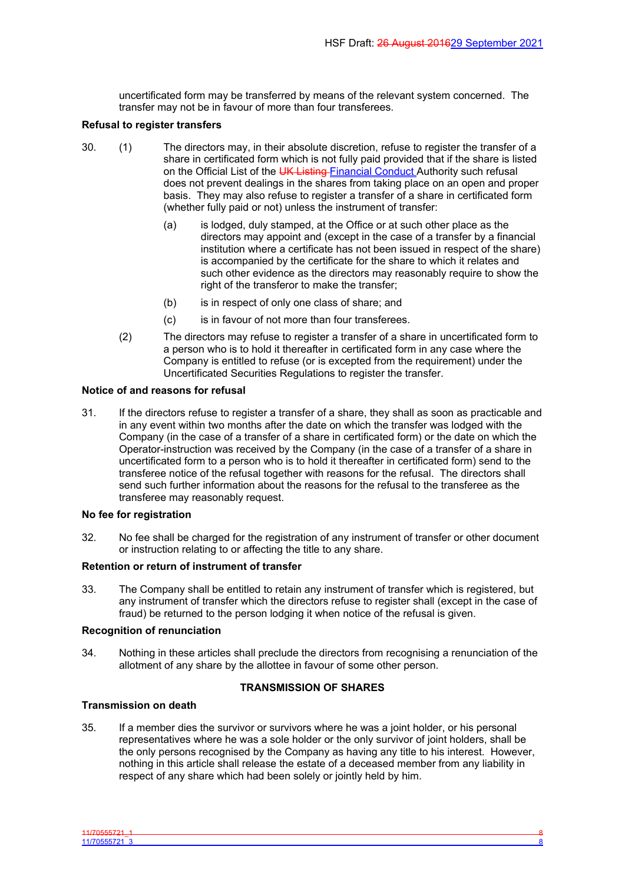uncertificated form may be transferred by means of the relevant system concerned. The transfer may not be in favour of more than four transferees.

**Refusal to register transfers**

30. (1) The directors may, in their absolute discretion, refuse to register the transfer of a share in certificated form which is not fully paid provided that if the share is listed on the Official List of the ~~UK Listing~~ Financial Conduct Authority such refusal does not prevent dealings in the shares from taking place on an open and proper basis. They may also refuse to register a transfer of a share in certificated form (whether fully paid or not) unless the instrument of transfer:

 (a) is lodged, duly stamped, at the Office or at such other place as the directors may appoint and (except in the case of a transfer by a financial institution where a certificate has not been issued in respect of the share) is accompanied by the certificate for the share to which it relates and such other evidence as the directors may reasonably require to show the right of the transferor to make the transfer;

 (b) is in respect of only one class of share; and

 (c) is in favour of not more than four transferees.

 (2) The directors may refuse to register a transfer of a share in uncertificated form to a person who is to hold it thereafter in certificated form in any case where the Company is entitled to refuse (or is excepted from the requirement) under the Uncertificated Securities Regulations to register the transfer.

**Notice of and reasons for refusal**

31. If the directors refuse to register a transfer of a share, they shall as soon as practicable and in any event within two months after the date on which the transfer was lodged with the Company (in the case of a transfer of a share in certificated form) or the date on which the Operator-instruction was received by the Company (in the case of a transfer of a share in uncertificated form to a person who is to hold it thereafter in certificated form) send to the transferee notice of the refusal together with reasons for the refusal. The directors shall send such further information about the reasons for the refusal to the transferee as the transferee may reasonably request.

**No fee for registration**

32. No fee shall be charged for the registration of any instrument of transfer or other document or instruction relating to or affecting the title to any share.

**Retention or return of instrument of transfer**

33. The Company shall be entitled to retain any instrument of transfer which is registered, but any instrument of transfer which the directors refuse to register shall (except in the case of fraud) be returned to the person lodging it when notice of the refusal is given.

**Recognition of renunciation**

34. Nothing in these articles shall preclude the directors from recognising a renunciation of the allotment of any share by the allottee in favour of some other person.

## TRANSMISSION OF SHARES

**Transmission on death**

35. If a member dies the survivor or survivors where he was a joint holder, or his personal representatives where he was a sole holder or the only survivor of joint holders, shall be the only persons recognised by the Company as having any title to his interest. However, nothing in this article shall release the estate of a deceased member from any liability in respect of any share which had been solely or jointly held by him.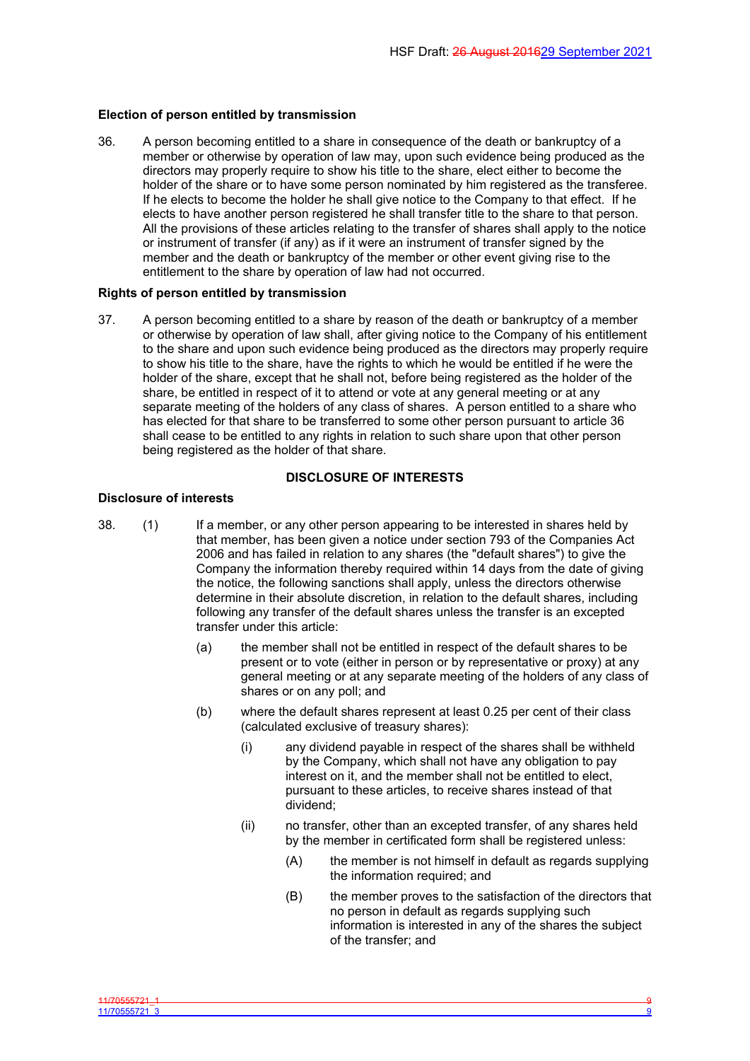**Election of person entitled by transmission**

36. A person becoming entitled to a share in consequence of the death or bankruptcy of a member or otherwise by operation of law may, upon such evidence being produced as the directors may properly require to show his title to the share, elect either to become the holder of the share or to have some person nominated by him registered as the transferee. If he elects to become the holder he shall give notice to the Company to that effect. If he elects to have another person registered he shall transfer title to the share to that person. All the provisions of these articles relating to the transfer of shares shall apply to the notice or instrument of transfer (if any) as if it were an instrument of transfer signed by the member and the death or bankruptcy of the member or other event giving rise to the entitlement to the share by operation of law had not occurred.

**Rights of person entitled by transmission**

37. A person becoming entitled to a share by reason of the death or bankruptcy of a member or otherwise by operation of law shall, after giving notice to the Company of his entitlement to the share and upon such evidence being produced as the directors may properly require to show his title to the share, have the rights to which he would be entitled if he were the holder of the share, except that he shall not, before being registered as the holder of the share, be entitled in respect of it to attend or vote at any general meeting or at any separate meeting of the holders of any class of shares. A person entitled to a share who has elected for that share to be transferred to some other person pursuant to article 36 shall cease to be entitled to any rights in relation to such share upon that other person being registered as the holder of that share.

## DISCLOSURE OF INTERESTS

**Disclosure of interests**

38. (1) If a member, or any other person appearing to be interested in shares held by that member, has been given a notice under section 793 of the Companies Act 2006 and has failed in relation to any shares (the "default shares") to give the Company the information thereby required within 14 days from the date of giving the notice, the following sanctions shall apply, unless the directors otherwise determine in their absolute discretion, in relation to the default shares, including following any transfer of the default shares unless the transfer is an excepted transfer under this article:

   (a) the member shall not be entitled in respect of the default shares to be present or to vote (either in person or by representative or proxy) at any general meeting or at any separate meeting of the holders of any class of shares or on any poll; and

   (b) where the default shares represent at least 0.25 per cent of their class (calculated exclusive of treasury shares):

      (i) any dividend payable in respect of the shares shall be withheld by the Company, which shall not have any obligation to pay interest on it, and the member shall not be entitled to elect, pursuant to these articles, to receive shares instead of that dividend;

      (ii) no transfer, other than an excepted transfer, of any shares held by the member in certificated form shall be registered unless:

         (A) the member is not himself in default as regards supplying the information required; and

         (B) the member proves to the satisfaction of the directors that no person in default as regards supplying such information is interested in any of the shares the subject of the transfer; and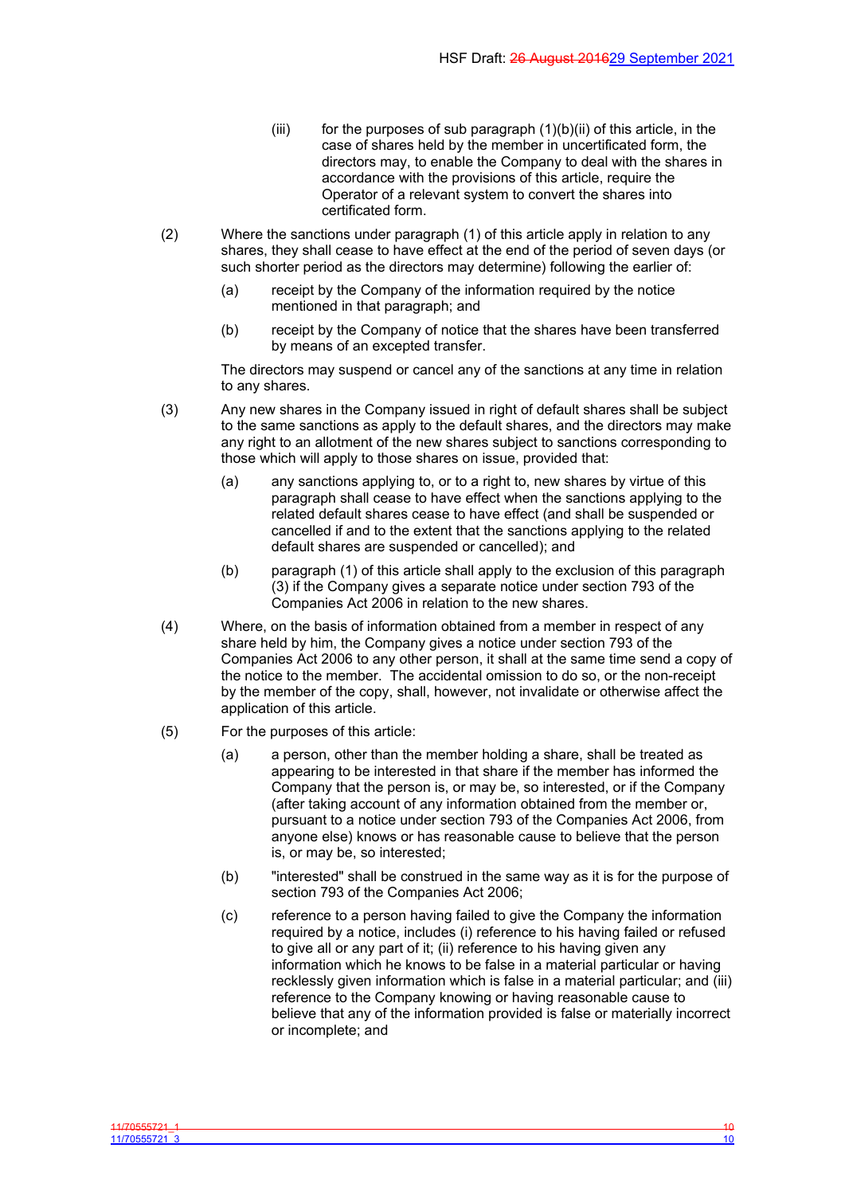(iii) for the purposes of sub paragraph (1)(b)(ii) of this article, in the case of shares held by the member in uncertificated form, the directors may, to enable the Company to deal with the shares in accordance with the provisions of this article, require the Operator of a relevant system to convert the shares into certificated form.

(2) Where the sanctions under paragraph (1) of this article apply in relation to any shares, they shall cease to have effect at the end of the period of seven days (or such shorter period as the directors may determine) following the earlier of:

(a) receipt by the Company of the information required by the notice mentioned in that paragraph; and

(b) receipt by the Company of notice that the shares have been transferred by means of an excepted transfer.

The directors may suspend or cancel any of the sanctions at any time in relation to any shares.

(3) Any new shares in the Company issued in right of default shares shall be subject to the same sanctions as apply to the default shares, and the directors may make any right to an allotment of the new shares subject to sanctions corresponding to those which will apply to those shares on issue, provided that:

(a) any sanctions applying to, or to a right to, new shares by virtue of this paragraph shall cease to have effect when the sanctions applying to the related default shares cease to have effect (and shall be suspended or cancelled if and to the extent that the sanctions applying to the related default shares are suspended or cancelled); and

(b) paragraph (1) of this article shall apply to the exclusion of this paragraph (3) if the Company gives a separate notice under section 793 of the Companies Act 2006 in relation to the new shares.

(4) Where, on the basis of information obtained from a member in respect of any share held by him, the Company gives a notice under section 793 of the Companies Act 2006 to any other person, it shall at the same time send a copy of the notice to the member. The accidental omission to do so, or the non-receipt by the member of the copy, shall, however, not invalidate or otherwise affect the application of this article.

(5) For the purposes of this article:

(a) a person, other than the member holding a share, shall be treated as appearing to be interested in that share if the member has informed the Company that the person is, or may be, so interested, or if the Company (after taking account of any information obtained from the member or, pursuant to a notice under section 793 of the Companies Act 2006, from anyone else) knows or has reasonable cause to believe that the person is, or may be, so interested;

(b) "interested" shall be construed in the same way as it is for the purpose of section 793 of the Companies Act 2006;

(c) reference to a person having failed to give the Company the information required by a notice, includes (i) reference to his having failed or refused to give all or any part of it; (ii) reference to his having given any information which he knows to be false in a material particular or having recklessly given information which is false in a material particular; and (iii) reference to the Company knowing or having reasonable cause to believe that any of the information provided is false or materially incorrect or incomplete; and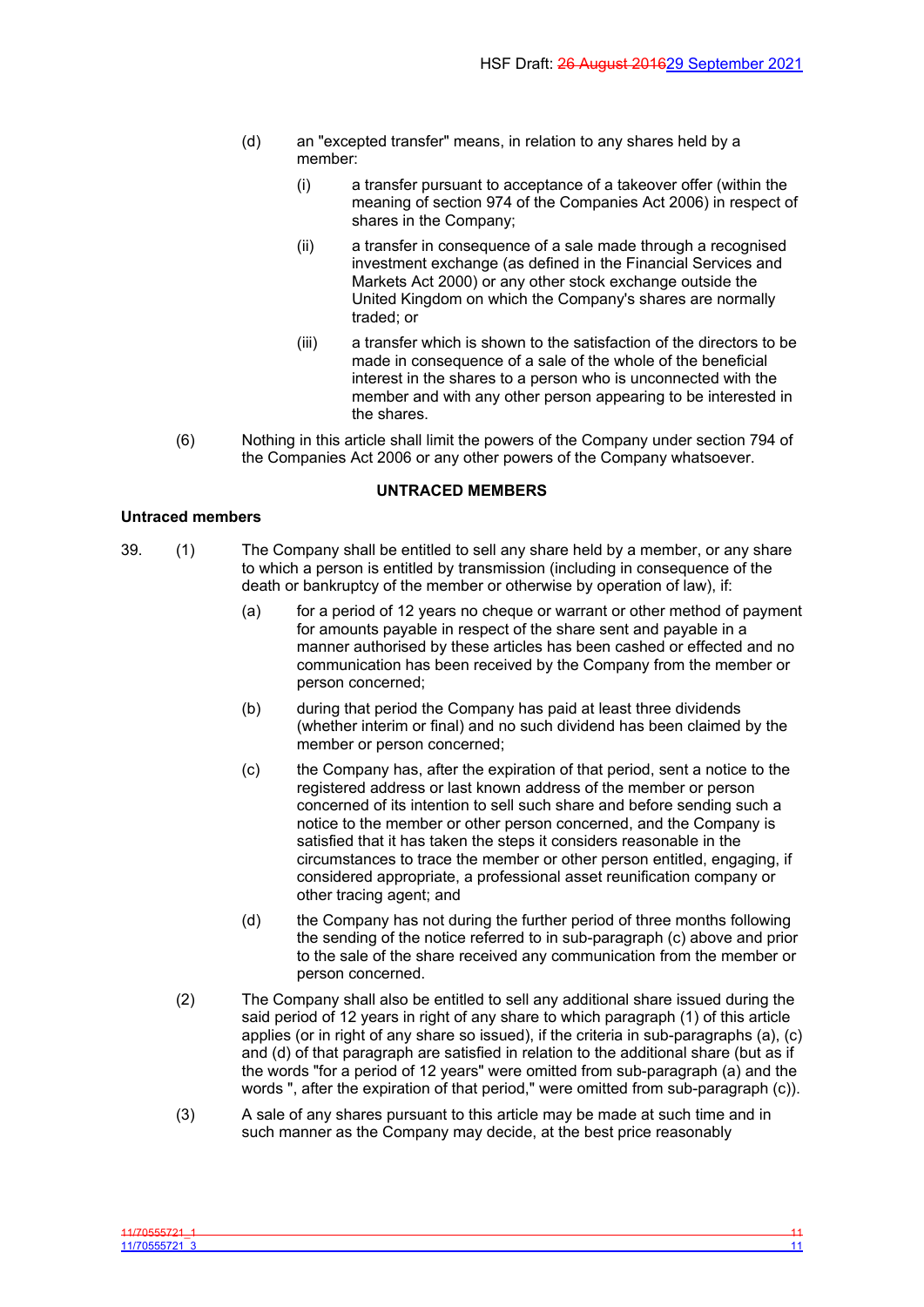(d) an "excepted transfer" means, in relation to any shares held by a member:

(i) a transfer pursuant to acceptance of a takeover offer (within the meaning of section 974 of the Companies Act 2006) in respect of shares in the Company;

(ii) a transfer in consequence of a sale made through a recognised investment exchange (as defined in the Financial Services and Markets Act 2000) or any other stock exchange outside the United Kingdom on which the Company's shares are normally traded; or

(iii) a transfer which is shown to the satisfaction of the directors to be made in consequence of a sale of the whole of the beneficial interest in the shares to a person who is unconnected with the member and with any other person appearing to be interested in the shares.

(6) Nothing in this article shall limit the powers of the Company under section 794 of the Companies Act 2006 or any other powers of the Company whatsoever.

## UNTRACED MEMBERS

### Untraced members

39. (1) The Company shall be entitled to sell any share held by a member, or any share to which a person is entitled by transmission (including in consequence of the death or bankruptcy of the member or otherwise by operation of law), if:

(a) for a period of 12 years no cheque or warrant or other method of payment for amounts payable in respect of the share sent and payable in a manner authorised by these articles has been cashed or effected and no communication has been received by the Company from the member or person concerned;

(b) during that period the Company has paid at least three dividends (whether interim or final) and no such dividend has been claimed by the member or person concerned;

(c) the Company has, after the expiration of that period, sent a notice to the registered address or last known address of the member or person concerned of its intention to sell such share and before sending such a notice to the member or other person concerned, and the Company is satisfied that it has taken the steps it considers reasonable in the circumstances to trace the member or other person entitled, engaging, if considered appropriate, a professional asset reunification company or other tracing agent; and

(d) the Company has not during the further period of three months following the sending of the notice referred to in sub-paragraph (c) above and prior to the sale of the share received any communication from the member or person concerned.

(2) The Company shall also be entitled to sell any additional share issued during the said period of 12 years in right of any share to which paragraph (1) of this article applies (or in right of any share so issued), if the criteria in sub-paragraphs (a), (c) and (d) of that paragraph are satisfied in relation to the additional share (but as if the words "for a period of 12 years" were omitted from sub-paragraph (a) and the words ", after the expiration of that period," were omitted from sub-paragraph (c)).

(3) A sale of any shares pursuant to this article may be made at such time and in such manner as the Company may decide, at the best price reasonably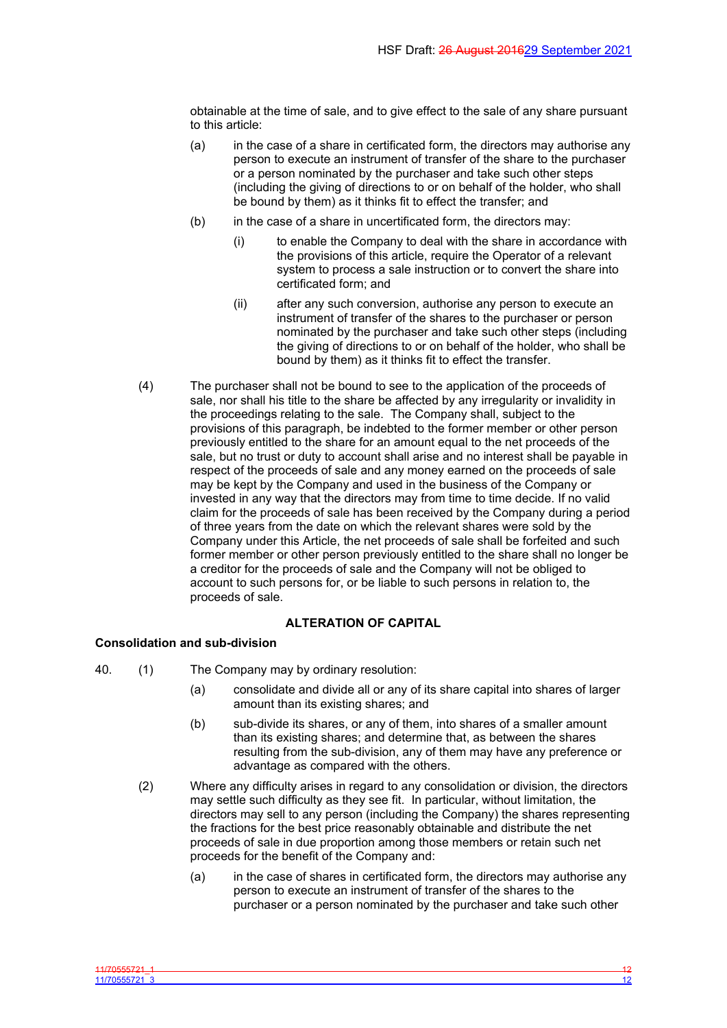obtainable at the time of sale, and to give effect to the sale of any share pursuant to this article:

(a) in the case of a share in certificated form, the directors may authorise any person to execute an instrument of transfer of the share to the purchaser or a person nominated by the purchaser and take such other steps (including the giving of directions to or on behalf of the holder, who shall be bound by them) as it thinks fit to effect the transfer; and

(b) in the case of a share in uncertificated form, the directors may:

(i) to enable the Company to deal with the share in accordance with the provisions of this article, require the Operator of a relevant system to process a sale instruction or to convert the share into certificated form; and

(ii) after any such conversion, authorise any person to execute an instrument of transfer of the shares to the purchaser or person nominated by the purchaser and take such other steps (including the giving of directions to or on behalf of the holder, who shall be bound by them) as it thinks fit to effect the transfer.

(4) The purchaser shall not be bound to see to the application of the proceeds of sale, nor shall his title to the share be affected by any irregularity or invalidity in the proceedings relating to the sale. The Company shall, subject to the provisions of this paragraph, be indebted to the former member or other person previously entitled to the share for an amount equal to the net proceeds of the sale, but no trust or duty to account shall arise and no interest shall be payable in respect of the proceeds of sale and any money earned on the proceeds of sale may be kept by the Company and used in the business of the Company or invested in any way that the directors may from time to time decide. If no valid claim for the proceeds of sale has been received by the Company during a period of three years from the date on which the relevant shares were sold by the Company under this Article, the net proceeds of sale shall be forfeited and such former member or other person previously entitled to the share shall no longer be a creditor for the proceeds of sale and the Company will not be obliged to account to such persons for, or be liable to such persons in relation to, the proceeds of sale.

## ALTERATION OF CAPITAL

**Consolidation and sub-division**

40. (1) The Company may by ordinary resolution:

(a) consolidate and divide all or any of its share capital into shares of larger amount than its existing shares; and

(b) sub-divide its shares, or any of them, into shares of a smaller amount than its existing shares; and determine that, as between the shares resulting from the sub-division, any of them may have any preference or advantage as compared with the others.

(2) Where any difficulty arises in regard to any consolidation or division, the directors may settle such difficulty as they see fit. In particular, without limitation, the directors may sell to any person (including the Company) the shares representing the fractions for the best price reasonably obtainable and distribute the net proceeds of sale in due proportion among those members or retain such net proceeds for the benefit of the Company and:

(a) in the case of shares in certificated form, the directors may authorise any person to execute an instrument of transfer of the shares to the purchaser or a person nominated by the purchaser and take such other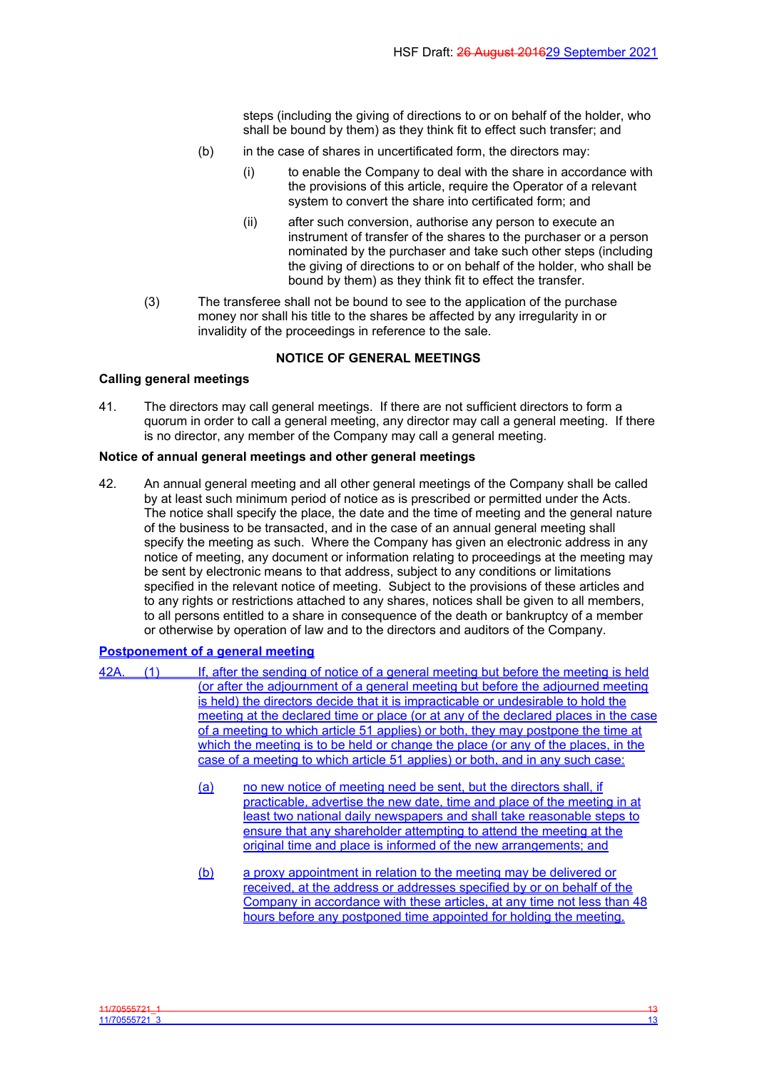steps (including the giving of directions to or on behalf of the holder, who shall be bound by them) as they think fit to effect such transfer; and

(b) in the case of shares in uncertificated form, the directors may:

(i) to enable the Company to deal with the share in accordance with the provisions of this article, require the Operator of a relevant system to convert the share into certificated form; and

(ii) after such conversion, authorise any person to execute an instrument of transfer of the shares to the purchaser or a person nominated by the purchaser and take such other steps (including the giving of directions to or on behalf of the holder, who shall be bound by them) as they think fit to effect the transfer.

(3) The transferee shall not be bound to see to the application of the purchase money nor shall his title to the shares be affected by any irregularity in or invalidity of the proceedings in reference to the sale.

## NOTICE OF GENERAL MEETINGS

### Calling general meetings

41. The directors may call general meetings. If there are not sufficient directors to form a quorum in order to call a general meeting, any director may call a general meeting. If there is no director, any member of the Company may call a general meeting.

### Notice of annual general meetings and other general meetings

42. An annual general meeting and all other general meetings of the Company shall be called by at least such minimum period of notice as is prescribed or permitted under the Acts. The notice shall specify the place, the date and the time of meeting and the general nature of the business to be transacted, and in the case of an annual general meeting shall specify the meeting as such. Where the Company has given an electronic address in any notice of meeting, any document or information relating to proceedings at the meeting may be sent by electronic means to that address, subject to any conditions or limitations specified in the relevant notice of meeting. Subject to the provisions of these articles and to any rights or restrictions attached to any shares, notices shall be given to all members, to all persons entitled to a share in consequence of the death or bankruptcy of a member or otherwise by operation of law and to the directors and auditors of the Company.

### Postponement of a general meeting

42A. (1) If, after the sending of notice of a general meeting but before the meeting is held (or after the adjournment of a general meeting but before the adjourned meeting is held) the directors decide that it is impracticable or undesirable to hold the meeting at the declared time or place (or at any of the declared places in the case of a meeting to which article 51 applies) or both, they may postpone the time at which the meeting is to be held or change the place (or any of the places, in the case of a meeting to which article 51 applies) or both, and in any such case:

(a) no new notice of meeting need be sent, but the directors shall, if practicable, advertise the new date, time and place of the meeting in at least two national daily newspapers and shall take reasonable steps to ensure that any shareholder attempting to attend the meeting at the original time and place is informed of the new arrangements; and

(b) a proxy appointment in relation to the meeting may be delivered or received, at the address or addresses specified by or on behalf of the Company in accordance with these articles, at any time not less than 48 hours before any postponed time appointed for holding the meeting.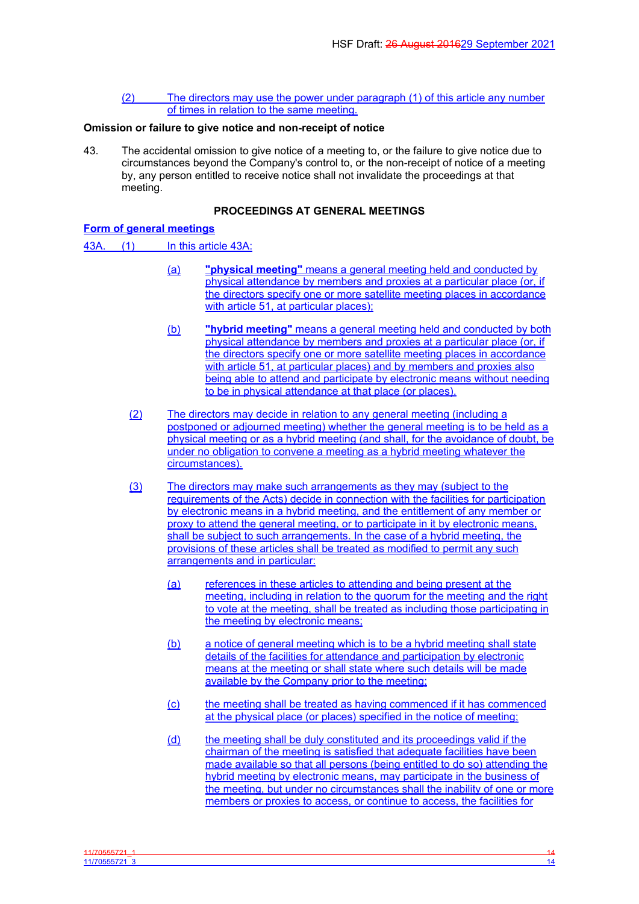(2) The directors may use the power under paragraph (1) of this article any number of times in relation to the same meeting.

**Omission or failure to give notice and non-receipt of notice**

43. The accidental omission to give notice of a meeting to, or the failure to give notice due to circumstances beyond the Company's control to, or the non-receipt of notice of a meeting by, any person entitled to receive notice shall not invalidate the proceedings at that meeting.

## PROCEEDINGS AT GENERAL MEETINGS

**Form of general meetings**

43A. (1) In this article 43A:

(a) **"physical meeting"** means a general meeting held and conducted by physical attendance by members and proxies at a particular place (or, if the directors specify one or more satellite meeting places in accordance with article 51, at particular places);

(b) **"hybrid meeting"** means a general meeting held and conducted by both physical attendance by members and proxies at a particular place (or, if the directors specify one or more satellite meeting places in accordance with article 51, at particular places) and by members and proxies also being able to attend and participate by electronic means without needing to be in physical attendance at that place (or places).

(2) The directors may decide in relation to any general meeting (including a postponed or adjourned meeting) whether the general meeting is to be held as a physical meeting or as a hybrid meeting (and shall, for the avoidance of doubt, be under no obligation to convene a meeting as a hybrid meeting whatever the circumstances).

(3) The directors may make such arrangements as they may (subject to the requirements of the Acts) decide in connection with the facilities for participation by electronic means in a hybrid meeting, and the entitlement of any member or proxy to attend the general meeting, or to participate in it by electronic means, shall be subject to such arrangements. In the case of a hybrid meeting, the provisions of these articles shall be treated as modified to permit any such arrangements and in particular:

(a) references in these articles to attending and being present at the meeting, including in relation to the quorum for the meeting and the right to vote at the meeting, shall be treated as including those participating in the meeting by electronic means;

(b) a notice of general meeting which is to be a hybrid meeting shall state details of the facilities for attendance and participation by electronic means at the meeting or shall state where such details will be made available by the Company prior to the meeting;

(c) the meeting shall be treated as having commenced if it has commenced at the physical place (or places) specified in the notice of meeting;

(d) the meeting shall be duly constituted and its proceedings valid if the chairman of the meeting is satisfied that adequate facilities have been made available so that all persons (being entitled to do so) attending the hybrid meeting by electronic means, may participate in the business of the meeting, but under no circumstances shall the inability of one or more members or proxies to access, or continue to access, the facilities for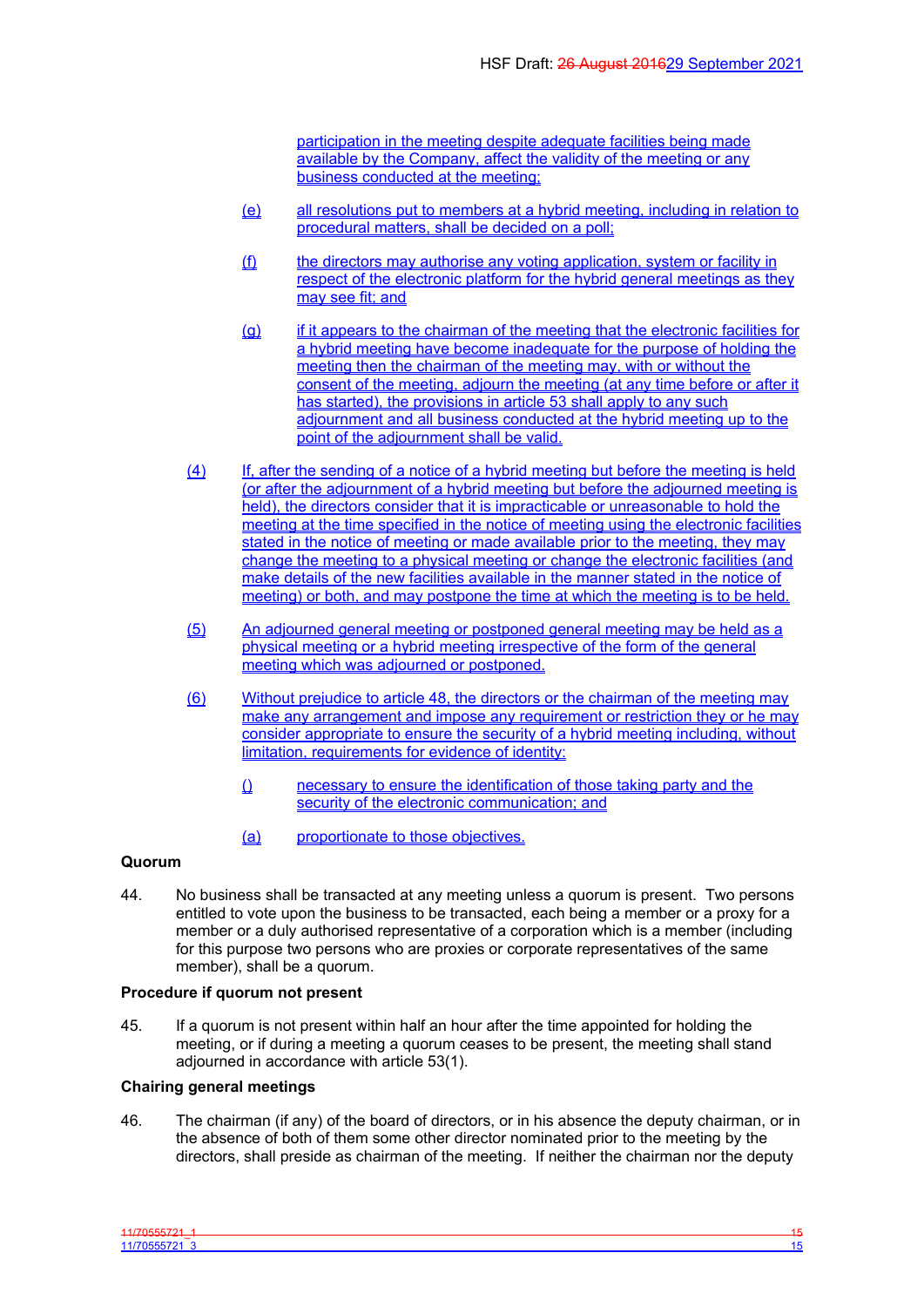participation in the meeting despite adequate facilities being made available by the Company, affect the validity of the meeting or any business conducted at the meeting;

(e) all resolutions put to members at a hybrid meeting, including in relation to procedural matters, shall be decided on a poll;

(f) the directors may authorise any voting application, system or facility in respect of the electronic platform for the hybrid general meetings as they may see fit; and

(g) if it appears to the chairman of the meeting that the electronic facilities for a hybrid meeting have become inadequate for the purpose of holding the meeting then the chairman of the meeting may, with or without the consent of the meeting, adjourn the meeting (at any time before or after it has started), the provisions in article 53 shall apply to any such adjournment and all business conducted at the hybrid meeting up to the point of the adjournment shall be valid.

(4) If, after the sending of a notice of a hybrid meeting but before the meeting is held (or after the adjournment of a hybrid meeting but before the adjourned meeting is held), the directors consider that it is impracticable or unreasonable to hold the meeting at the time specified in the notice of meeting using the electronic facilities stated in the notice of meeting or made available prior to the meeting, they may change the meeting to a physical meeting or change the electronic facilities (and make details of the new facilities available in the manner stated in the notice of meeting) or both, and may postpone the time at which the meeting is to be held.

(5) An adjourned general meeting or postponed general meeting may be held as a physical meeting or a hybrid meeting irrespective of the form of the general meeting which was adjourned or postponed.

(6) Without prejudice to article 48, the directors or the chairman of the meeting may make any arrangement and impose any requirement or restriction they or he may consider appropriate to ensure the security of a hybrid meeting including, without limitation, requirements for evidence of identity:

() necessary to ensure the identification of those taking party and the security of the electronic communication; and

(a) proportionate to those objectives.

**Quorum**

44. No business shall be transacted at any meeting unless a quorum is present. Two persons entitled to vote upon the business to be transacted, each being a member or a proxy for a member or a duly authorised representative of a corporation which is a member (including for this purpose two persons who are proxies or corporate representatives of the same member), shall be a quorum.

**Procedure if quorum not present**

45. If a quorum is not present within half an hour after the time appointed for holding the meeting, or if during a meeting a quorum ceases to be present, the meeting shall stand adjourned in accordance with article 53(1).

**Chairing general meetings**

46. The chairman (if any) of the board of directors, or in his absence the deputy chairman, or in the absence of both of them some other director nominated prior to the meeting by the directors, shall preside as chairman of the meeting. If neither the chairman nor the deputy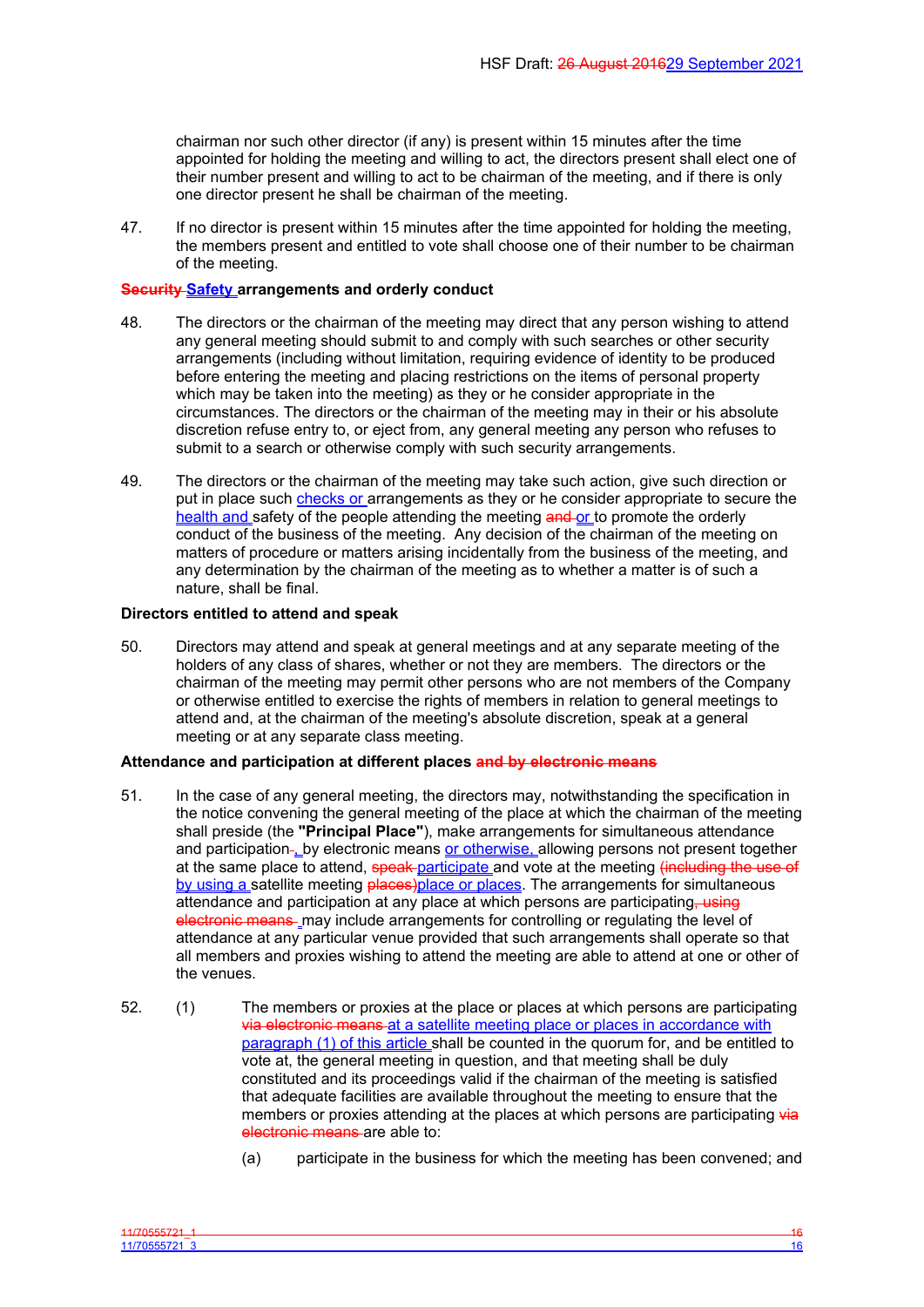chairman nor such other director (if any) is present within 15 minutes after the time appointed for holding the meeting and willing to act, the directors present shall elect one of their number present and willing to act to be chairman of the meeting, and if there is only one director present he shall be chairman of the meeting.

47. If no director is present within 15 minutes after the time appointed for holding the meeting, the members present and entitled to vote shall choose one of their number to be chairman of the meeting.

**~~Security~~ Safety arrangements and orderly conduct**

48. The directors or the chairman of the meeting may direct that any person wishing to attend any general meeting should submit to and comply with such searches or other security arrangements (including without limitation, requiring evidence of identity to be produced before entering the meeting and placing restrictions on the items of personal property which may be taken into the meeting) as they or he consider appropriate in the circumstances. The directors or the chairman of the meeting may in their or his absolute discretion refuse entry to, or eject from, any general meeting any person who refuses to submit to a search or otherwise comply with such security arrangements.

49. The directors or the chairman of the meeting may take such action, give such direction or put in place such checks or arrangements as they or he consider appropriate to secure the health and safety of the people attending the meeting ~~and~~ or to promote the orderly conduct of the business of the meeting. Any decision of the chairman of the meeting on matters of procedure or matters arising incidentally from the business of the meeting, and any determination by the chairman of the meeting as to whether a matter is of such a nature, shall be final.

**Directors entitled to attend and speak**

50. Directors may attend and speak at general meetings and at any separate meeting of the holders of any class of shares, whether or not they are members. The directors or the chairman of the meeting may permit other persons who are not members of the Company or otherwise entitled to exercise the rights of members in relation to general meetings to attend and, at the chairman of the meeting's absolute discretion, speak at a general meeting or at any separate class meeting.

**Attendance and participation at different places ~~and by electronic means~~**

51. In the case of any general meeting, the directors may, notwithstanding the specification in the notice convening the general meeting of the place at which the chairman of the meeting shall preside (the **"Principal Place"**), make arrangements for simultaneous attendance and participation~~.~~, by electronic means or otherwise, allowing persons not present together at the same place to attend, ~~speak~~ participate and vote at the meeting ~~(including the use of~~ by using a satellite meeting ~~places)~~place or places. The arrangements for simultaneous attendance and participation at any place at which persons are participating~~, using electronic means~~ may include arrangements for controlling or regulating the level of attendance at any particular venue provided that such arrangements shall operate so that all members and proxies wishing to attend the meeting are able to attend at one or other of the venues.

52. (1) The members or proxies at the place or places at which persons are participating ~~via electronic means~~ at a satellite meeting place or places in accordance with paragraph (1) of this article shall be counted in the quorum for, and be entitled to vote at, the general meeting in question, and that meeting shall be duly constituted and its proceedings valid if the chairman of the meeting is satisfied that adequate facilities are available throughout the meeting to ensure that the members or proxies attending at the places at which persons are participating ~~via electronic means~~ are able to:

(a) participate in the business for which the meeting has been convened; and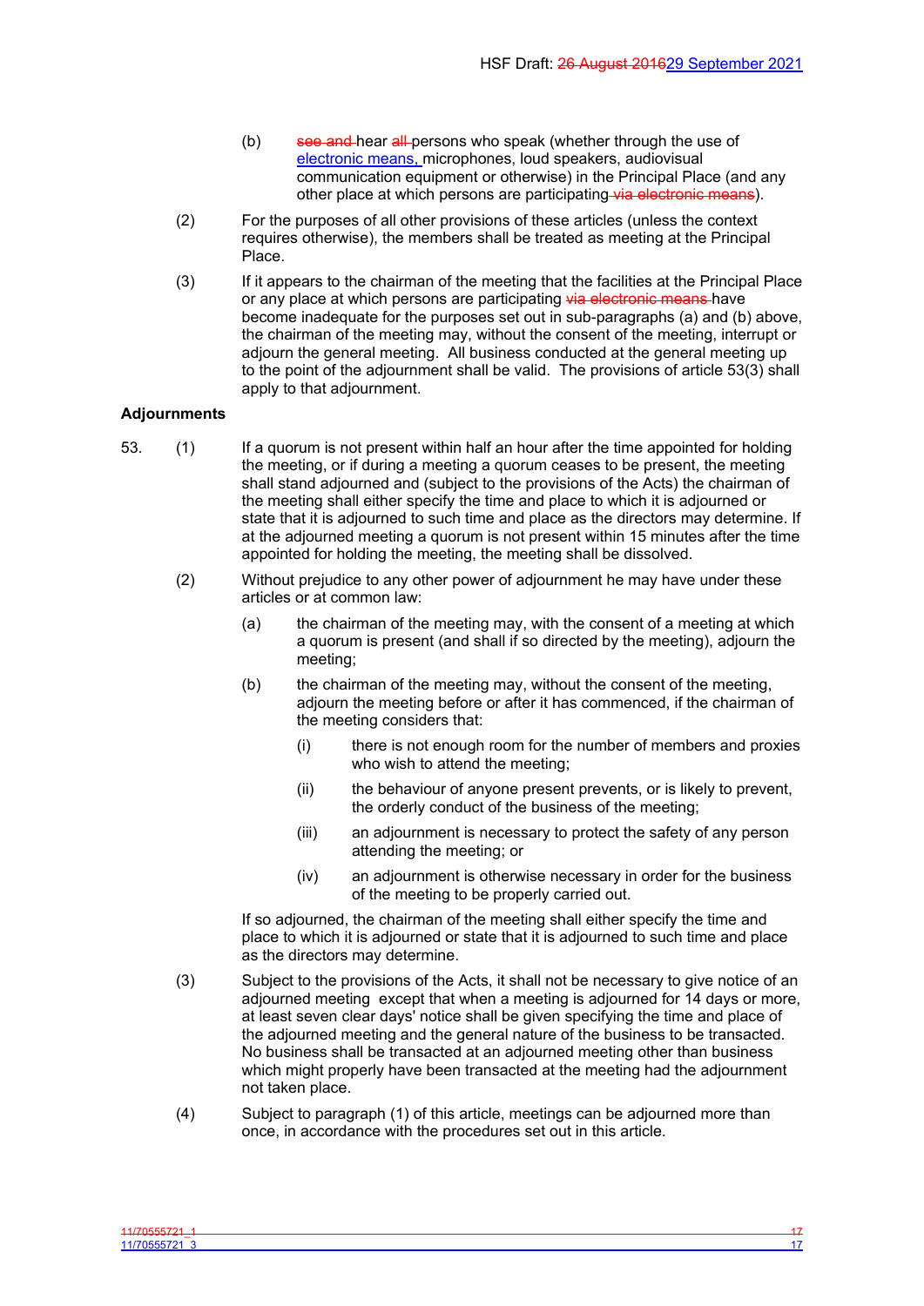(b) ~~see and~~ hear ~~all~~ persons who speak (whether through the use of electronic means, microphones, loud speakers, audiovisual communication equipment or otherwise) in the Principal Place (and any other place at which persons are participating ~~via electronic means~~).

(2) For the purposes of all other provisions of these articles (unless the context requires otherwise), the members shall be treated as meeting at the Principal Place.

(3) If it appears to the chairman of the meeting that the facilities at the Principal Place or any place at which persons are participating ~~via electronic means~~ have become inadequate for the purposes set out in sub-paragraphs (a) and (b) above, the chairman of the meeting may, without the consent of the meeting, interrupt or adjourn the general meeting. All business conducted at the general meeting up to the point of the adjournment shall be valid. The provisions of article 53(3) shall apply to that adjournment.

**Adjournments**

53. (1) If a quorum is not present within half an hour after the time appointed for holding the meeting, or if during a meeting a quorum ceases to be present, the meeting shall stand adjourned and (subject to the provisions of the Acts) the chairman of the meeting shall either specify the time and place to which it is adjourned or state that it is adjourned to such time and place as the directors may determine. If at the adjourned meeting a quorum is not present within 15 minutes after the time appointed for holding the meeting, the meeting shall be dissolved.

(2) Without prejudice to any other power of adjournment he may have under these articles or at common law:

(a) the chairman of the meeting may, with the consent of a meeting at which a quorum is present (and shall if so directed by the meeting), adjourn the meeting;

(b) the chairman of the meeting may, without the consent of the meeting, adjourn the meeting before or after it has commenced, if the chairman of the meeting considers that:

(i) there is not enough room for the number of members and proxies who wish to attend the meeting;

(ii) the behaviour of anyone present prevents, or is likely to prevent, the orderly conduct of the business of the meeting;

(iii) an adjournment is necessary to protect the safety of any person attending the meeting; or

(iv) an adjournment is otherwise necessary in order for the business of the meeting to be properly carried out.

If so adjourned, the chairman of the meeting shall either specify the time and place to which it is adjourned or state that it is adjourned to such time and place as the directors may determine.

(3) Subject to the provisions of the Acts, it shall not be necessary to give notice of an adjourned meeting except that when a meeting is adjourned for 14 days or more, at least seven clear days' notice shall be given specifying the time and place of the adjourned meeting and the general nature of the business to be transacted. No business shall be transacted at an adjourned meeting other than business which might properly have been transacted at the meeting had the adjournment not taken place.

(4) Subject to paragraph (1) of this article, meetings can be adjourned more than once, in accordance with the procedures set out in this article.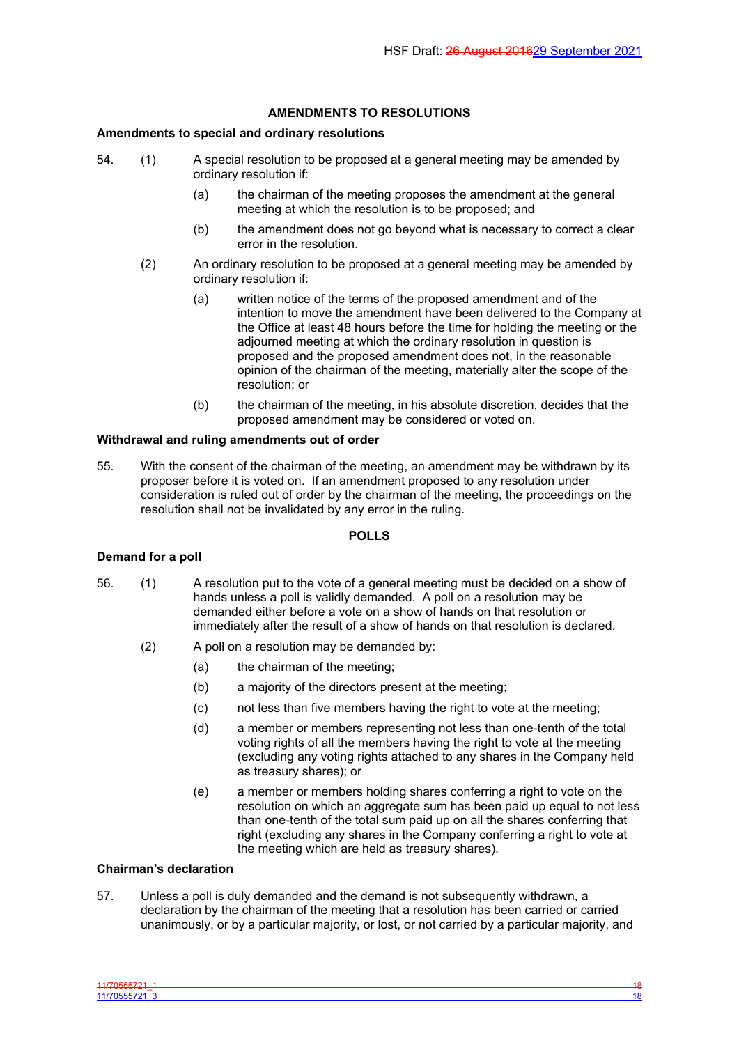## AMENDMENTS TO RESOLUTIONS

### Amendments to special and ordinary resolutions

54. (1) A special resolution to be proposed at a general meeting may be amended by ordinary resolution if:

    (a) the chairman of the meeting proposes the amendment at the general meeting at which the resolution is to be proposed; and

    (b) the amendment does not go beyond what is necessary to correct a clear error in the resolution.

    (2) An ordinary resolution to be proposed at a general meeting may be amended by ordinary resolution if:

    (a) written notice of the terms of the proposed amendment and of the intention to move the amendment have been delivered to the Company at the Office at least 48 hours before the time for holding the meeting or the adjourned meeting at which the ordinary resolution in question is proposed and the proposed amendment does not, in the reasonable opinion of the chairman of the meeting, materially alter the scope of the resolution; or

    (b) the chairman of the meeting, in his absolute discretion, decides that the proposed amendment may be considered or voted on.

### Withdrawal and ruling amendments out of order

55. With the consent of the chairman of the meeting, an amendment may be withdrawn by its proposer before it is voted on. If an amendment proposed to any resolution under consideration is ruled out of order by the chairman of the meeting, the proceedings on the resolution shall not be invalidated by any error in the ruling.

## POLLS

### Demand for a poll

56. (1) A resolution put to the vote of a general meeting must be decided on a show of hands unless a poll is validly demanded. A poll on a resolution may be demanded either before a vote on a show of hands on that resolution or immediately after the result of a show of hands on that resolution is declared.

    (2) A poll on a resolution may be demanded by:

    (a) the chairman of the meeting;

    (b) a majority of the directors present at the meeting;

    (c) not less than five members having the right to vote at the meeting;

    (d) a member or members representing not less than one-tenth of the total voting rights of all the members having the right to vote at the meeting (excluding any voting rights attached to any shares in the Company held as treasury shares); or

    (e) a member or members holding shares conferring a right to vote on the resolution on which an aggregate sum has been paid up equal to not less than one-tenth of the total sum paid up on all the shares conferring that right (excluding any shares in the Company conferring a right to vote at the meeting which are held as treasury shares).

### Chairman's declaration

57. Unless a poll is duly demanded and the demand is not subsequently withdrawn, a declaration by the chairman of the meeting that a resolution has been carried or carried unanimously, or by a particular majority, or lost, or not carried by a particular majority, and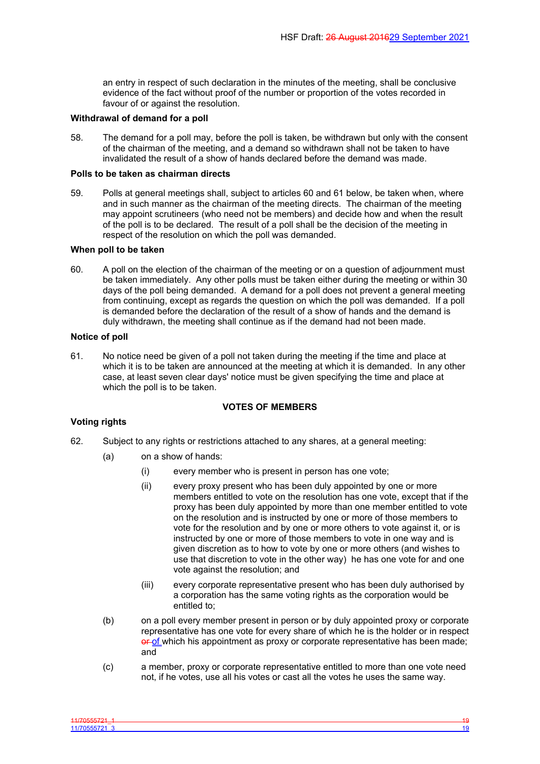an entry in respect of such declaration in the minutes of the meeting, shall be conclusive evidence of the fact without proof of the number or proportion of the votes recorded in favour of or against the resolution.

**Withdrawal of demand for a poll**

58. The demand for a poll may, before the poll is taken, be withdrawn but only with the consent of the chairman of the meeting, and a demand so withdrawn shall not be taken to have invalidated the result of a show of hands declared before the demand was made.

**Polls to be taken as chairman directs**

59. Polls at general meetings shall, subject to articles 60 and 61 below, be taken when, where and in such manner as the chairman of the meeting directs. The chairman of the meeting may appoint scrutineers (who need not be members) and decide how and when the result of the poll is to be declared. The result of a poll shall be the decision of the meeting in respect of the resolution on which the poll was demanded.

**When poll to be taken**

60. A poll on the election of the chairman of the meeting or on a question of adjournment must be taken immediately. Any other polls must be taken either during the meeting or within 30 days of the poll being demanded. A demand for a poll does not prevent a general meeting from continuing, except as regards the question on which the poll was demanded. If a poll is demanded before the declaration of the result of a show of hands and the demand is duly withdrawn, the meeting shall continue as if the demand had not been made.

**Notice of poll**

61. No notice need be given of a poll not taken during the meeting if the time and place at which it is to be taken are announced at the meeting at which it is demanded. In any other case, at least seven clear days' notice must be given specifying the time and place at which the poll is to be taken.

## VOTES OF MEMBERS

**Voting rights**

62. Subject to any rights or restrictions attached to any shares, at a general meeting:

    (a) on a show of hands:

        (i) every member who is present in person has one vote;

        (ii) every proxy present who has been duly appointed by one or more members entitled to vote on the resolution has one vote, except that if the proxy has been duly appointed by more than one member entitled to vote on the resolution and is instructed by one or more of those members to vote for the resolution and by one or more others to vote against it, or is instructed by one or more of those members to vote in one way and is given discretion as to how to vote by one or more others (and wishes to use that discretion to vote in the other way) he has one vote for and one vote against the resolution; and

        (iii) every corporate representative present who has been duly authorised by a corporation has the same voting rights as the corporation would be entitled to;

    (b) on a poll every member present in person or by duly appointed proxy or corporate representative has one vote for every share of which he is the holder or in respect ~~or~~ of which his appointment as proxy or corporate representative has been made; and

    (c) a member, proxy or corporate representative entitled to more than one vote need not, if he votes, use all his votes or cast all the votes he uses the same way.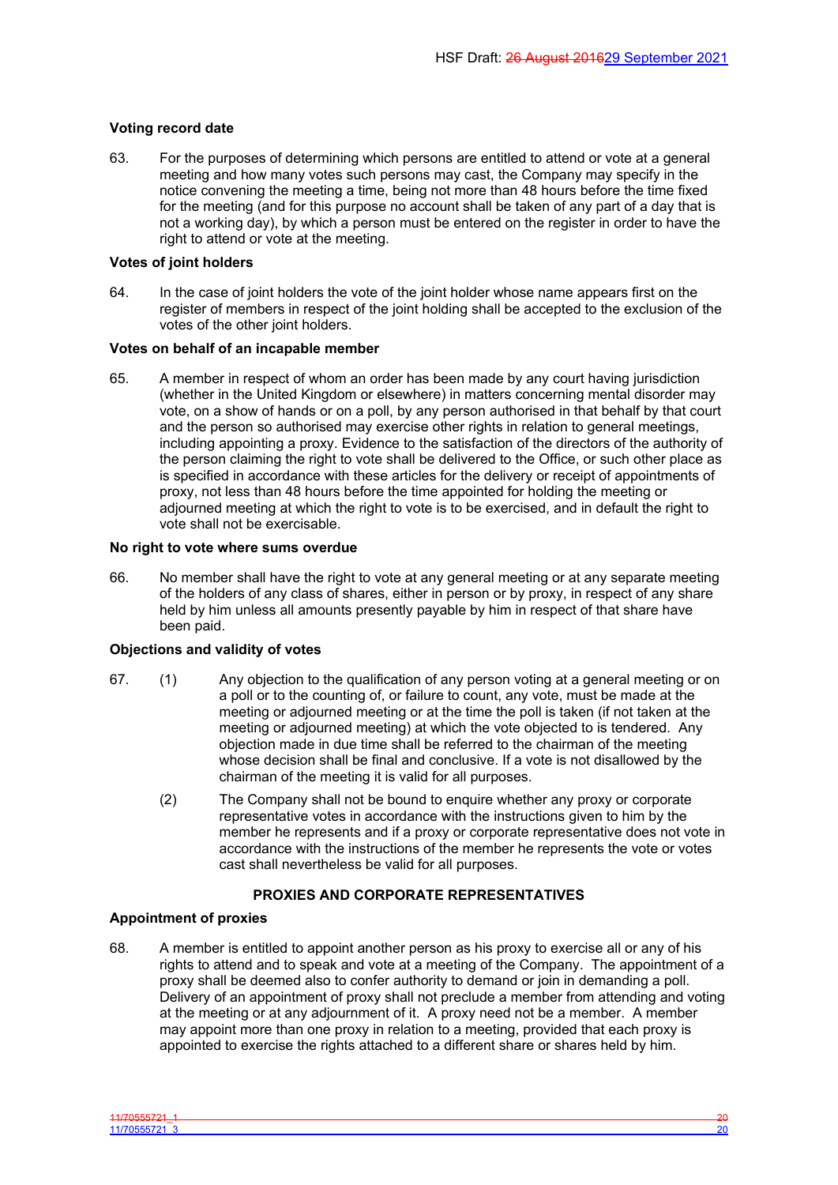### Voting record date

63. For the purposes of determining which persons are entitled to attend or vote at a general meeting and how many votes such persons may cast, the Company may specify in the notice convening the meeting a time, being not more than 48 hours before the time fixed for the meeting (and for this purpose no account shall be taken of any part of a day that is not a working day), by which a person must be entered on the register in order to have the right to attend or vote at the meeting.

### Votes of joint holders

64. In the case of joint holders the vote of the joint holder whose name appears first on the register of members in respect of the joint holding shall be accepted to the exclusion of the votes of the other joint holders.

### Votes on behalf of an incapable member

65. A member in respect of whom an order has been made by any court having jurisdiction (whether in the United Kingdom or elsewhere) in matters concerning mental disorder may vote, on a show of hands or on a poll, by any person authorised in that behalf by that court and the person so authorised may exercise other rights in relation to general meetings, including appointing a proxy. Evidence to the satisfaction of the directors of the authority of the person claiming the right to vote shall be delivered to the Office, or such other place as is specified in accordance with these articles for the delivery or receipt of appointments of proxy, not less than 48 hours before the time appointed for holding the meeting or adjourned meeting at which the right to vote is to be exercised, and in default the right to vote shall not be exercisable.

### No right to vote where sums overdue

66. No member shall have the right to vote at any general meeting or at any separate meeting of the holders of any class of shares, either in person or by proxy, in respect of any share held by him unless all amounts presently payable by him in respect of that share have been paid.

### Objections and validity of votes

67. (1) Any objection to the qualification of any person voting at a general meeting or on a poll or to the counting of, or failure to count, any vote, must be made at the meeting or adjourned meeting or at the time the poll is taken (if not taken at the meeting or adjourned meeting) at which the vote objected to is tendered. Any objection made in due time shall be referred to the chairman of the meeting whose decision shall be final and conclusive. If a vote is not disallowed by the chairman of the meeting it is valid for all purposes.

    (2) The Company shall not be bound to enquire whether any proxy or corporate representative votes in accordance with the instructions given to him by the member he represents and if a proxy or corporate representative does not vote in accordance with the instructions of the member he represents the vote or votes cast shall nevertheless be valid for all purposes.

## PROXIES AND CORPORATE REPRESENTATIVES

### Appointment of proxies

68. A member is entitled to appoint another person as his proxy to exercise all or any of his rights to attend and to speak and vote at a meeting of the Company. The appointment of a proxy shall be deemed also to confer authority to demand or join in demanding a poll. Delivery of an appointment of proxy shall not preclude a member from attending and voting at the meeting or at any adjournment of it. A proxy need not be a member. A member may appoint more than one proxy in relation to a meeting, provided that each proxy is appointed to exercise the rights attached to a different share or shares held by him.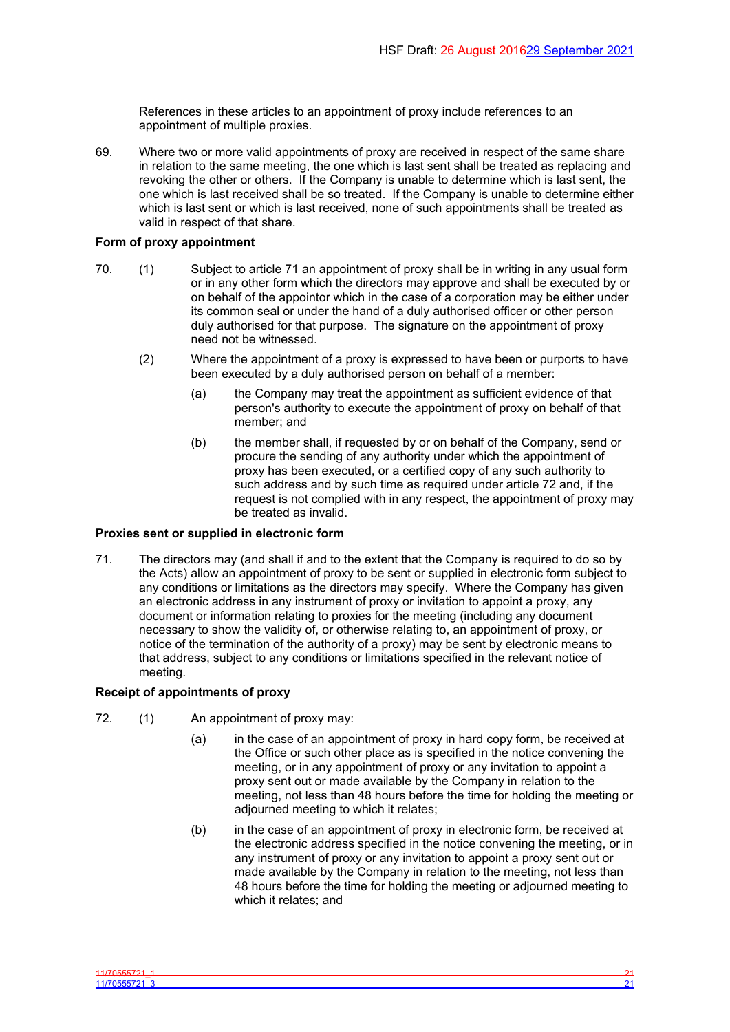References in these articles to an appointment of proxy include references to an appointment of multiple proxies.

69. Where two or more valid appointments of proxy are received in respect of the same share in relation to the same meeting, the one which is last sent shall be treated as replacing and revoking the other or others. If the Company is unable to determine which is last sent, the one which is last received shall be so treated. If the Company is unable to determine either which is last sent or which is last received, none of such appointments shall be treated as valid in respect of that share.

**Form of proxy appointment**

70. (1) Subject to article 71 an appointment of proxy shall be in writing in any usual form or in any other form which the directors may approve and shall be executed by or on behalf of the appointor which in the case of a corporation may be either under its common seal or under the hand of a duly authorised officer or other person duly authorised for that purpose. The signature on the appointment of proxy need not be witnessed.

(2) Where the appointment of a proxy is expressed to have been or purports to have been executed by a duly authorised person on behalf of a member:

(a) the Company may treat the appointment as sufficient evidence of that person's authority to execute the appointment of proxy on behalf of that member; and

(b) the member shall, if requested by or on behalf of the Company, send or procure the sending of any authority under which the appointment of proxy has been executed, or a certified copy of any such authority to such address and by such time as required under article 72 and, if the request is not complied with in any respect, the appointment of proxy may be treated as invalid.

**Proxies sent or supplied in electronic form**

71. The directors may (and shall if and to the extent that the Company is required to do so by the Acts) allow an appointment of proxy to be sent or supplied in electronic form subject to any conditions or limitations as the directors may specify. Where the Company has given an electronic address in any instrument of proxy or invitation to appoint a proxy, any document or information relating to proxies for the meeting (including any document necessary to show the validity of, or otherwise relating to, an appointment of proxy, or notice of the termination of the authority of a proxy) may be sent by electronic means to that address, subject to any conditions or limitations specified in the relevant notice of meeting.

**Receipt of appointments of proxy**

72. (1) An appointment of proxy may:

(a) in the case of an appointment of proxy in hard copy form, be received at the Office or such other place as is specified in the notice convening the meeting, or in any appointment of proxy or any invitation to appoint a proxy sent out or made available by the Company in relation to the meeting, not less than 48 hours before the time for holding the meeting or adjourned meeting to which it relates;

(b) in the case of an appointment of proxy in electronic form, be received at the electronic address specified in the notice convening the meeting, or in any instrument of proxy or any invitation to appoint a proxy sent out or made available by the Company in relation to the meeting, not less than 48 hours before the time for holding the meeting or adjourned meeting to which it relates; and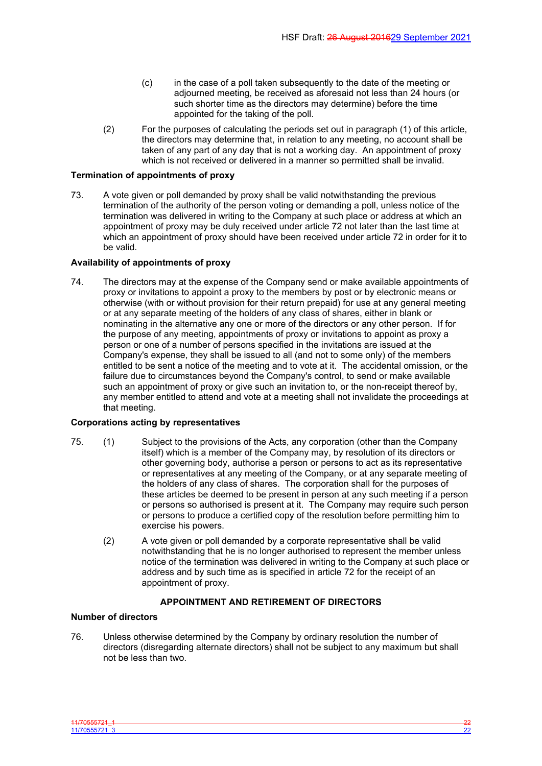(c) in the case of a poll taken subsequently to the date of the meeting or adjourned meeting, be received as aforesaid not less than 24 hours (or such shorter time as the directors may determine) before the time appointed for the taking of the poll.

(2) For the purposes of calculating the periods set out in paragraph (1) of this article, the directors may determine that, in relation to any meeting, no account shall be taken of any part of any day that is not a working day. An appointment of proxy which is not received or delivered in a manner so permitted shall be invalid.

**Termination of appointments of proxy**

73. A vote given or poll demanded by proxy shall be valid notwithstanding the previous termination of the authority of the person voting or demanding a poll, unless notice of the termination was delivered in writing to the Company at such place or address at which an appointment of proxy may be duly received under article 72 not later than the last time at which an appointment of proxy should have been received under article 72 in order for it to be valid.

**Availability of appointments of proxy**

74. The directors may at the expense of the Company send or make available appointments of proxy or invitations to appoint a proxy to the members by post or by electronic means or otherwise (with or without provision for their return prepaid) for use at any general meeting or at any separate meeting of the holders of any class of shares, either in blank or nominating in the alternative any one or more of the directors or any other person. If for the purpose of any meeting, appointments of proxy or invitations to appoint as proxy a person or one of a number of persons specified in the invitations are issued at the Company's expense, they shall be issued to all (and not to some only) of the members entitled to be sent a notice of the meeting and to vote at it. The accidental omission, or the failure due to circumstances beyond the Company's control, to send or make available such an appointment of proxy or give such an invitation to, or the non-receipt thereof by, any member entitled to attend and vote at a meeting shall not invalidate the proceedings at that meeting.

**Corporations acting by representatives**

75. (1) Subject to the provisions of the Acts, any corporation (other than the Company itself) which is a member of the Company may, by resolution of its directors or other governing body, authorise a person or persons to act as its representative or representatives at any meeting of the Company, or at any separate meeting of the holders of any class of shares. The corporation shall for the purposes of these articles be deemed to be present in person at any such meeting if a person or persons so authorised is present at it. The Company may require such person or persons to produce a certified copy of the resolution before permitting him to exercise his powers.

(2) A vote given or poll demanded by a corporate representative shall be valid notwithstanding that he is no longer authorised to represent the member unless notice of the termination was delivered in writing to the Company at such place or address and by such time as is specified in article 72 for the receipt of an appointment of proxy.

## APPOINTMENT AND RETIREMENT OF DIRECTORS

**Number of directors**

76. Unless otherwise determined by the Company by ordinary resolution the number of directors (disregarding alternate directors) shall not be subject to any maximum but shall not be less than two.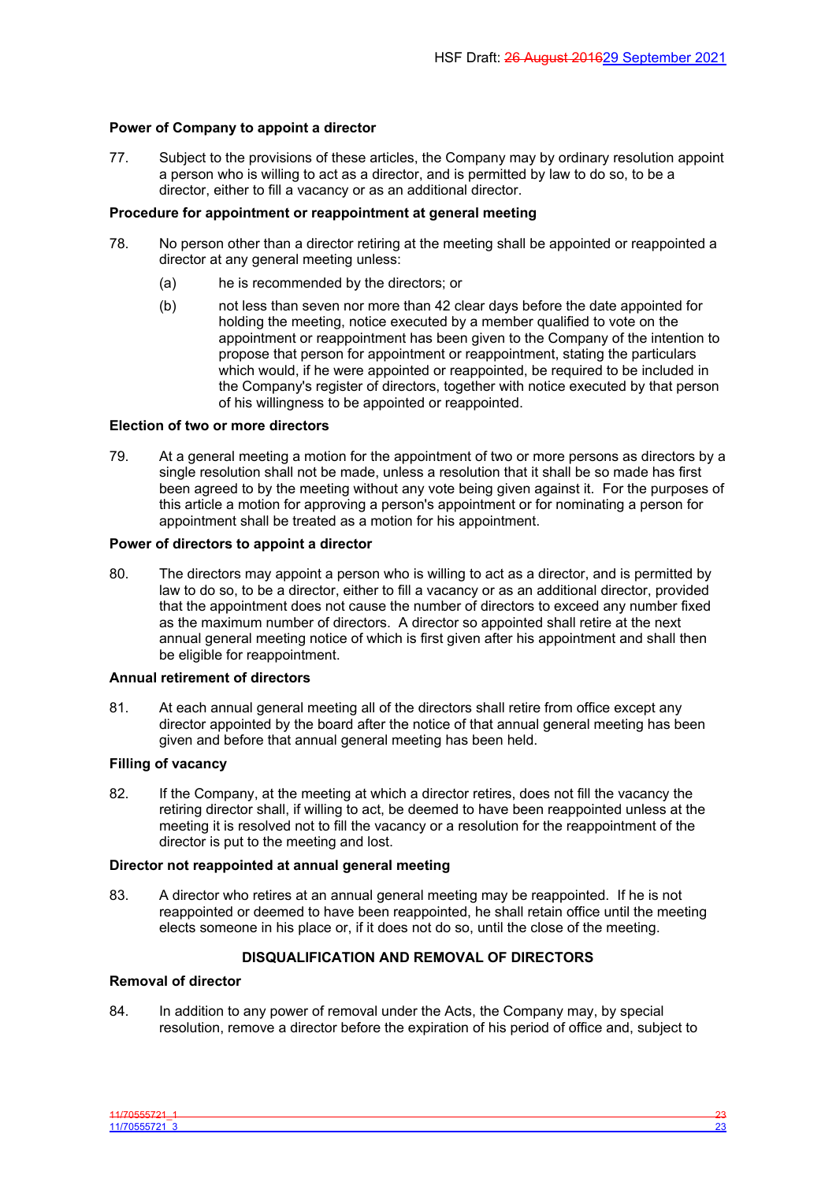**Power of Company to appoint a director**

77. Subject to the provisions of these articles, the Company may by ordinary resolution appoint a person who is willing to act as a director, and is permitted by law to do so, to be a director, either to fill a vacancy or as an additional director.

**Procedure for appointment or reappointment at general meeting**

78. No person other than a director retiring at the meeting shall be appointed or reappointed a director at any general meeting unless:

   (a) he is recommended by the directors; or

   (b) not less than seven nor more than 42 clear days before the date appointed for holding the meeting, notice executed by a member qualified to vote on the appointment or reappointment has been given to the Company of the intention to propose that person for appointment or reappointment, stating the particulars which would, if he were appointed or reappointed, be required to be included in the Company's register of directors, together with notice executed by that person of his willingness to be appointed or reappointed.

**Election of two or more directors**

79. At a general meeting a motion for the appointment of two or more persons as directors by a single resolution shall not be made, unless a resolution that it shall be so made has first been agreed to by the meeting without any vote being given against it. For the purposes of this article a motion for approving a person's appointment or for nominating a person for appointment shall be treated as a motion for his appointment.

**Power of directors to appoint a director**

80. The directors may appoint a person who is willing to act as a director, and is permitted by law to do so, to be a director, either to fill a vacancy or as an additional director, provided that the appointment does not cause the number of directors to exceed any number fixed as the maximum number of directors. A director so appointed shall retire at the next annual general meeting notice of which is first given after his appointment and shall then be eligible for reappointment.

**Annual retirement of directors**

81. At each annual general meeting all of the directors shall retire from office except any director appointed by the board after the notice of that annual general meeting has been given and before that annual general meeting has been held.

**Filling of vacancy**

82. If the Company, at the meeting at which a director retires, does not fill the vacancy the retiring director shall, if willing to act, be deemed to have been reappointed unless at the meeting it is resolved not to fill the vacancy or a resolution for the reappointment of the director is put to the meeting and lost.

**Director not reappointed at annual general meeting**

83. A director who retires at an annual general meeting may be reappointed. If he is not reappointed or deemed to have been reappointed, he shall retain office until the meeting elects someone in his place or, if it does not do so, until the close of the meeting.

## DISQUALIFICATION AND REMOVAL OF DIRECTORS

**Removal of director**

84. In addition to any power of removal under the Acts, the Company may, by special resolution, remove a director before the expiration of his period of office and, subject to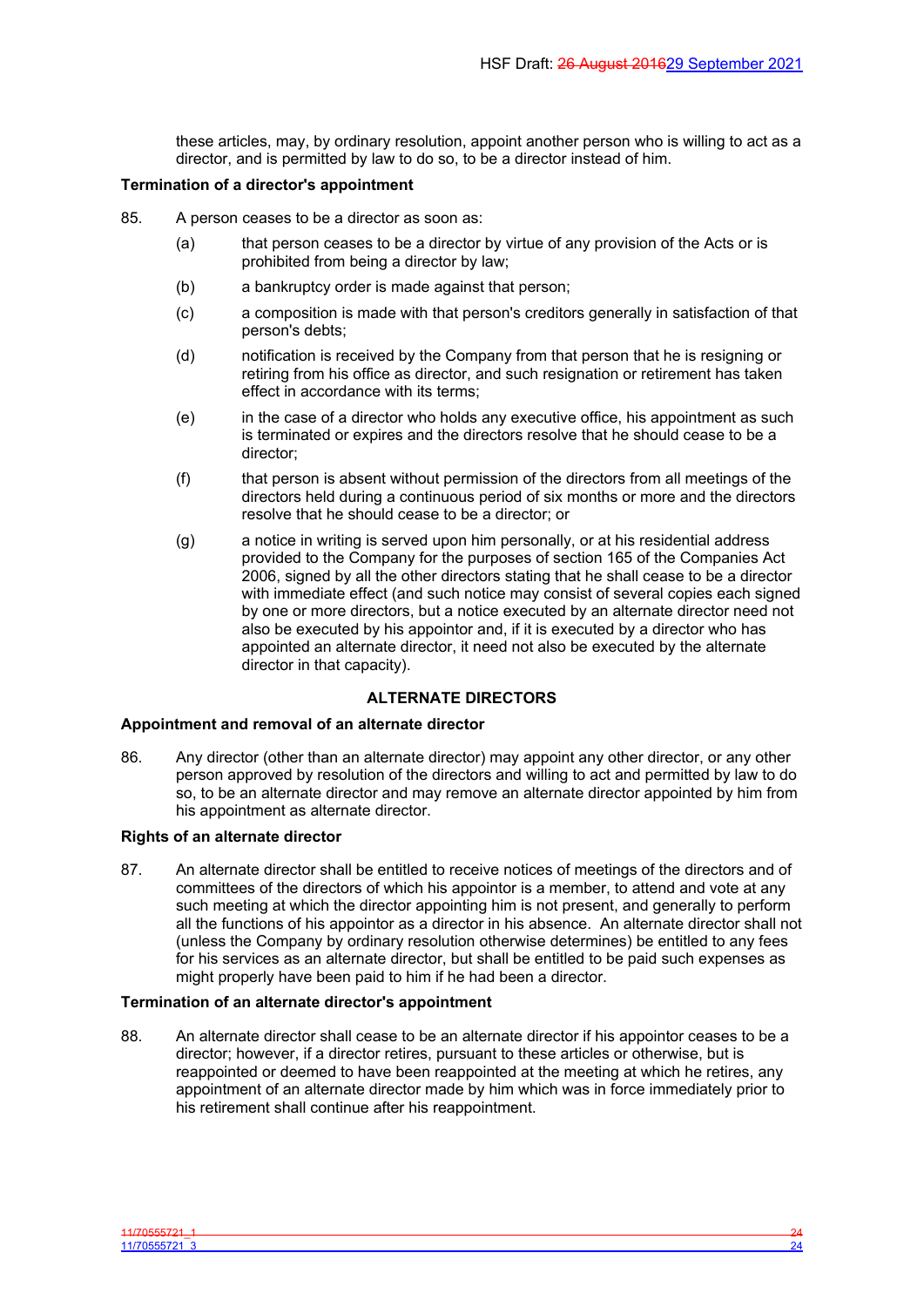these articles, may, by ordinary resolution, appoint another person who is willing to act as a director, and is permitted by law to do so, to be a director instead of him.

**Termination of a director's appointment**

85. A person ceases to be a director as soon as:

   (a) that person ceases to be a director by virtue of any provision of the Acts or is prohibited from being a director by law;

   (b) a bankruptcy order is made against that person;

   (c) a composition is made with that person's creditors generally in satisfaction of that person's debts;

   (d) notification is received by the Company from that person that he is resigning or retiring from his office as director, and such resignation or retirement has taken effect in accordance with its terms;

   (e) in the case of a director who holds any executive office, his appointment as such is terminated or expires and the directors resolve that he should cease to be a director;

   (f) that person is absent without permission of the directors from all meetings of the directors held during a continuous period of six months or more and the directors resolve that he should cease to be a director; or

   (g) a notice in writing is served upon him personally, or at his residential address provided to the Company for the purposes of section 165 of the Companies Act 2006, signed by all the other directors stating that he shall cease to be a director with immediate effect (and such notice may consist of several copies each signed by one or more directors, but a notice executed by an alternate director need not also be executed by his appointor and, if it is executed by a director who has appointed an alternate director, it need not also be executed by the alternate director in that capacity).

## ALTERNATE DIRECTORS

**Appointment and removal of an alternate director**

86. Any director (other than an alternate director) may appoint any other director, or any other person approved by resolution of the directors and willing to act and permitted by law to do so, to be an alternate director and may remove an alternate director appointed by him from his appointment as alternate director.

**Rights of an alternate director**

87. An alternate director shall be entitled to receive notices of meetings of the directors and of committees of the directors of which his appointor is a member, to attend and vote at any such meeting at which the director appointing him is not present, and generally to perform all the functions of his appointor as a director in his absence. An alternate director shall not (unless the Company by ordinary resolution otherwise determines) be entitled to any fees for his services as an alternate director, but shall be entitled to be paid such expenses as might properly have been paid to him if he had been a director.

**Termination of an alternate director's appointment**

88. An alternate director shall cease to be an alternate director if his appointor ceases to be a director; however, if a director retires, pursuant to these articles or otherwise, but is reappointed or deemed to have been reappointed at the meeting at which he retires, any appointment of an alternate director made by him which was in force immediately prior to his retirement shall continue after his reappointment.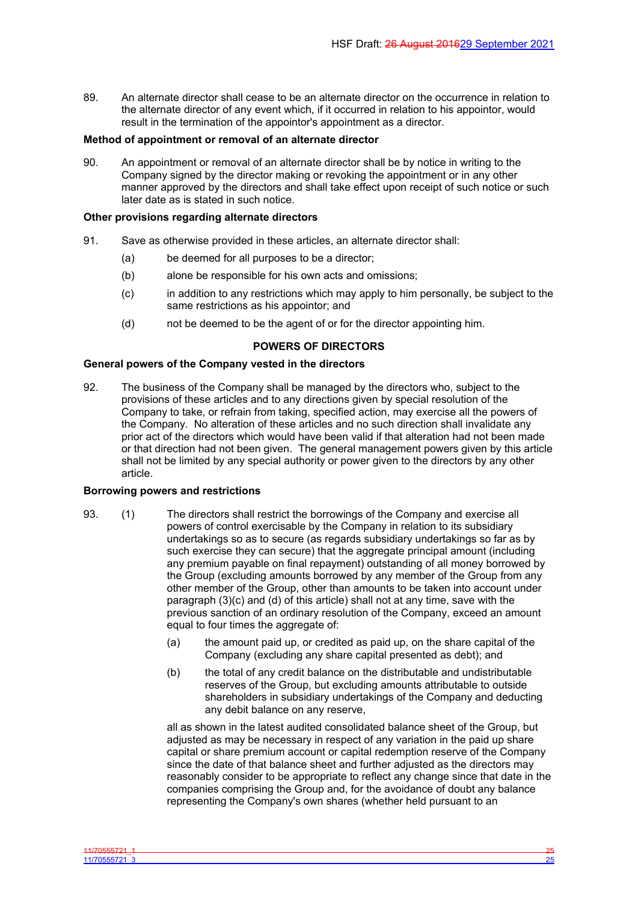89. An alternate director shall cease to be an alternate director on the occurrence in relation to the alternate director of any event which, if it occurred in relation to his appointor, would result in the termination of the appointor's appointment as a director.

**Method of appointment or removal of an alternate director**

90. An appointment or removal of an alternate director shall be by notice in writing to the Company signed by the director making or revoking the appointment or in any other manner approved by the directors and shall take effect upon receipt of such notice or such later date as is stated in such notice.

**Other provisions regarding alternate directors**

91. Save as otherwise provided in these articles, an alternate director shall:

   (a) be deemed for all purposes to be a director;

   (b) alone be responsible for his own acts and omissions;

   (c) in addition to any restrictions which may apply to him personally, be subject to the same restrictions as his appointor; and

   (d) not be deemed to be the agent of or for the director appointing him.

## POWERS OF DIRECTORS

**General powers of the Company vested in the directors**

92. The business of the Company shall be managed by the directors who, subject to the provisions of these articles and to any directions given by special resolution of the Company to take, or refrain from taking, specified action, may exercise all the powers of the Company. No alteration of these articles and no such direction shall invalidate any prior act of the directors which would have been valid if that alteration had not been made or that direction had not been given. The general management powers given by this article shall not be limited by any special authority or power given to the directors by any other article.

**Borrowing powers and restrictions**

93. (1) The directors shall restrict the borrowings of the Company and exercise all powers of control exercisable by the Company in relation to its subsidiary undertakings so as to secure (as regards subsidiary undertakings so far as by such exercise they can secure) that the aggregate principal amount (including any premium payable on final repayment) outstanding of all money borrowed by the Group (excluding amounts borrowed by any member of the Group from any other member of the Group, other than amounts to be taken into account under paragraph (3)(c) and (d) of this article) shall not at any time, save with the previous sanction of an ordinary resolution of the Company, exceed an amount equal to four times the aggregate of:

   (a) the amount paid up, or credited as paid up, on the share capital of the Company (excluding any share capital presented as debt); and

   (b) the total of any credit balance on the distributable and undistributable reserves of the Group, but excluding amounts attributable to outside shareholders in subsidiary undertakings of the Company and deducting any debit balance on any reserve,

   all as shown in the latest audited consolidated balance sheet of the Group, but adjusted as may be necessary in respect of any variation in the paid up share capital or share premium account or capital redemption reserve of the Company since the date of that balance sheet and further adjusted as the directors may reasonably consider to be appropriate to reflect any change since that date in the companies comprising the Group and, for the avoidance of doubt any balance representing the Company's own shares (whether held pursuant to an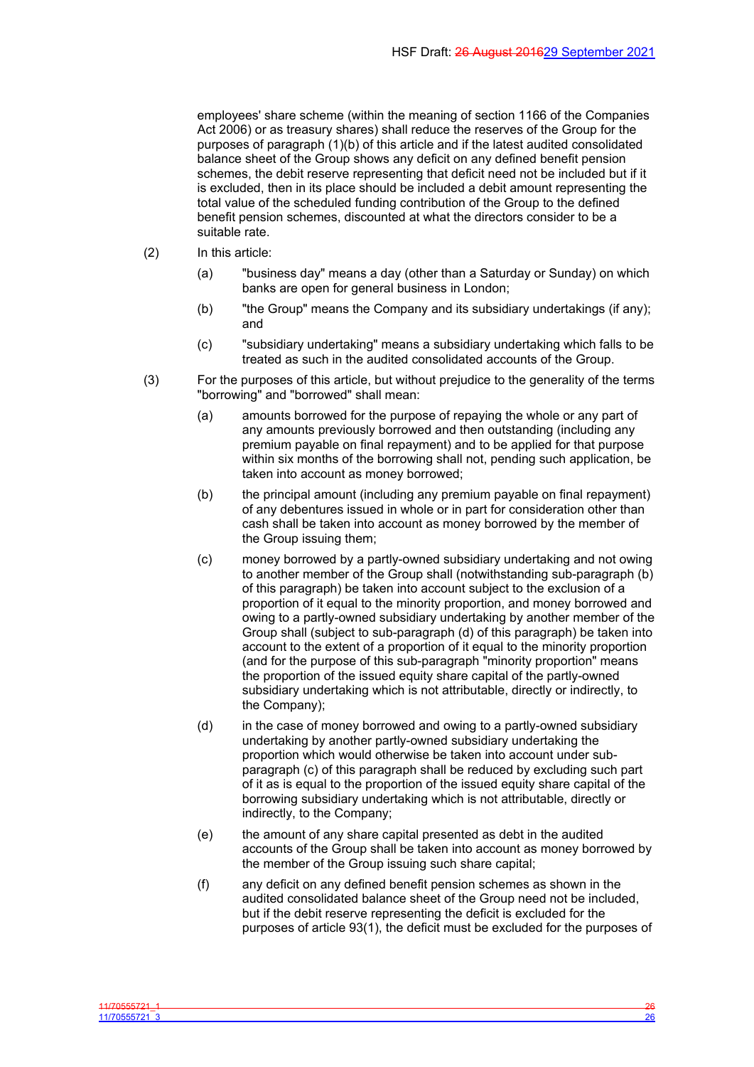employees' share scheme (within the meaning of section 1166 of the Companies Act 2006) or as treasury shares) shall reduce the reserves of the Group for the purposes of paragraph (1)(b) of this article and if the latest audited consolidated balance sheet of the Group shows any deficit on any defined benefit pension schemes, the debit reserve representing that deficit need not be included but if it is excluded, then in its place should be included a debit amount representing the total value of the scheduled funding contribution of the Group to the defined benefit pension schemes, discounted at what the directors consider to be a suitable rate.

(2) In this article:

(a) "business day" means a day (other than a Saturday or Sunday) on which banks are open for general business in London;

(b) "the Group" means the Company and its subsidiary undertakings (if any); and

(c) "subsidiary undertaking" means a subsidiary undertaking which falls to be treated as such in the audited consolidated accounts of the Group.

(3) For the purposes of this article, but without prejudice to the generality of the terms "borrowing" and "borrowed" shall mean:

(a) amounts borrowed for the purpose of repaying the whole or any part of any amounts previously borrowed and then outstanding (including any premium payable on final repayment) and to be applied for that purpose within six months of the borrowing shall not, pending such application, be taken into account as money borrowed;

(b) the principal amount (including any premium payable on final repayment) of any debentures issued in whole or in part for consideration other than cash shall be taken into account as money borrowed by the member of the Group issuing them;

(c) money borrowed by a partly-owned subsidiary undertaking and not owing to another member of the Group shall (notwithstanding sub-paragraph (b) of this paragraph) be taken into account subject to the exclusion of a proportion of it equal to the minority proportion, and money borrowed and owing to a partly-owned subsidiary undertaking by another member of the Group shall (subject to sub-paragraph (d) of this paragraph) be taken into account to the extent of a proportion of it equal to the minority proportion (and for the purpose of this sub-paragraph "minority proportion" means the proportion of the issued equity share capital of the partly-owned subsidiary undertaking which is not attributable, directly or indirectly, to the Company);

(d) in the case of money borrowed and owing to a partly-owned subsidiary undertaking by another partly-owned subsidiary undertaking the proportion which would otherwise be taken into account under sub-paragraph (c) of this paragraph shall be reduced by excluding such part of it as is equal to the proportion of the issued equity share capital of the borrowing subsidiary undertaking which is not attributable, directly or indirectly, to the Company;

(e) the amount of any share capital presented as debt in the audited accounts of the Group shall be taken into account as money borrowed by the member of the Group issuing such share capital;

(f) any deficit on any defined benefit pension schemes as shown in the audited consolidated balance sheet of the Group need not be included, but if the debit reserve representing the deficit is excluded for the purposes of article 93(1), the deficit must be excluded for the purposes of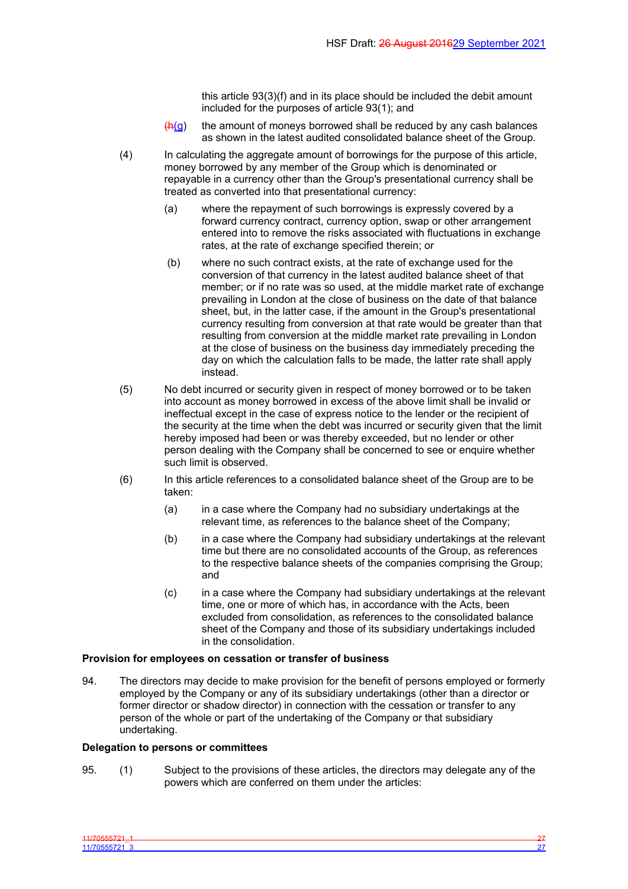this article 93(3)(f) and in its place should be included the debit amount included for the purposes of article 93(1); and

(h(g) the amount of moneys borrowed shall be reduced by any cash balances as shown in the latest audited consolidated balance sheet of the Group.

(4) In calculating the aggregate amount of borrowings for the purpose of this article, money borrowed by any member of the Group which is denominated or repayable in a currency other than the Group's presentational currency shall be treated as converted into that presentational currency:

(a) where the repayment of such borrowings is expressly covered by a forward currency contract, currency option, swap or other arrangement entered into to remove the risks associated with fluctuations in exchange rates, at the rate of exchange specified therein; or

(b) where no such contract exists, at the rate of exchange used for the conversion of that currency in the latest audited balance sheet of that member; or if no rate was so used, at the middle market rate of exchange prevailing in London at the close of business on the date of that balance sheet, but, in the latter case, if the amount in the Group's presentational currency resulting from conversion at that rate would be greater than that resulting from conversion at the middle market rate prevailing in London at the close of business on the business day immediately preceding the day on which the calculation falls to be made, the latter rate shall apply instead.

(5) No debt incurred or security given in respect of money borrowed or to be taken into account as money borrowed in excess of the above limit shall be invalid or ineffectual except in the case of express notice to the lender or the recipient of the security at the time when the debt was incurred or security given that the limit hereby imposed had been or was thereby exceeded, but no lender or other person dealing with the Company shall be concerned to see or enquire whether such limit is observed.

(6) In this article references to a consolidated balance sheet of the Group are to be taken:

(a) in a case where the Company had no subsidiary undertakings at the relevant time, as references to the balance sheet of the Company;

(b) in a case where the Company had subsidiary undertakings at the relevant time but there are no consolidated accounts of the Group, as references to the respective balance sheets of the companies comprising the Group; and

(c) in a case where the Company had subsidiary undertakings at the relevant time, one or more of which has, in accordance with the Acts, been excluded from consolidation, as references to the consolidated balance sheet of the Company and those of its subsidiary undertakings included in the consolidation.

**Provision for employees on cessation or transfer of business**

94. The directors may decide to make provision for the benefit of persons employed or formerly employed by the Company or any of its subsidiary undertakings (other than a director or former director or shadow director) in connection with the cessation or transfer to any person of the whole or part of the undertaking of the Company or that subsidiary undertaking.

**Delegation to persons or committees**

95. (1) Subject to the provisions of these articles, the directors may delegate any of the powers which are conferred on them under the articles: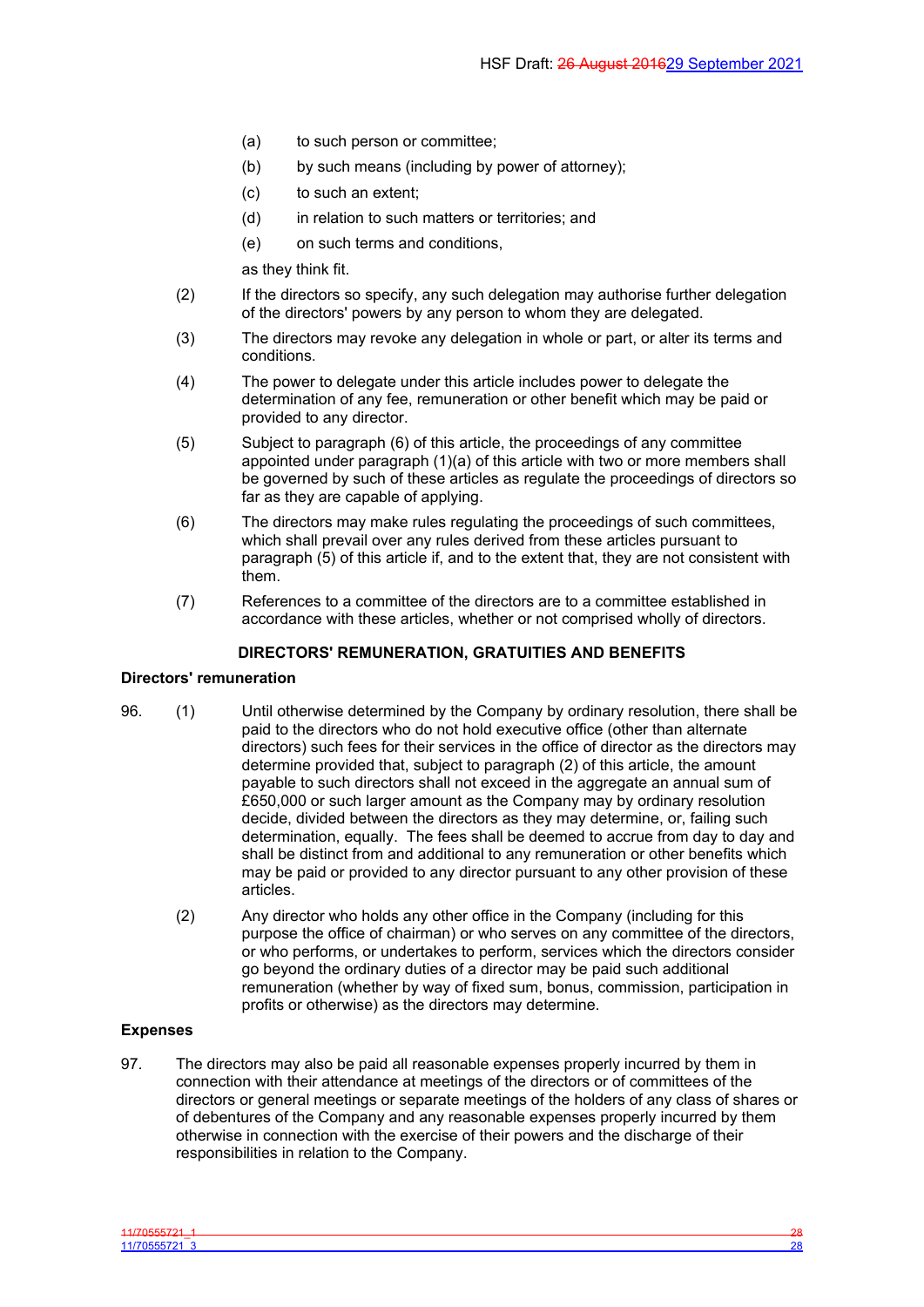(a) to such person or committee;

(b) by such means (including by power of attorney);

(c) to such an extent;

(d) in relation to such matters or territories; and

(e) on such terms and conditions,

as they think fit.

(2) If the directors so specify, any such delegation may authorise further delegation of the directors' powers by any person to whom they are delegated.

(3) The directors may revoke any delegation in whole or part, or alter its terms and conditions.

(4) The power to delegate under this article includes power to delegate the determination of any fee, remuneration or other benefit which may be paid or provided to any director.

(5) Subject to paragraph (6) of this article, the proceedings of any committee appointed under paragraph (1)(a) of this article with two or more members shall be governed by such of these articles as regulate the proceedings of directors so far as they are capable of applying.

(6) The directors may make rules regulating the proceedings of such committees, which shall prevail over any rules derived from these articles pursuant to paragraph (5) of this article if, and to the extent that, they are not consistent with them.

(7) References to a committee of the directors are to a committee established in accordance with these articles, whether or not comprised wholly of directors.

## DIRECTORS' REMUNERATION, GRATUITIES AND BENEFITS

### Directors' remuneration

96. (1) Until otherwise determined by the Company by ordinary resolution, there shall be paid to the directors who do not hold executive office (other than alternate directors) such fees for their services in the office of director as the directors may determine provided that, subject to paragraph (2) of this article, the amount payable to such directors shall not exceed in the aggregate an annual sum of £650,000 or such larger amount as the Company may by ordinary resolution decide, divided between the directors as they may determine, or, failing such determination, equally. The fees shall be deemed to accrue from day to day and shall be distinct from and additional to any remuneration or other benefits which may be paid or provided to any director pursuant to any other provision of these articles.

(2) Any director who holds any other office in the Company (including for this purpose the office of chairman) or who serves on any committee of the directors, or who performs, or undertakes to perform, services which the directors consider go beyond the ordinary duties of a director may be paid such additional remuneration (whether by way of fixed sum, bonus, commission, participation in profits or otherwise) as the directors may determine.

### Expenses

97. The directors may also be paid all reasonable expenses properly incurred by them in connection with their attendance at meetings of the directors or of committees of the directors or general meetings or separate meetings of the holders of any class of shares or of debentures of the Company and any reasonable expenses properly incurred by them otherwise in connection with the exercise of their powers and the discharge of their responsibilities in relation to the Company.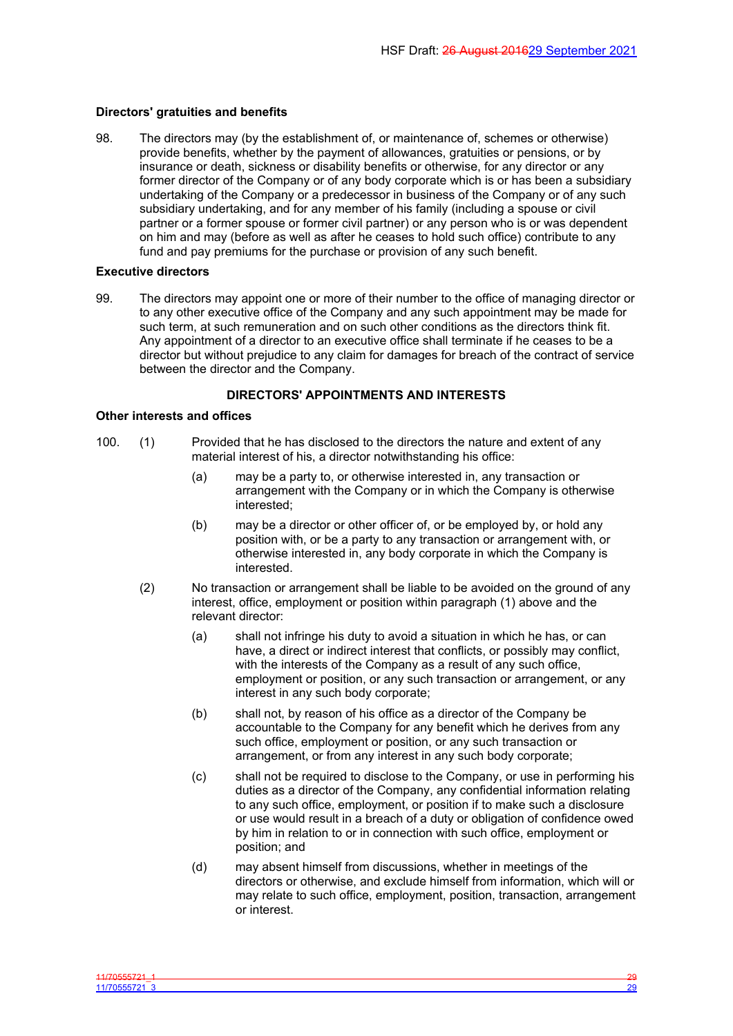### Directors' gratuities and benefits

98. The directors may (by the establishment of, or maintenance of, schemes or otherwise) provide benefits, whether by the payment of allowances, gratuities or pensions, or by insurance or death, sickness or disability benefits or otherwise, for any director or any former director of the Company or of any body corporate which is or has been a subsidiary undertaking of the Company or a predecessor in business of the Company or of any such subsidiary undertaking, and for any member of his family (including a spouse or civil partner or a former spouse or former civil partner) or any person who is or was dependent on him and may (before as well as after he ceases to hold such office) contribute to any fund and pay premiums for the purchase or provision of any such benefit.

### Executive directors

99. The directors may appoint one or more of their number to the office of managing director or to any other executive office of the Company and any such appointment may be made for such term, at such remuneration and on such other conditions as the directors think fit. Any appointment of a director to an executive office shall terminate if he ceases to be a director but without prejudice to any claim for damages for breach of the contract of service between the director and the Company.

## DIRECTORS' APPOINTMENTS AND INTERESTS

### Other interests and offices

100. (1) Provided that he has disclosed to the directors the nature and extent of any material interest of his, a director notwithstanding his office:

   (a) may be a party to, or otherwise interested in, any transaction or arrangement with the Company or in which the Company is otherwise interested;

   (b) may be a director or other officer of, or be employed by, or hold any position with, or be a party to any transaction or arrangement with, or otherwise interested in, any body corporate in which the Company is interested.

(2) No transaction or arrangement shall be liable to be avoided on the ground of any interest, office, employment or position within paragraph (1) above and the relevant director:

   (a) shall not infringe his duty to avoid a situation in which he has, or can have, a direct or indirect interest that conflicts, or possibly may conflict, with the interests of the Company as a result of any such office, employment or position, or any such transaction or arrangement, or any interest in any such body corporate;

   (b) shall not, by reason of his office as a director of the Company be accountable to the Company for any benefit which he derives from any such office, employment or position, or any such transaction or arrangement, or from any interest in any such body corporate;

   (c) shall not be required to disclose to the Company, or use in performing his duties as a director of the Company, any confidential information relating to any such office, employment, or position if to make such a disclosure or use would result in a breach of a duty or obligation of confidence owed by him in relation to or in connection with such office, employment or position; and

   (d) may absent himself from discussions, whether in meetings of the directors or otherwise, and exclude himself from information, which will or may relate to such office, employment, position, transaction, arrangement or interest.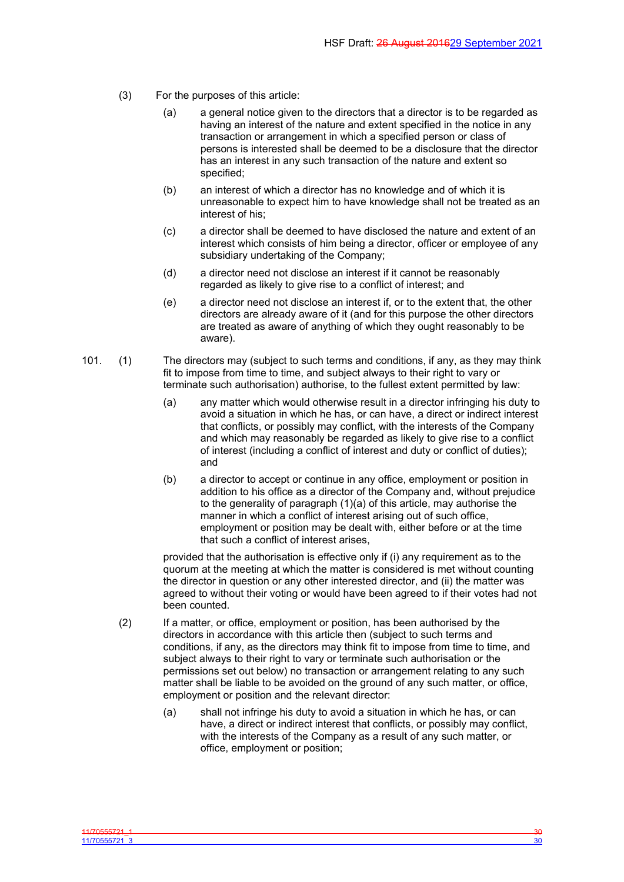(3) For the purposes of this article:

(a) a general notice given to the directors that a director is to be regarded as having an interest of the nature and extent specified in the notice in any transaction or arrangement in which a specified person or class of persons is interested shall be deemed to be a disclosure that the director has an interest in any such transaction of the nature and extent so specified;

(b) an interest of which a director has no knowledge and of which it is unreasonable to expect him to have knowledge shall not be treated as an interest of his;

(c) a director shall be deemed to have disclosed the nature and extent of an interest which consists of him being a director, officer or employee of any subsidiary undertaking of the Company;

(d) a director need not disclose an interest if it cannot be reasonably regarded as likely to give rise to a conflict of interest; and

(e) a director need not disclose an interest if, or to the extent that, the other directors are already aware of it (and for this purpose the other directors are treated as aware of anything of which they ought reasonably to be aware).

101. (1) The directors may (subject to such terms and conditions, if any, as they may think fit to impose from time to time, and subject always to their right to vary or terminate such authorisation) authorise, to the fullest extent permitted by law:

(a) any matter which would otherwise result in a director infringing his duty to avoid a situation in which he has, or can have, a direct or indirect interest that conflicts, or possibly may conflict, with the interests of the Company and which may reasonably be regarded as likely to give rise to a conflict of interest (including a conflict of interest and duty or conflict of duties); and

(b) a director to accept or continue in any office, employment or position in addition to his office as a director of the Company and, without prejudice to the generality of paragraph (1)(a) of this article, may authorise the manner in which a conflict of interest arising out of such office, employment or position may be dealt with, either before or at the time that such a conflict of interest arises,

provided that the authorisation is effective only if (i) any requirement as to the quorum at the meeting at which the matter is considered is met without counting the director in question or any other interested director, and (ii) the matter was agreed to without their voting or would have been agreed to if their votes had not been counted.

(2) If a matter, or office, employment or position, has been authorised by the directors in accordance with this article then (subject to such terms and conditions, if any, as the directors may think fit to impose from time to time, and subject always to their right to vary or terminate such authorisation or the permissions set out below) no transaction or arrangement relating to any such matter shall be liable to be avoided on the ground of any such matter, or office, employment or position and the relevant director:

(a) shall not infringe his duty to avoid a situation in which he has, or can have, a direct or indirect interest that conflicts, or possibly may conflict, with the interests of the Company as a result of any such matter, or office, employment or position;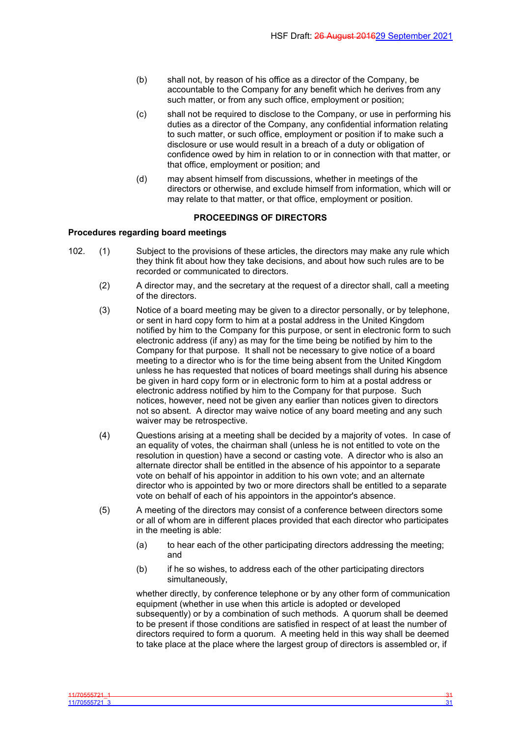(b) shall not, by reason of his office as a director of the Company, be accountable to the Company for any benefit which he derives from any such matter, or from any such office, employment or position;

(c) shall not be required to disclose to the Company, or use in performing his duties as a director of the Company, any confidential information relating to such matter, or such office, employment or position if to make such a disclosure or use would result in a breach of a duty or obligation of confidence owed by him in relation to or in connection with that matter, or that office, employment or position; and

(d) may absent himself from discussions, whether in meetings of the directors or otherwise, and exclude himself from information, which will or may relate to that matter, or that office, employment or position.

## PROCEEDINGS OF DIRECTORS

### Procedures regarding board meetings

102. (1) Subject to the provisions of these articles, the directors may make any rule which they think fit about how they take decisions, and about how such rules are to be recorded or communicated to directors.

(2) A director may, and the secretary at the request of a director shall, call a meeting of the directors.

(3) Notice of a board meeting may be given to a director personally, or by telephone, or sent in hard copy form to him at a postal address in the United Kingdom notified by him to the Company for this purpose, or sent in electronic form to such electronic address (if any) as may for the time being be notified by him to the Company for that purpose. It shall not be necessary to give notice of a board meeting to a director who is for the time being absent from the United Kingdom unless he has requested that notices of board meetings shall during his absence be given in hard copy form or in electronic form to him at a postal address or electronic address notified by him to the Company for that purpose. Such notices, however, need not be given any earlier than notices given to directors not so absent. A director may waive notice of any board meeting and any such waiver may be retrospective.

(4) Questions arising at a meeting shall be decided by a majority of votes. In case of an equality of votes, the chairman shall (unless he is not entitled to vote on the resolution in question) have a second or casting vote. A director who is also an alternate director shall be entitled in the absence of his appointor to a separate vote on behalf of his appointor in addition to his own vote; and an alternate director who is appointed by two or more directors shall be entitled to a separate vote on behalf of each of his appointors in the appointor's absence.

(5) A meeting of the directors may consist of a conference between directors some or all of whom are in different places provided that each director who participates in the meeting is able:

(a) to hear each of the other participating directors addressing the meeting; and

(b) if he so wishes, to address each of the other participating directors simultaneously,

whether directly, by conference telephone or by any other form of communication equipment (whether in use when this article is adopted or developed subsequently) or by a combination of such methods. A quorum shall be deemed to be present if those conditions are satisfied in respect of at least the number of directors required to form a quorum. A meeting held in this way shall be deemed to take place at the place where the largest group of directors is assembled or, if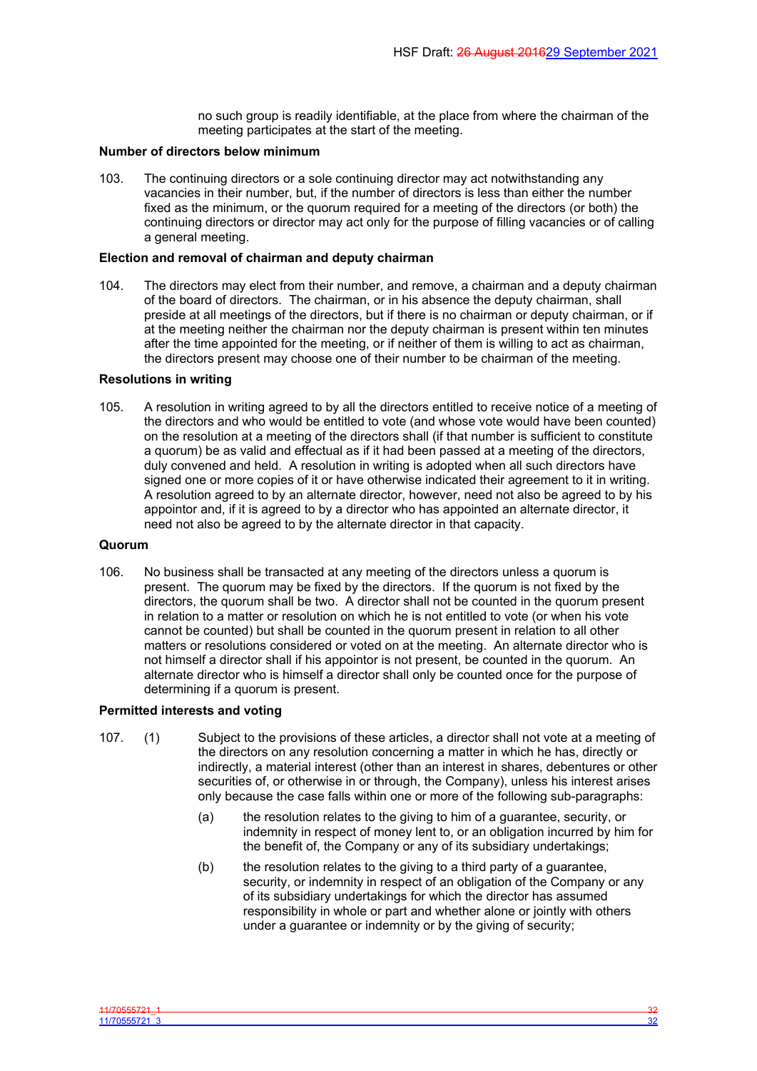no such group is readily identifiable, at the place from where the chairman of the meeting participates at the start of the meeting.

**Number of directors below minimum**

103. The continuing directors or a sole continuing director may act notwithstanding any vacancies in their number, but, if the number of directors is less than either the number fixed as the minimum, or the quorum required for a meeting of the directors (or both) the continuing directors or director may act only for the purpose of filling vacancies or of calling a general meeting.

**Election and removal of chairman and deputy chairman**

104. The directors may elect from their number, and remove, a chairman and a deputy chairman of the board of directors. The chairman, or in his absence the deputy chairman, shall preside at all meetings of the directors, but if there is no chairman or deputy chairman, or if at the meeting neither the chairman nor the deputy chairman is present within ten minutes after the time appointed for the meeting, or if neither of them is willing to act as chairman, the directors present may choose one of their number to be chairman of the meeting.

**Resolutions in writing**

105. A resolution in writing agreed to by all the directors entitled to receive notice of a meeting of the directors and who would be entitled to vote (and whose vote would have been counted) on the resolution at a meeting of the directors shall (if that number is sufficient to constitute a quorum) be as valid and effectual as if it had been passed at a meeting of the directors, duly convened and held. A resolution in writing is adopted when all such directors have signed one or more copies of it or have otherwise indicated their agreement to it in writing. A resolution agreed to by an alternate director, however, need not also be agreed to by his appointor and, if it is agreed to by a director who has appointed an alternate director, it need not also be agreed to by the alternate director in that capacity.

**Quorum**

106. No business shall be transacted at any meeting of the directors unless a quorum is present. The quorum may be fixed by the directors. If the quorum is not fixed by the directors, the quorum shall be two. A director shall not be counted in the quorum present in relation to a matter or resolution on which he is not entitled to vote (or when his vote cannot be counted) but shall be counted in the quorum present in relation to all other matters or resolutions considered or voted on at the meeting. An alternate director who is not himself a director shall if his appointor is not present, be counted in the quorum. An alternate director who is himself a director shall only be counted once for the purpose of determining if a quorum is present.

**Permitted interests and voting**

107. (1) Subject to the provisions of these articles, a director shall not vote at a meeting of the directors on any resolution concerning a matter in which he has, directly or indirectly, a material interest (other than an interest in shares, debentures or other securities of, or otherwise in or through, the Company), unless his interest arises only because the case falls within one or more of the following sub-paragraphs:

(a) the resolution relates to the giving to him of a guarantee, security, or indemnity in respect of money lent to, or an obligation incurred by him for the benefit of, the Company or any of its subsidiary undertakings;

(b) the resolution relates to the giving to a third party of a guarantee, security, or indemnity in respect of an obligation of the Company or any of its subsidiary undertakings for which the director has assumed responsibility in whole or part and whether alone or jointly with others under a guarantee or indemnity or by the giving of security;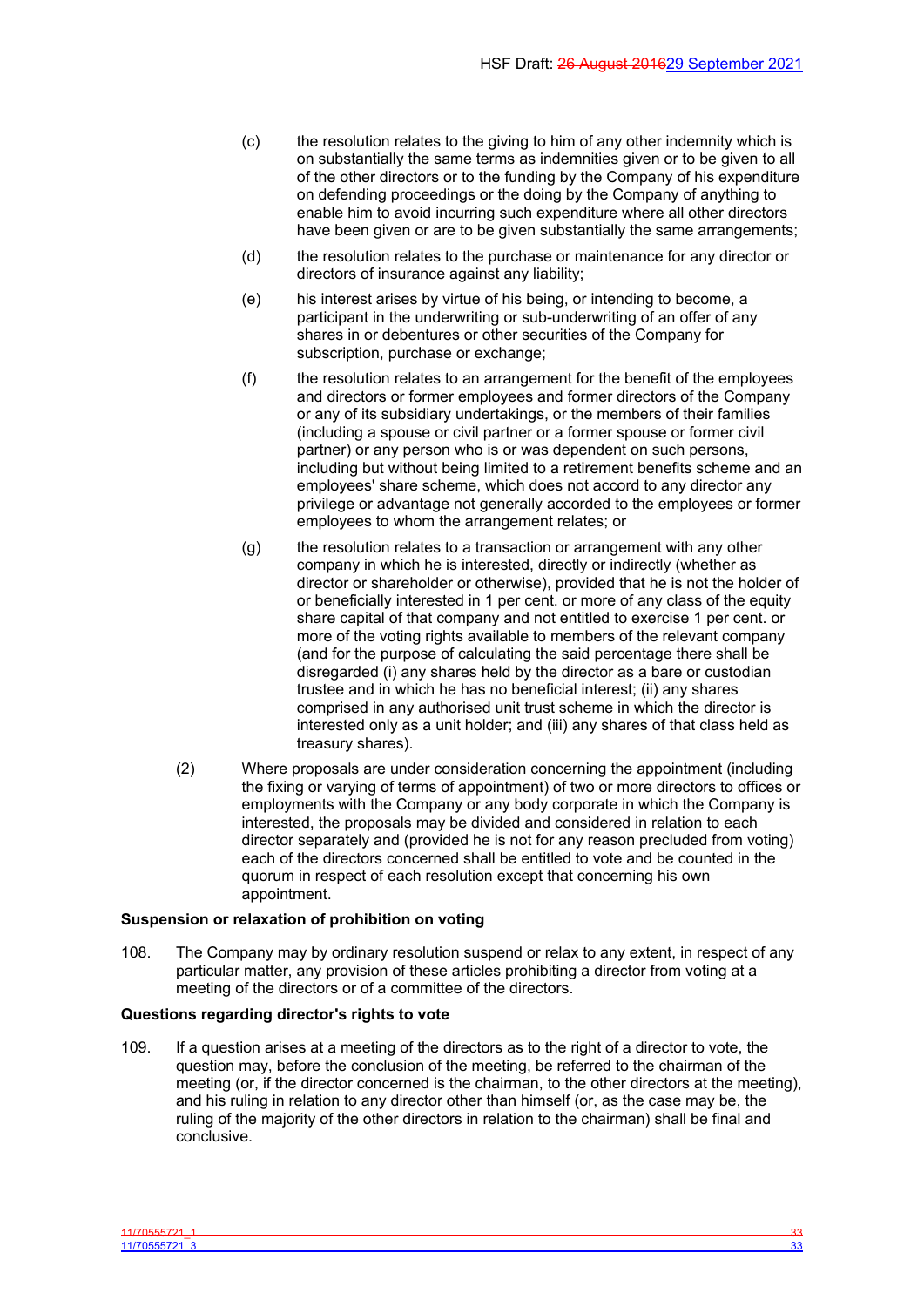(c) the resolution relates to the giving to him of any other indemnity which is on substantially the same terms as indemnities given or to be given to all of the other directors or to the funding by the Company of his expenditure on defending proceedings or the doing by the Company of anything to enable him to avoid incurring such expenditure where all other directors have been given or are to be given substantially the same arrangements;

(d) the resolution relates to the purchase or maintenance for any director or directors of insurance against any liability;

(e) his interest arises by virtue of his being, or intending to become, a participant in the underwriting or sub-underwriting of an offer of any shares in or debentures or other securities of the Company for subscription, purchase or exchange;

(f) the resolution relates to an arrangement for the benefit of the employees and directors or former employees and former directors of the Company or any of its subsidiary undertakings, or the members of their families (including a spouse or civil partner or a former spouse or former civil partner) or any person who is or was dependent on such persons, including but without being limited to a retirement benefits scheme and an employees' share scheme, which does not accord to any director any privilege or advantage not generally accorded to the employees or former employees to whom the arrangement relates; or

(g) the resolution relates to a transaction or arrangement with any other company in which he is interested, directly or indirectly (whether as director or shareholder or otherwise), provided that he is not the holder of or beneficially interested in 1 per cent. or more of any class of the equity share capital of that company and not entitled to exercise 1 per cent. or more of the voting rights available to members of the relevant company (and for the purpose of calculating the said percentage there shall be disregarded (i) any shares held by the director as a bare or custodian trustee and in which he has no beneficial interest; (ii) any shares comprised in any authorised unit trust scheme in which the director is interested only as a unit holder; and (iii) any shares of that class held as treasury shares).

(2) Where proposals are under consideration concerning the appointment (including the fixing or varying of terms of appointment) of two or more directors to offices or employments with the Company or any body corporate in which the Company is interested, the proposals may be divided and considered in relation to each director separately and (provided he is not for any reason precluded from voting) each of the directors concerned shall be entitled to vote and be counted in the quorum in respect of each resolution except that concerning his own appointment.

**Suspension or relaxation of prohibition on voting**

108. The Company may by ordinary resolution suspend or relax to any extent, in respect of any particular matter, any provision of these articles prohibiting a director from voting at a meeting of the directors or of a committee of the directors.

**Questions regarding director's rights to vote**

109. If a question arises at a meeting of the directors as to the right of a director to vote, the question may, before the conclusion of the meeting, be referred to the chairman of the meeting (or, if the director concerned is the chairman, to the other directors at the meeting), and his ruling in relation to any director other than himself (or, as the case may be, the ruling of the majority of the other directors in relation to the chairman) shall be final and conclusive.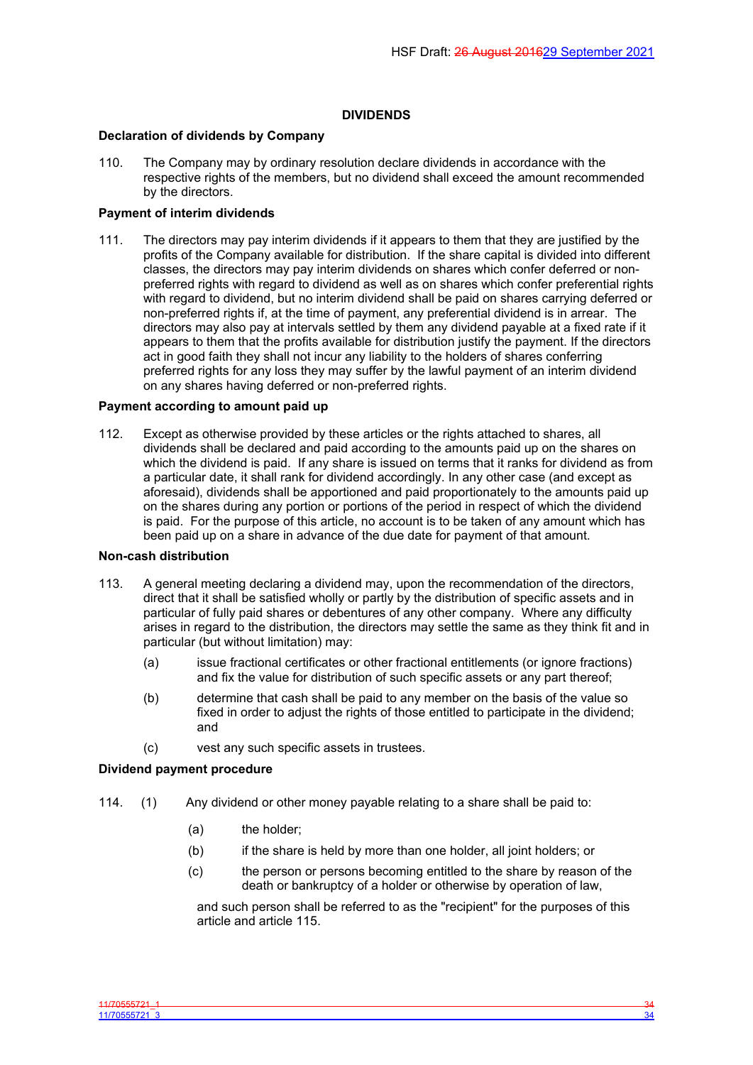## DIVIDENDS

### Declaration of dividends by Company

110. The Company may by ordinary resolution declare dividends in accordance with the respective rights of the members, but no dividend shall exceed the amount recommended by the directors.

### Payment of interim dividends

111. The directors may pay interim dividends if it appears to them that they are justified by the profits of the Company available for distribution. If the share capital is divided into different classes, the directors may pay interim dividends on shares which confer deferred or non-preferred rights with regard to dividend as well as on shares which confer preferential rights with regard to dividend, but no interim dividend shall be paid on shares carrying deferred or non-preferred rights if, at the time of payment, any preferential dividend is in arrear. The directors may also pay at intervals settled by them any dividend payable at a fixed rate if it appears to them that the profits available for distribution justify the payment. If the directors act in good faith they shall not incur any liability to the holders of shares conferring preferred rights for any loss they may suffer by the lawful payment of an interim dividend on any shares having deferred or non-preferred rights.

### Payment according to amount paid up

112. Except as otherwise provided by these articles or the rights attached to shares, all dividends shall be declared and paid according to the amounts paid up on the shares on which the dividend is paid. If any share is issued on terms that it ranks for dividend as from a particular date, it shall rank for dividend accordingly. In any other case (and except as aforesaid), dividends shall be apportioned and paid proportionately to the amounts paid up on the shares during any portion or portions of the period in respect of which the dividend is paid. For the purpose of this article, no account is to be taken of any amount which has been paid up on a share in advance of the due date for payment of that amount.

### Non-cash distribution

113. A general meeting declaring a dividend may, upon the recommendation of the directors, direct that it shall be satisfied wholly or partly by the distribution of specific assets and in particular of fully paid shares or debentures of any other company. Where any difficulty arises in regard to the distribution, the directors may settle the same as they think fit and in particular (but without limitation) may:

   (a) issue fractional certificates or other fractional entitlements (or ignore fractions) and fix the value for distribution of such specific assets or any part thereof;

   (b) determine that cash shall be paid to any member on the basis of the value so fixed in order to adjust the rights of those entitled to participate in the dividend; and

   (c) vest any such specific assets in trustees.

### Dividend payment procedure

114. (1) Any dividend or other money payable relating to a share shall be paid to:

      (a) the holder;

      (b) if the share is held by more than one holder, all joint holders; or

      (c) the person or persons becoming entitled to the share by reason of the death or bankruptcy of a holder or otherwise by operation of law,

   and such person shall be referred to as the "recipient" for the purposes of this article and article 115.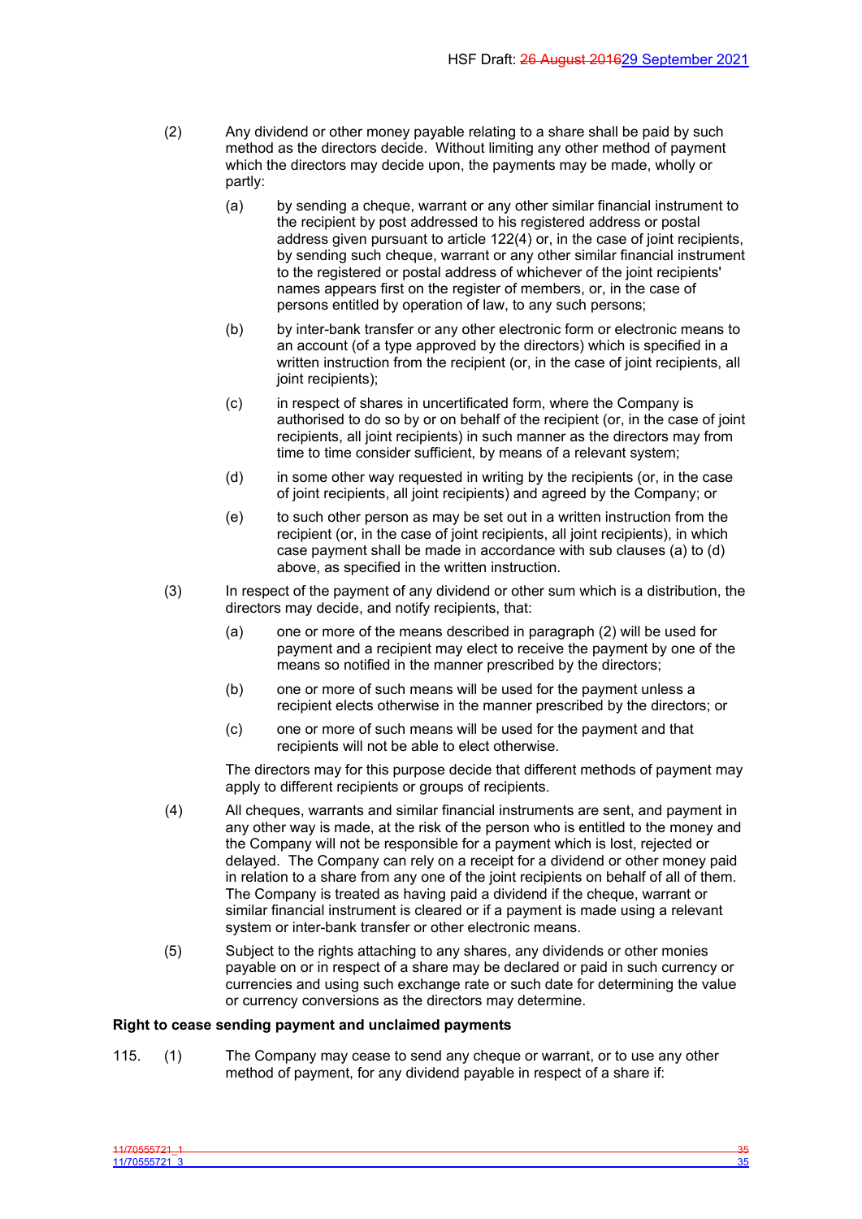(2) Any dividend or other money payable relating to a share shall be paid by such method as the directors decide. Without limiting any other method of payment which the directors may decide upon, the payments may be made, wholly or partly:

(a) by sending a cheque, warrant or any other similar financial instrument to the recipient by post addressed to his registered address or postal address given pursuant to article 122(4) or, in the case of joint recipients, by sending such cheque, warrant or any other similar financial instrument to the registered or postal address of whichever of the joint recipients' names appears first on the register of members, or, in the case of persons entitled by operation of law, to any such persons;

(b) by inter-bank transfer or any other electronic form or electronic means to an account (of a type approved by the directors) which is specified in a written instruction from the recipient (or, in the case of joint recipients, all joint recipients);

(c) in respect of shares in uncertificated form, where the Company is authorised to do so by or on behalf of the recipient (or, in the case of joint recipients, all joint recipients) in such manner as the directors may from time to time consider sufficient, by means of a relevant system;

(d) in some other way requested in writing by the recipients (or, in the case of joint recipients, all joint recipients) and agreed by the Company; or

(e) to such other person as may be set out in a written instruction from the recipient (or, in the case of joint recipients, all joint recipients), in which case payment shall be made in accordance with sub clauses (a) to (d) above, as specified in the written instruction.

(3) In respect of the payment of any dividend or other sum which is a distribution, the directors may decide, and notify recipients, that:

(a) one or more of the means described in paragraph (2) will be used for payment and a recipient may elect to receive the payment by one of the means so notified in the manner prescribed by the directors;

(b) one or more of such means will be used for the payment unless a recipient elects otherwise in the manner prescribed by the directors; or

(c) one or more of such means will be used for the payment and that recipients will not be able to elect otherwise.

The directors may for this purpose decide that different methods of payment may apply to different recipients or groups of recipients.

(4) All cheques, warrants and similar financial instruments are sent, and payment in any other way is made, at the risk of the person who is entitled to the money and the Company will not be responsible for a payment which is lost, rejected or delayed. The Company can rely on a receipt for a dividend or other money paid in relation to a share from any one of the joint recipients on behalf of all of them. The Company is treated as having paid a dividend if the cheque, warrant or similar financial instrument is cleared or if a payment is made using a relevant system or inter-bank transfer or other electronic means.

(5) Subject to the rights attaching to any shares, any dividends or other monies payable on or in respect of a share may be declared or paid in such currency or currencies and using such exchange rate or such date for determining the value or currency conversions as the directors may determine.

**Right to cease sending payment and unclaimed payments**

115. (1) The Company may cease to send any cheque or warrant, or to use any other method of payment, for any dividend payable in respect of a share if: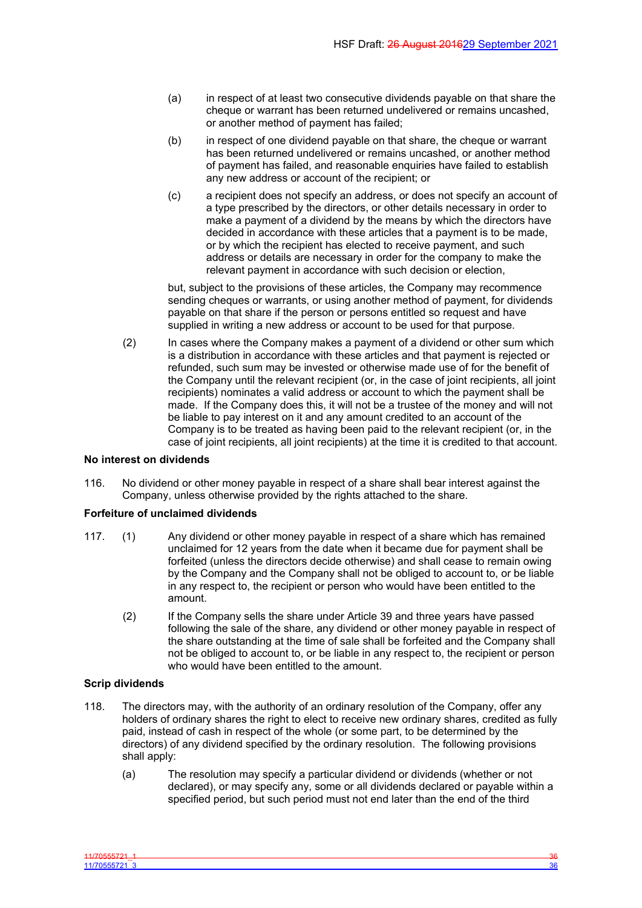(a) in respect of at least two consecutive dividends payable on that share the cheque or warrant has been returned undelivered or remains uncashed, or another method of payment has failed;

(b) in respect of one dividend payable on that share, the cheque or warrant has been returned undelivered or remains uncashed, or another method of payment has failed, and reasonable enquiries have failed to establish any new address or account of the recipient; or

(c) a recipient does not specify an address, or does not specify an account of a type prescribed by the directors, or other details necessary in order to make a payment of a dividend by the means by which the directors have decided in accordance with these articles that a payment is to be made, or by which the recipient has elected to receive payment, and such address or details are necessary in order for the company to make the relevant payment in accordance with such decision or election,

but, subject to the provisions of these articles, the Company may recommence sending cheques or warrants, or using another method of payment, for dividends payable on that share if the person or persons entitled so request and have supplied in writing a new address or account to be used for that purpose.

(2) In cases where the Company makes a payment of a dividend or other sum which is a distribution in accordance with these articles and that payment is rejected or refunded, such sum may be invested or otherwise made use of for the benefit of the Company until the relevant recipient (or, in the case of joint recipients, all joint recipients) nominates a valid address or account to which the payment shall be made. If the Company does this, it will not be a trustee of the money and will not be liable to pay interest on it and any amount credited to an account of the Company is to be treated as having been paid to the relevant recipient (or, in the case of joint recipients, all joint recipients) at the time it is credited to that account.

**No interest on dividends**

116. No dividend or other money payable in respect of a share shall bear interest against the Company, unless otherwise provided by the rights attached to the share.

**Forfeiture of unclaimed dividends**

117. (1) Any dividend or other money payable in respect of a share which has remained unclaimed for 12 years from the date when it became due for payment shall be forfeited (unless the directors decide otherwise) and shall cease to remain owing by the Company and the Company shall not be obliged to account to, or be liable in any respect to, the recipient or person who would have been entitled to the amount.

(2) If the Company sells the share under Article 39 and three years have passed following the sale of the share, any dividend or other money payable in respect of the share outstanding at the time of sale shall be forfeited and the Company shall not be obliged to account to, or be liable in any respect to, the recipient or person who would have been entitled to the amount.

**Scrip dividends**

118. The directors may, with the authority of an ordinary resolution of the Company, offer any holders of ordinary shares the right to elect to receive new ordinary shares, credited as fully paid, instead of cash in respect of the whole (or some part, to be determined by the directors) of any dividend specified by the ordinary resolution. The following provisions shall apply:

(a) The resolution may specify a particular dividend or dividends (whether or not declared), or may specify any, some or all dividends declared or payable within a specified period, but such period must not end later than the end of the third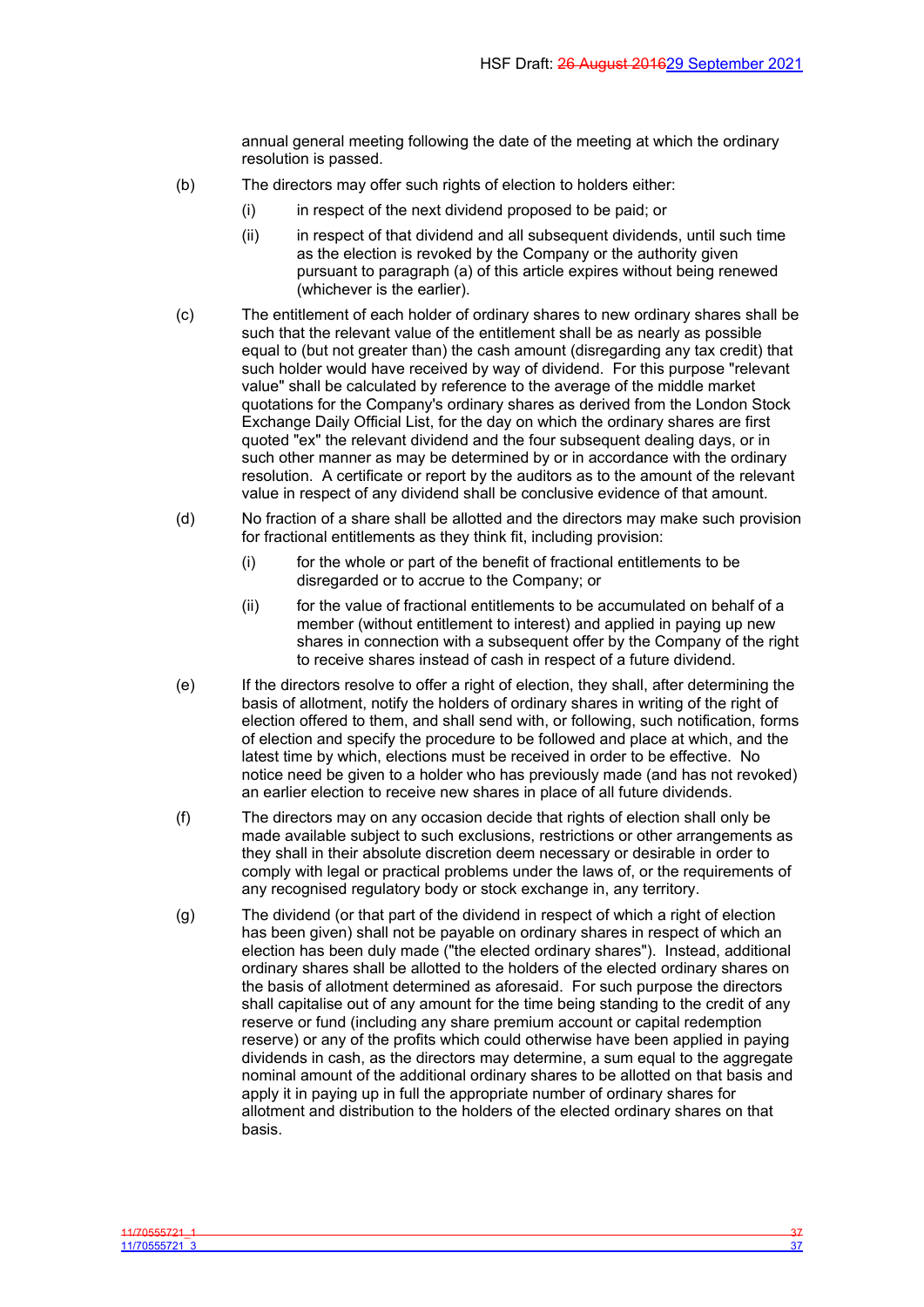annual general meeting following the date of the meeting at which the ordinary resolution is passed.

(b) The directors may offer such rights of election to holders either:

  (i) in respect of the next dividend proposed to be paid; or

  (ii) in respect of that dividend and all subsequent dividends, until such time as the election is revoked by the Company or the authority given pursuant to paragraph (a) of this article expires without being renewed (whichever is the earlier).

(c) The entitlement of each holder of ordinary shares to new ordinary shares shall be such that the relevant value of the entitlement shall be as nearly as possible equal to (but not greater than) the cash amount (disregarding any tax credit) that such holder would have received by way of dividend. For this purpose "relevant value" shall be calculated by reference to the average of the middle market quotations for the Company's ordinary shares as derived from the London Stock Exchange Daily Official List, for the day on which the ordinary shares are first quoted "ex" the relevant dividend and the four subsequent dealing days, or in such other manner as may be determined by or in accordance with the ordinary resolution. A certificate or report by the auditors as to the amount of the relevant value in respect of any dividend shall be conclusive evidence of that amount.

(d) No fraction of a share shall be allotted and the directors may make such provision for fractional entitlements as they think fit, including provision:

  (i) for the whole or part of the benefit of fractional entitlements to be disregarded or to accrue to the Company; or

  (ii) for the value of fractional entitlements to be accumulated on behalf of a member (without entitlement to interest) and applied in paying up new shares in connection with a subsequent offer by the Company of the right to receive shares instead of cash in respect of a future dividend.

(e) If the directors resolve to offer a right of election, they shall, after determining the basis of allotment, notify the holders of ordinary shares in writing of the right of election offered to them, and shall send with, or following, such notification, forms of election and specify the procedure to be followed and place at which, and the latest time by which, elections must be received in order to be effective. No notice need be given to a holder who has previously made (and has not revoked) an earlier election to receive new shares in place of all future dividends.

(f) The directors may on any occasion decide that rights of election shall only be made available subject to such exclusions, restrictions or other arrangements as they shall in their absolute discretion deem necessary or desirable in order to comply with legal or practical problems under the laws of, or the requirements of any recognised regulatory body or stock exchange in, any territory.

(g) The dividend (or that part of the dividend in respect of which a right of election has been given) shall not be payable on ordinary shares in respect of which an election has been duly made ("the elected ordinary shares"). Instead, additional ordinary shares shall be allotted to the holders of the elected ordinary shares on the basis of allotment determined as aforesaid. For such purpose the directors shall capitalise out of any amount for the time being standing to the credit of any reserve or fund (including any share premium account or capital redemption reserve) or any of the profits which could otherwise have been applied in paying dividends in cash, as the directors may determine, a sum equal to the aggregate nominal amount of the additional ordinary shares to be allotted on that basis and apply it in paying up in full the appropriate number of ordinary shares for allotment and distribution to the holders of the elected ordinary shares on that basis.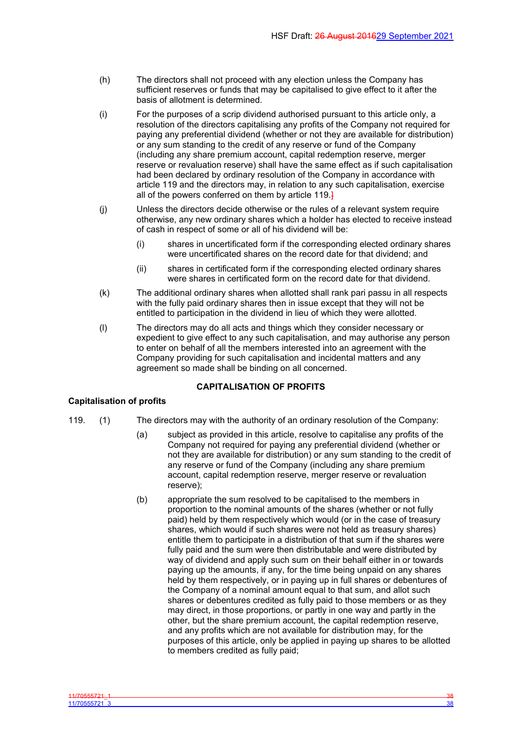(h) The directors shall not proceed with any election unless the Company has sufficient reserves or funds that may be capitalised to give effect to it after the basis of allotment is determined.

(i) For the purposes of a scrip dividend authorised pursuant to this article only, a resolution of the directors capitalising any profits of the Company not required for paying any preferential dividend (whether or not they are available for distribution) or any sum standing to the credit of any reserve or fund of the Company (including any share premium account, capital redemption reserve, merger reserve or revaluation reserve) shall have the same effect as if such capitalisation had been declared by ordinary resolution of the Company in accordance with article 119 and the directors may, in relation to any such capitalisation, exercise all of the powers conferred on them by article 119.]

(j) Unless the directors decide otherwise or the rules of a relevant system require otherwise, any new ordinary shares which a holder has elected to receive instead of cash in respect of some or all of his dividend will be:

    (i) shares in uncertificated form if the corresponding elected ordinary shares were uncertificated shares on the record date for that dividend; and

    (ii) shares in certificated form if the corresponding elected ordinary shares were shares in certificated form on the record date for that dividend.

(k) The additional ordinary shares when allotted shall rank pari passu in all respects with the fully paid ordinary shares then in issue except that they will not be entitled to participation in the dividend in lieu of which they were allotted.

(l) The directors may do all acts and things which they consider necessary or expedient to give effect to any such capitalisation, and may authorise any person to enter on behalf of all the members interested into an agreement with the Company providing for such capitalisation and incidental matters and any agreement so made shall be binding on all concerned.

## CAPITALISATION OF PROFITS

**Capitalisation of profits**

119. (1) The directors may with the authority of an ordinary resolution of the Company:

    (a) subject as provided in this article, resolve to capitalise any profits of the Company not required for paying any preferential dividend (whether or not they are available for distribution) or any sum standing to the credit of any reserve or fund of the Company (including any share premium account, capital redemption reserve, merger reserve or revaluation reserve);

    (b) appropriate the sum resolved to be capitalised to the members in proportion to the nominal amounts of the shares (whether or not fully paid) held by them respectively which would (or in the case of treasury shares, which would if such shares were not held as treasury shares) entitle them to participate in a distribution of that sum if the shares were fully paid and the sum were then distributable and were distributed by way of dividend and apply such sum on their behalf either in or towards paying up the amounts, if any, for the time being unpaid on any shares held by them respectively, or in paying up in full shares or debentures of the Company of a nominal amount equal to that sum, and allot such shares or debentures credited as fully paid to those members or as they may direct, in those proportions, or partly in one way and partly in the other, but the share premium account, the capital redemption reserve, and any profits which are not available for distribution may, for the purposes of this article, only be applied in paying up shares to be allotted to members credited as fully paid;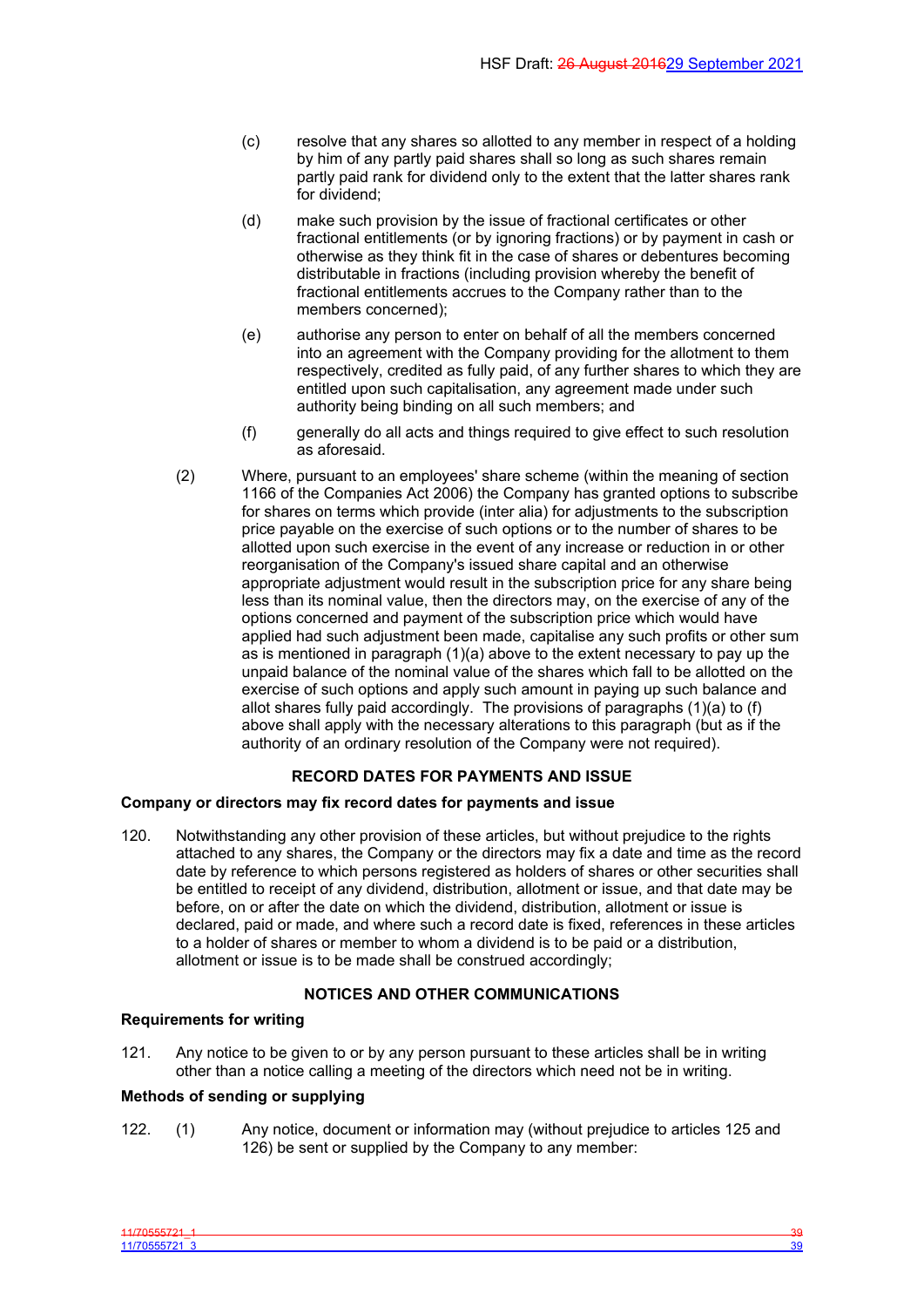(c) resolve that any shares so allotted to any member in respect of a holding by him of any partly paid shares shall so long as such shares remain partly paid rank for dividend only to the extent that the latter shares rank for dividend;

(d) make such provision by the issue of fractional certificates or other fractional entitlements (or by ignoring fractions) or by payment in cash or otherwise as they think fit in the case of shares or debentures becoming distributable in fractions (including provision whereby the benefit of fractional entitlements accrues to the Company rather than to the members concerned);

(e) authorise any person to enter on behalf of all the members concerned into an agreement with the Company providing for the allotment to them respectively, credited as fully paid, of any further shares to which they are entitled upon such capitalisation, any agreement made under such authority being binding on all such members; and

(f) generally do all acts and things required to give effect to such resolution as aforesaid.

(2) Where, pursuant to an employees' share scheme (within the meaning of section 1166 of the Companies Act 2006) the Company has granted options to subscribe for shares on terms which provide (inter alia) for adjustments to the subscription price payable on the exercise of such options or to the number of shares to be allotted upon such exercise in the event of any increase or reduction in or other reorganisation of the Company's issued share capital and an otherwise appropriate adjustment would result in the subscription price for any share being less than its nominal value, then the directors may, on the exercise of any of the options concerned and payment of the subscription price which would have applied had such adjustment been made, capitalise any such profits or other sum as is mentioned in paragraph (1)(a) above to the extent necessary to pay up the unpaid balance of the nominal value of the shares which fall to be allotted on the exercise of such options and apply such amount in paying up such balance and allot shares fully paid accordingly. The provisions of paragraphs (1)(a) to (f) above shall apply with the necessary alterations to this paragraph (but as if the authority of an ordinary resolution of the Company were not required).

## RECORD DATES FOR PAYMENTS AND ISSUE

### Company or directors may fix record dates for payments and issue

120. Notwithstanding any other provision of these articles, but without prejudice to the rights attached to any shares, the Company or the directors may fix a date and time as the record date by reference to which persons registered as holders of shares or other securities shall be entitled to receipt of any dividend, distribution, allotment or issue, and that date may be before, on or after the date on which the dividend, distribution, allotment or issue is declared, paid or made, and where such a record date is fixed, references in these articles to a holder of shares or member to whom a dividend is to be paid or a distribution, allotment or issue is to be made shall be construed accordingly;

## NOTICES AND OTHER COMMUNICATIONS

### Requirements for writing

121. Any notice to be given to or by any person pursuant to these articles shall be in writing other than a notice calling a meeting of the directors which need not be in writing.

### Methods of sending or supplying

122. (1) Any notice, document or information may (without prejudice to articles 125 and 126) be sent or supplied by the Company to any member: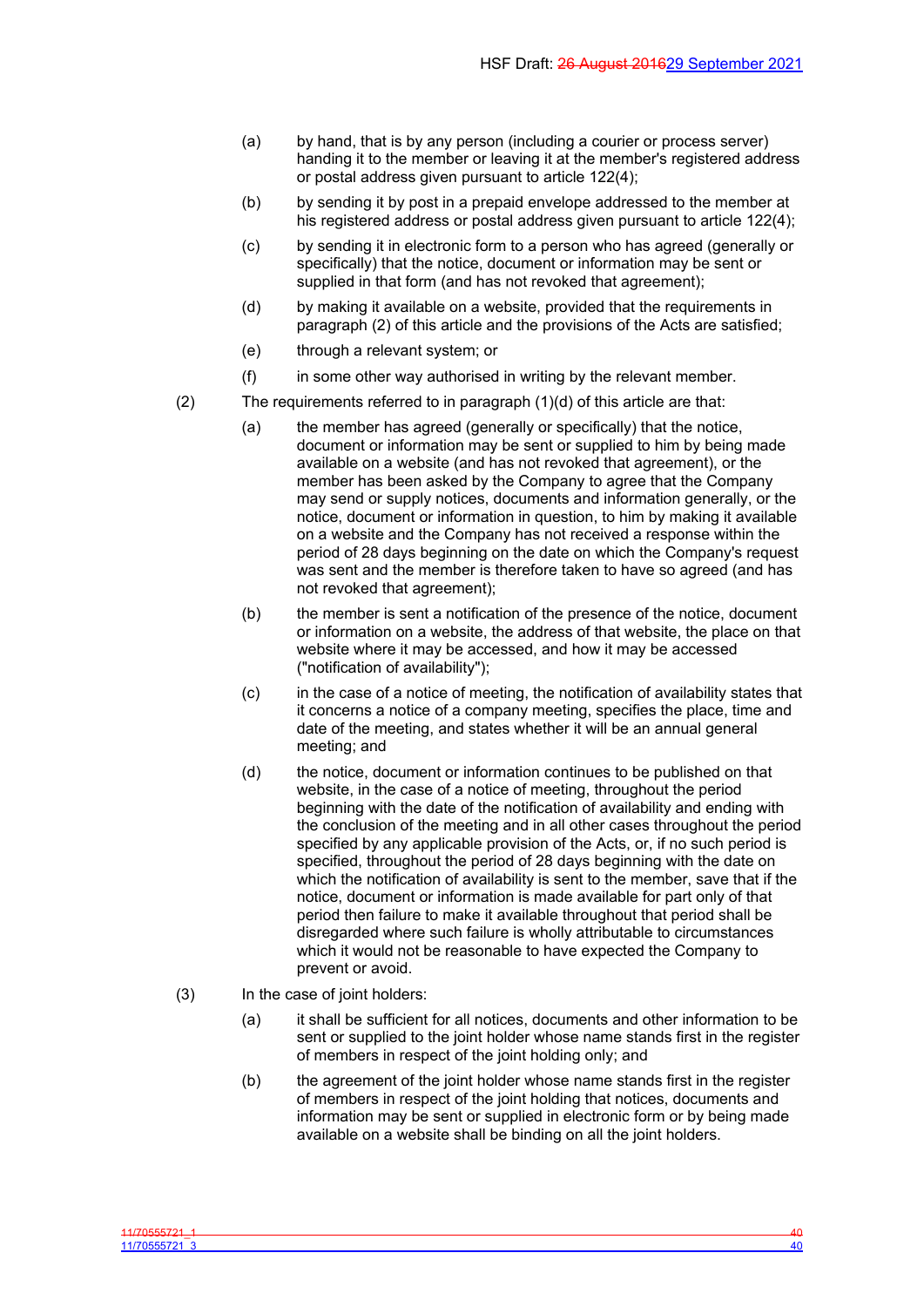(a) by hand, that is by any person (including a courier or process server) handing it to the member or leaving it at the member's registered address or postal address given pursuant to article 122(4);

(b) by sending it by post in a prepaid envelope addressed to the member at his registered address or postal address given pursuant to article 122(4);

(c) by sending it in electronic form to a person who has agreed (generally or specifically) that the notice, document or information may be sent or supplied in that form (and has not revoked that agreement);

(d) by making it available on a website, provided that the requirements in paragraph (2) of this article and the provisions of the Acts are satisfied;

(e) through a relevant system; or

(f) in some other way authorised in writing by the relevant member.

(2) The requirements referred to in paragraph (1)(d) of this article are that:

(a) the member has agreed (generally or specifically) that the notice, document or information may be sent or supplied to him by being made available on a website (and has not revoked that agreement), or the member has been asked by the Company to agree that the Company may send or supply notices, documents and information generally, or the notice, document or information in question, to him by making it available on a website and the Company has not received a response within the period of 28 days beginning on the date on which the Company's request was sent and the member is therefore taken to have so agreed (and has not revoked that agreement);

(b) the member is sent a notification of the presence of the notice, document or information on a website, the address of that website, the place on that website where it may be accessed, and how it may be accessed ("notification of availability");

(c) in the case of a notice of meeting, the notification of availability states that it concerns a notice of a company meeting, specifies the place, time and date of the meeting, and states whether it will be an annual general meeting; and

(d) the notice, document or information continues to be published on that website, in the case of a notice of meeting, throughout the period beginning with the date of the notification of availability and ending with the conclusion of the meeting and in all other cases throughout the period specified by any applicable provision of the Acts, or, if no such period is specified, throughout the period of 28 days beginning with the date on which the notification of availability is sent to the member, save that if the notice, document or information is made available for part only of that period then failure to make it available throughout that period shall be disregarded where such failure is wholly attributable to circumstances which it would not be reasonable to have expected the Company to prevent or avoid.

(3) In the case of joint holders:

(a) it shall be sufficient for all notices, documents and other information to be sent or supplied to the joint holder whose name stands first in the register of members in respect of the joint holding only; and

(b) the agreement of the joint holder whose name stands first in the register of members in respect of the joint holding that notices, documents and information may be sent or supplied in electronic form or by being made available on a website shall be binding on all the joint holders.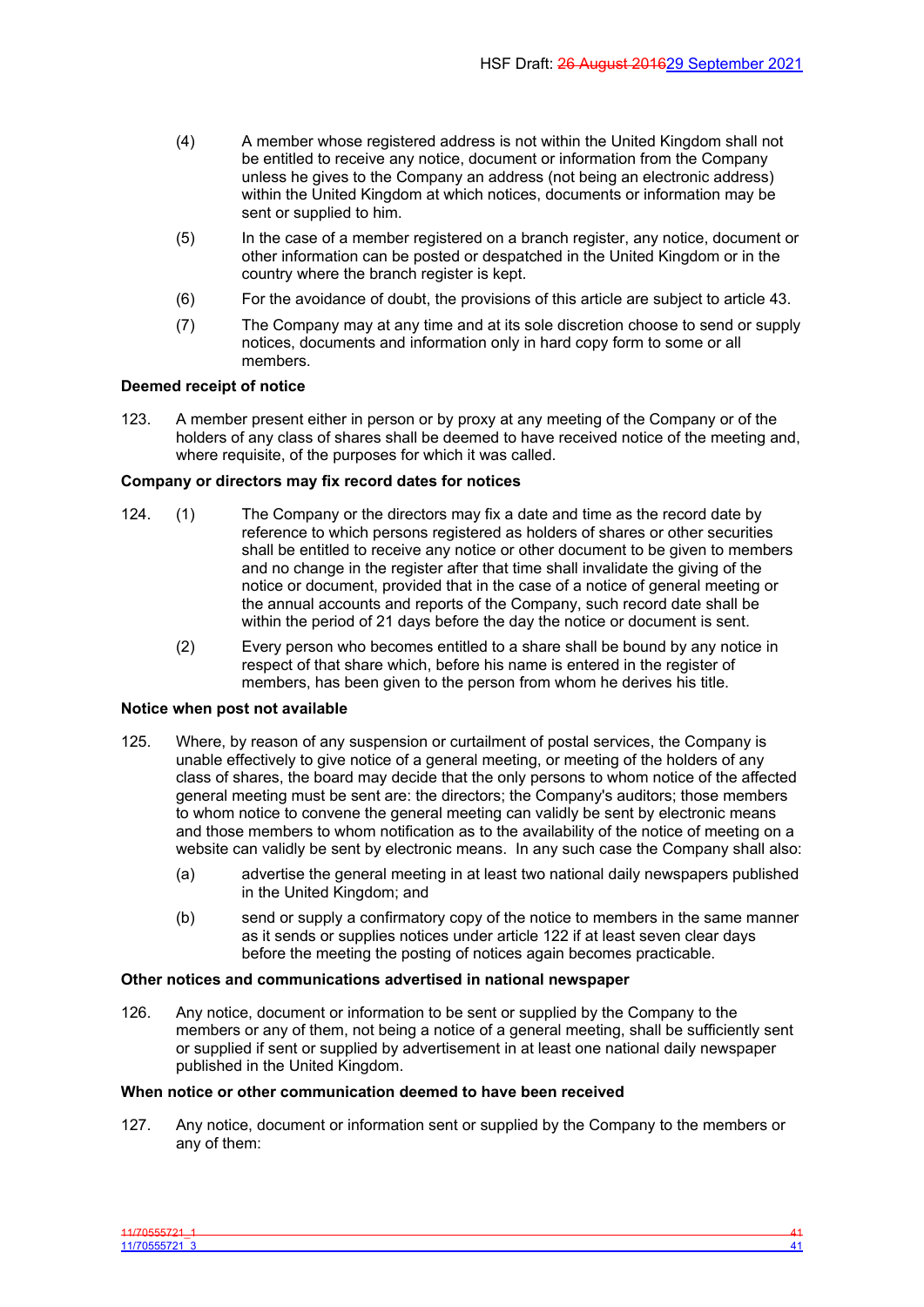(4) A member whose registered address is not within the United Kingdom shall not be entitled to receive any notice, document or information from the Company unless he gives to the Company an address (not being an electronic address) within the United Kingdom at which notices, documents or information may be sent or supplied to him.

(5) In the case of a member registered on a branch register, any notice, document or other information can be posted or despatched in the United Kingdom or in the country where the branch register is kept.

(6) For the avoidance of doubt, the provisions of this article are subject to article 43.

(7) The Company may at any time and at its sole discretion choose to send or supply notices, documents and information only in hard copy form to some or all members.

**Deemed receipt of notice**

123. A member present either in person or by proxy at any meeting of the Company or of the holders of any class of shares shall be deemed to have received notice of the meeting and, where requisite, of the purposes for which it was called.

**Company or directors may fix record dates for notices**

124. (1) The Company or the directors may fix a date and time as the record date by reference to which persons registered as holders of shares or other securities shall be entitled to receive any notice or other document to be given to members and no change in the register after that time shall invalidate the giving of the notice or document, provided that in the case of a notice of general meeting or the annual accounts and reports of the Company, such record date shall be within the period of 21 days before the day the notice or document is sent.

(2) Every person who becomes entitled to a share shall be bound by any notice in respect of that share which, before his name is entered in the register of members, has been given to the person from whom he derives his title.

**Notice when post not available**

125. Where, by reason of any suspension or curtailment of postal services, the Company is unable effectively to give notice of a general meeting, or meeting of the holders of any class of shares, the board may decide that the only persons to whom notice of the affected general meeting must be sent are: the directors; the Company's auditors; those members to whom notice to convene the general meeting can validly be sent by electronic means and those members to whom notification as to the availability of the notice of meeting on a website can validly be sent by electronic means. In any such case the Company shall also:

(a) advertise the general meeting in at least two national daily newspapers published in the United Kingdom; and

(b) send or supply a confirmatory copy of the notice to members in the same manner as it sends or supplies notices under article 122 if at least seven clear days before the meeting the posting of notices again becomes practicable.

**Other notices and communications advertised in national newspaper**

126. Any notice, document or information to be sent or supplied by the Company to the members or any of them, not being a notice of a general meeting, shall be sufficiently sent or supplied if sent or supplied by advertisement in at least one national daily newspaper published in the United Kingdom.

**When notice or other communication deemed to have been received**

127. Any notice, document or information sent or supplied by the Company to the members or any of them: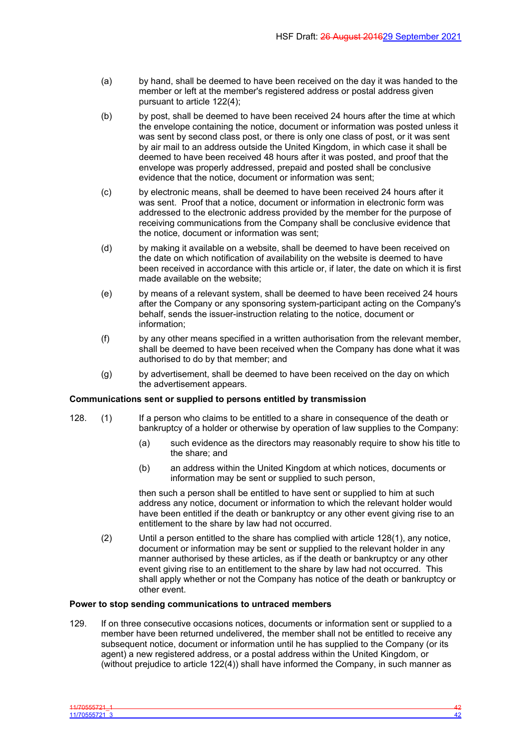(a) by hand, shall be deemed to have been received on the day it was handed to the member or left at the member's registered address or postal address given pursuant to article 122(4);

(b) by post, shall be deemed to have been received 24 hours after the time at which the envelope containing the notice, document or information was posted unless it was sent by second class post, or there is only one class of post, or it was sent by air mail to an address outside the United Kingdom, in which case it shall be deemed to have been received 48 hours after it was posted, and proof that the envelope was properly addressed, prepaid and posted shall be conclusive evidence that the notice, document or information was sent;

(c) by electronic means, shall be deemed to have been received 24 hours after it was sent. Proof that a notice, document or information in electronic form was addressed to the electronic address provided by the member for the purpose of receiving communications from the Company shall be conclusive evidence that the notice, document or information was sent;

(d) by making it available on a website, shall be deemed to have been received on the date on which notification of availability on the website is deemed to have been received in accordance with this article or, if later, the date on which it is first made available on the website;

(e) by means of a relevant system, shall be deemed to have been received 24 hours after the Company or any sponsoring system-participant acting on the Company's behalf, sends the issuer-instruction relating to the notice, document or information;

(f) by any other means specified in a written authorisation from the relevant member, shall be deemed to have been received when the Company has done what it was authorised to do by that member; and

(g) by advertisement, shall be deemed to have been received on the day on which the advertisement appears.

**Communications sent or supplied to persons entitled by transmission**

128. (1) If a person who claims to be entitled to a share in consequence of the death or bankruptcy of a holder or otherwise by operation of law supplies to the Company:

(a) such evidence as the directors may reasonably require to show his title to the share; and

(b) an address within the United Kingdom at which notices, documents or information may be sent or supplied to such person,

then such a person shall be entitled to have sent or supplied to him at such address any notice, document or information to which the relevant holder would have been entitled if the death or bankruptcy or any other event giving rise to an entitlement to the share by law had not occurred.

(2) Until a person entitled to the share has complied with article 128(1), any notice, document or information may be sent or supplied to the relevant holder in any manner authorised by these articles, as if the death or bankruptcy or any other event giving rise to an entitlement to the share by law had not occurred. This shall apply whether or not the Company has notice of the death or bankruptcy or other event.

**Power to stop sending communications to untraced members**

129. If on three consecutive occasions notices, documents or information sent or supplied to a member have been returned undelivered, the member shall not be entitled to receive any subsequent notice, document or information until he has supplied to the Company (or its agent) a new registered address, or a postal address within the United Kingdom, or (without prejudice to article 122(4)) shall have informed the Company, in such manner as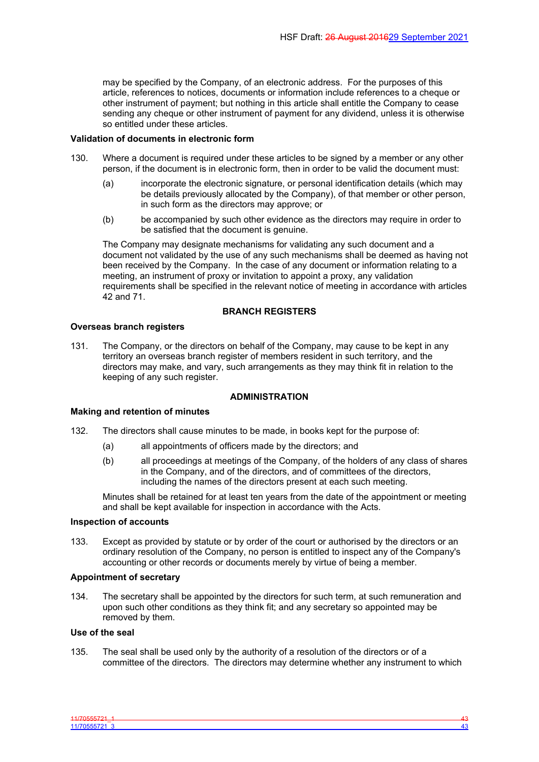may be specified by the Company, of an electronic address. For the purposes of this article, references to notices, documents or information include references to a cheque or other instrument of payment; but nothing in this article shall entitle the Company to cease sending any cheque or other instrument of payment for any dividend, unless it is otherwise so entitled under these articles.

**Validation of documents in electronic form**

130. Where a document is required under these articles to be signed by a member or any other person, if the document is in electronic form, then in order to be valid the document must:

   (a) incorporate the electronic signature, or personal identification details (which may be details previously allocated by the Company), of that member or other person, in such form as the directors may approve; or

   (b) be accompanied by such other evidence as the directors may require in order to be satisfied that the document is genuine.

   The Company may designate mechanisms for validating any such document and a document not validated by the use of any such mechanisms shall be deemed as having not been received by the Company. In the case of any document or information relating to a meeting, an instrument of proxy or invitation to appoint a proxy, any validation requirements shall be specified in the relevant notice of meeting in accordance with articles 42 and 71.

## BRANCH REGISTERS

**Overseas branch registers**

131. The Company, or the directors on behalf of the Company, may cause to be kept in any territory an overseas branch register of members resident in such territory, and the directors may make, and vary, such arrangements as they may think fit in relation to the keeping of any such register.

## ADMINISTRATION

**Making and retention of minutes**

132. The directors shall cause minutes to be made, in books kept for the purpose of:

   (a) all appointments of officers made by the directors; and

   (b) all proceedings at meetings of the Company, of the holders of any class of shares in the Company, and of the directors, and of committees of the directors, including the names of the directors present at each such meeting.

   Minutes shall be retained for at least ten years from the date of the appointment or meeting and shall be kept available for inspection in accordance with the Acts.

**Inspection of accounts**

133. Except as provided by statute or by order of the court or authorised by the directors or an ordinary resolution of the Company, no person is entitled to inspect any of the Company's accounting or other records or documents merely by virtue of being a member.

**Appointment of secretary**

134. The secretary shall be appointed by the directors for such term, at such remuneration and upon such other conditions as they think fit; and any secretary so appointed may be removed by them.

**Use of the seal**

135. The seal shall be used only by the authority of a resolution of the directors or of a committee of the directors. The directors may determine whether any instrument to which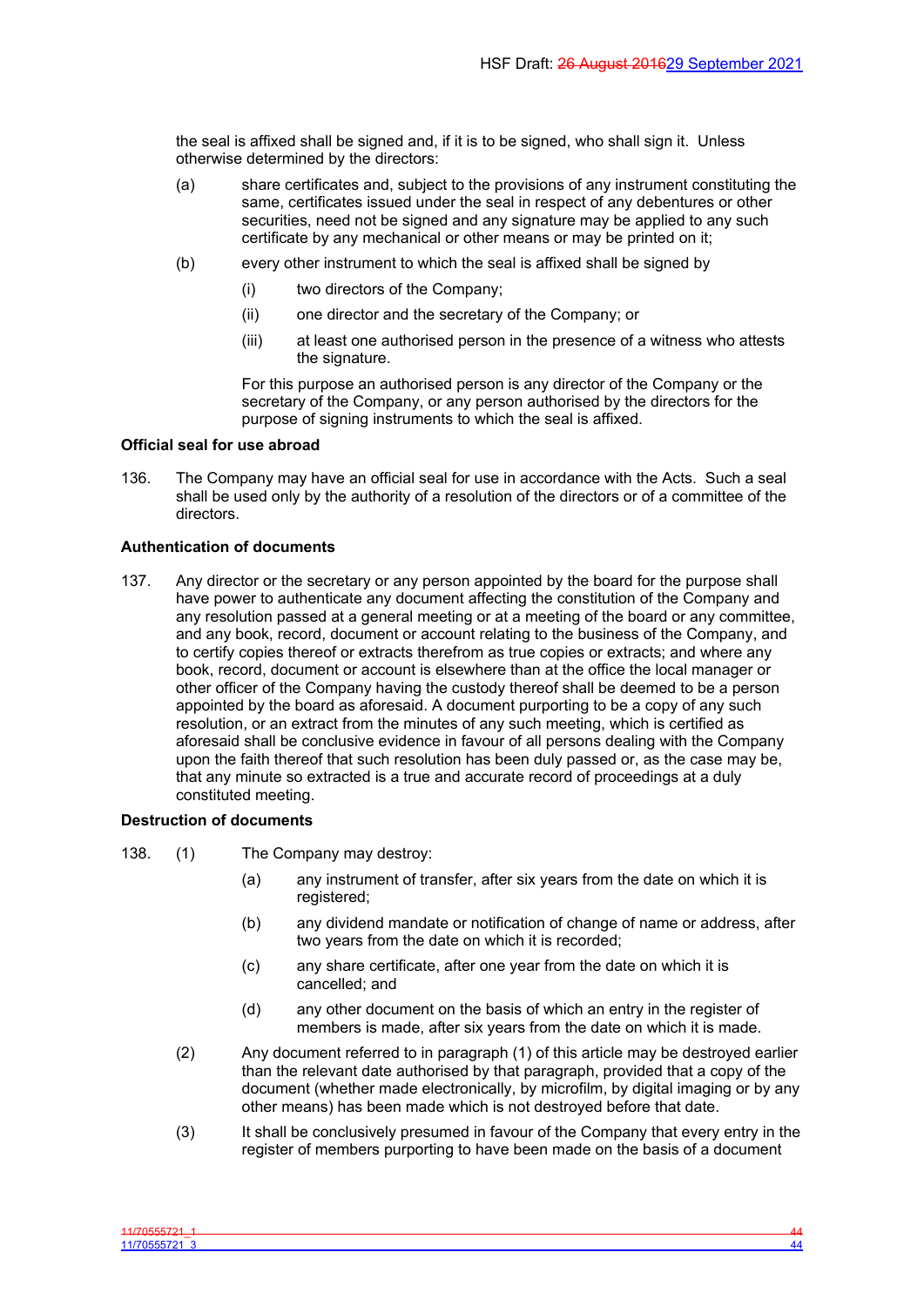the seal is affixed shall be signed and, if it is to be signed, who shall sign it. Unless otherwise determined by the directors:

(a) share certificates and, subject to the provisions of any instrument constituting the same, certificates issued under the seal in respect of any debentures or other securities, need not be signed and any signature may be applied to any such certificate by any mechanical or other means or may be printed on it;

(b) every other instrument to which the seal is affixed shall be signed by

   (i) two directors of the Company;

   (ii) one director and the secretary of the Company; or

   (iii) at least one authorised person in the presence of a witness who attests the signature.

   For this purpose an authorised person is any director of the Company or the secretary of the Company, or any person authorised by the directors for the purpose of signing instruments to which the seal is affixed.

**Official seal for use abroad**

136. The Company may have an official seal for use in accordance with the Acts. Such a seal shall be used only by the authority of a resolution of the directors or of a committee of the directors.

**Authentication of documents**

137. Any director or the secretary or any person appointed by the board for the purpose shall have power to authenticate any document affecting the constitution of the Company and any resolution passed at a general meeting or at a meeting of the board or any committee, and any book, record, document or account relating to the business of the Company, and to certify copies thereof or extracts therefrom as true copies or extracts; and where any book, record, document or account is elsewhere than at the office the local manager or other officer of the Company having the custody thereof shall be deemed to be a person appointed by the board as aforesaid. A document purporting to be a copy of any such resolution, or an extract from the minutes of any such meeting, which is certified as aforesaid shall be conclusive evidence in favour of all persons dealing with the Company upon the faith thereof that such resolution has been duly passed or, as the case may be, that any minute so extracted is a true and accurate record of proceedings at a duly constituted meeting.

**Destruction of documents**

138. (1) The Company may destroy:

   (a) any instrument of transfer, after six years from the date on which it is registered;

   (b) any dividend mandate or notification of change of name or address, after two years from the date on which it is recorded;

   (c) any share certificate, after one year from the date on which it is cancelled; and

   (d) any other document on the basis of which an entry in the register of members is made, after six years from the date on which it is made.

(2) Any document referred to in paragraph (1) of this article may be destroyed earlier than the relevant date authorised by that paragraph, provided that a copy of the document (whether made electronically, by microfilm, by digital imaging or by any other means) has been made which is not destroyed before that date.

(3) It shall be conclusively presumed in favour of the Company that every entry in the register of members purporting to have been made on the basis of a document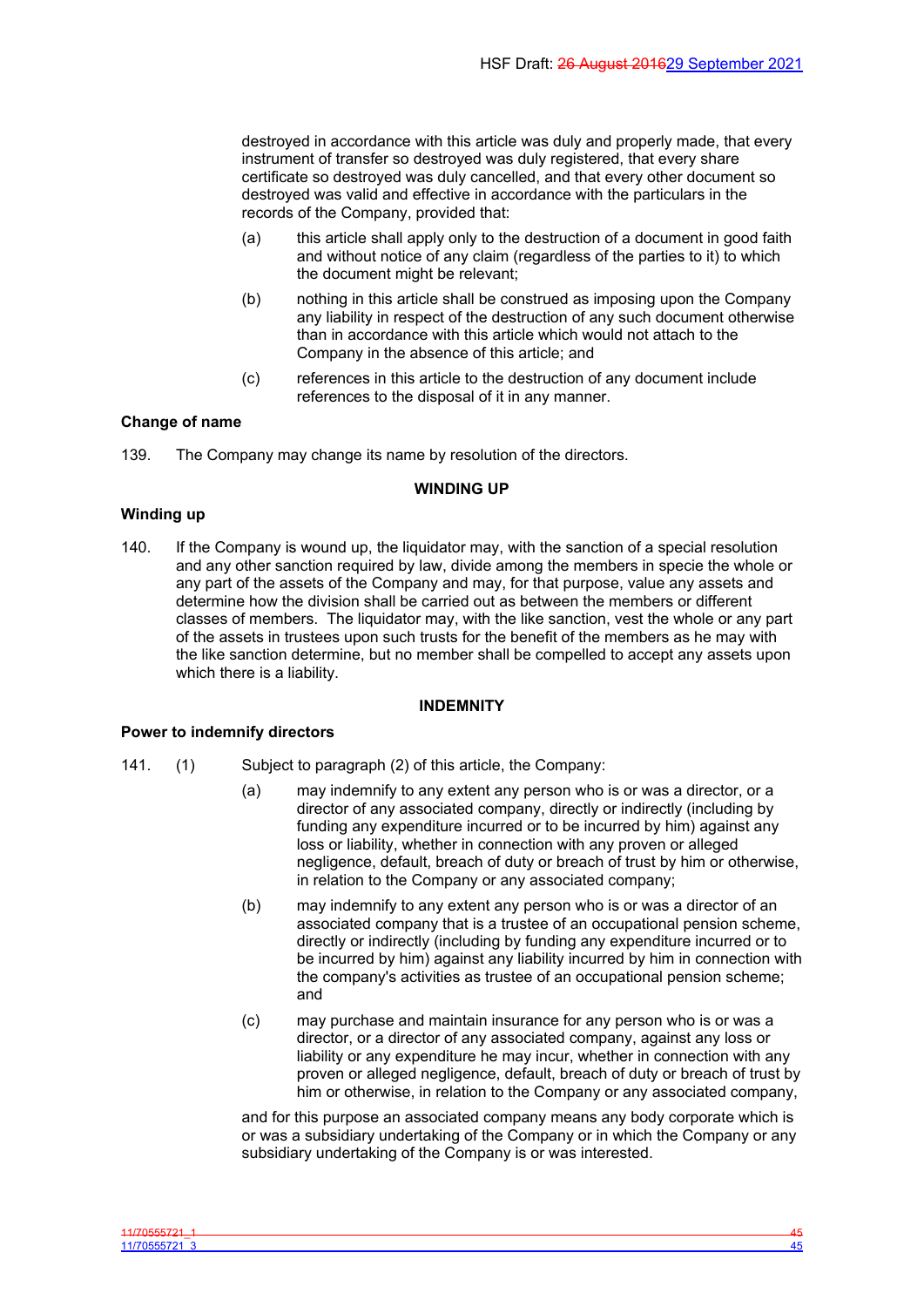destroyed in accordance with this article was duly and properly made, that every instrument of transfer so destroyed was duly registered, that every share certificate so destroyed was duly cancelled, and that every other document so destroyed was valid and effective in accordance with the particulars in the records of the Company, provided that:

(a) this article shall apply only to the destruction of a document in good faith and without notice of any claim (regardless of the parties to it) to which the document might be relevant;

(b) nothing in this article shall be construed as imposing upon the Company any liability in respect of the destruction of any such document otherwise than in accordance with this article which would not attach to the Company in the absence of this article; and

(c) references in this article to the destruction of any document include references to the disposal of it in any manner.

**Change of name**

139. The Company may change its name by resolution of the directors.

**WINDING UP**

**Winding up**

140. If the Company is wound up, the liquidator may, with the sanction of a special resolution and any other sanction required by law, divide among the members in specie the whole or any part of the assets of the Company and may, for that purpose, value any assets and determine how the division shall be carried out as between the members or different classes of members. The liquidator may, with the like sanction, vest the whole or any part of the assets in trustees upon such trusts for the benefit of the members as he may with the like sanction determine, but no member shall be compelled to accept any assets upon which there is a liability.

**INDEMNITY**

**Power to indemnify directors**

141. (1) Subject to paragraph (2) of this article, the Company:

(a) may indemnify to any extent any person who is or was a director, or a director of any associated company, directly or indirectly (including by funding any expenditure incurred or to be incurred by him) against any loss or liability, whether in connection with any proven or alleged negligence, default, breach of duty or breach of trust by him or otherwise, in relation to the Company or any associated company;

(b) may indemnify to any extent any person who is or was a director of an associated company that is a trustee of an occupational pension scheme, directly or indirectly (including by funding any expenditure incurred or to be incurred by him) against any liability incurred by him in connection with the company's activities as trustee of an occupational pension scheme; and

(c) may purchase and maintain insurance for any person who is or was a director, or a director of any associated company, against any loss or liability or any expenditure he may incur, whether in connection with any proven or alleged negligence, default, breach of duty or breach of trust by him or otherwise, in relation to the Company or any associated company,

and for this purpose an associated company means any body corporate which is or was a subsidiary undertaking of the Company or in which the Company or any subsidiary undertaking of the Company is or was interested.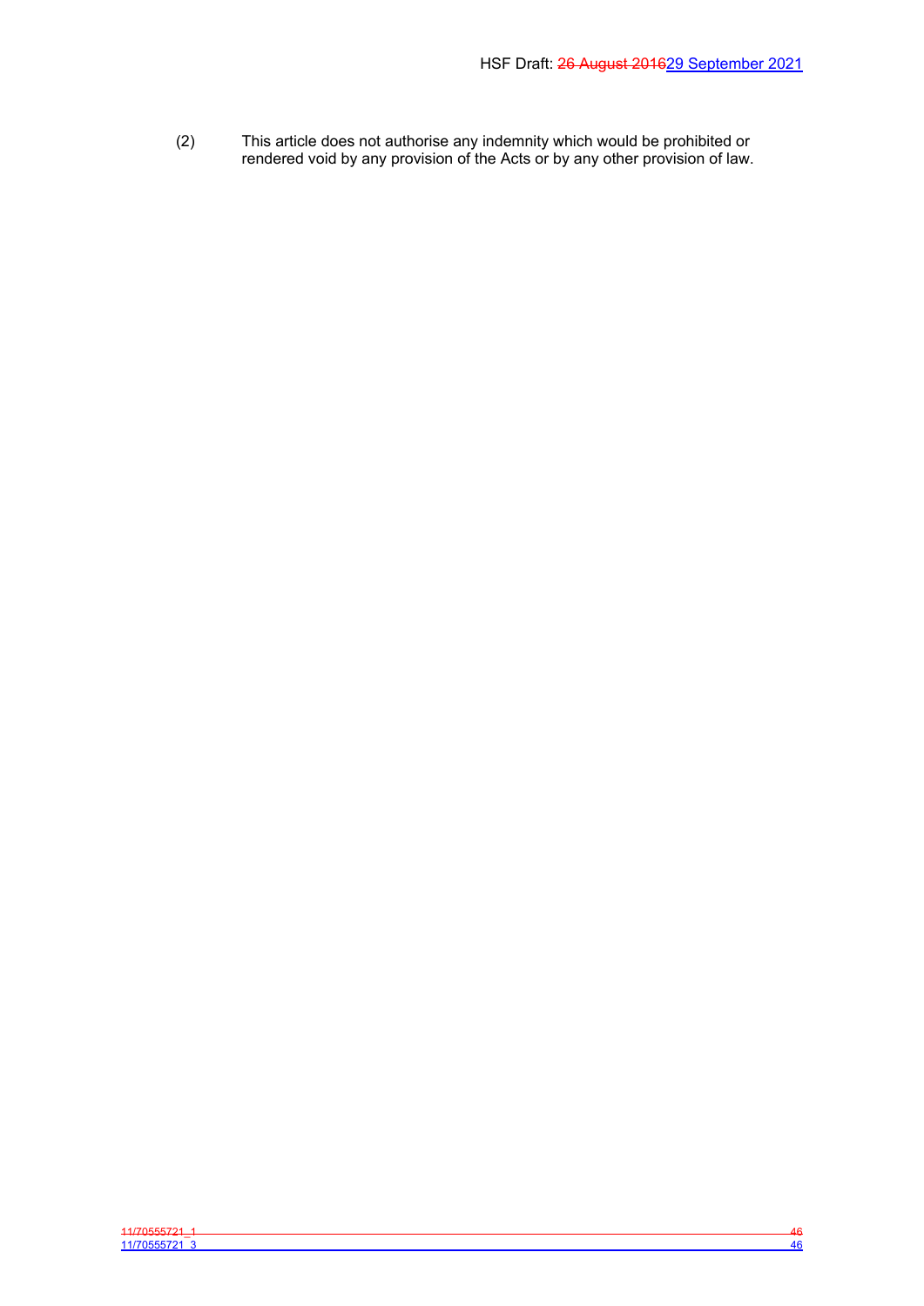(2) This article does not authorise any indemnity which would be prohibited or rendered void by any provision of the Acts or by any other provision of law.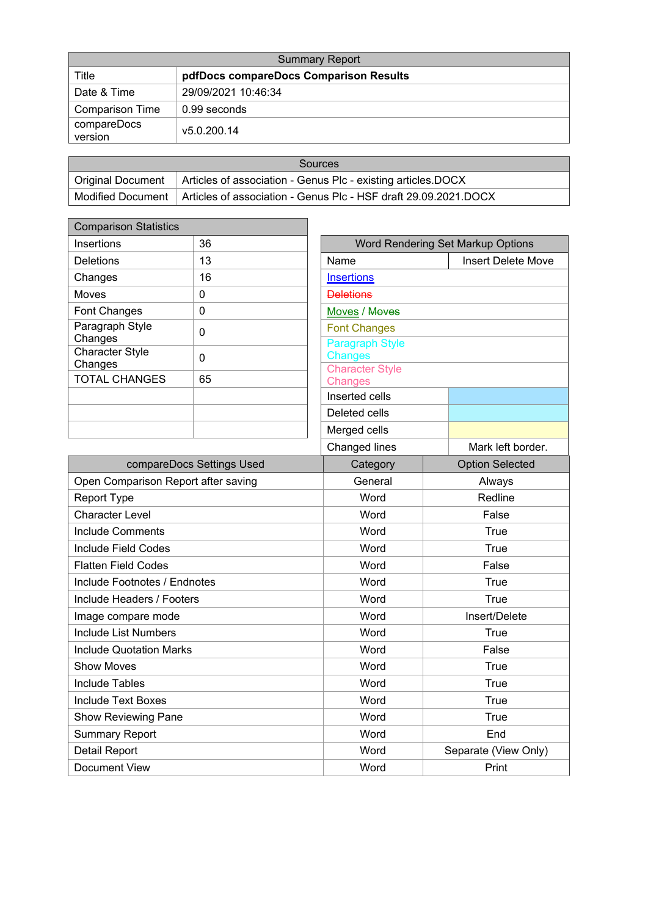| Summary Report | |
|---|---|
| Title | **pdfDocs compareDocs Comparison Results** |
| Date & Time | 29/09/2021 10:46:34 |
| Comparison Time | 0.99 seconds |
| compareDocs version | v5.0.200.14 |

| Sources | |
|---|---|
| Original Document | Articles of association - Genus Plc - existing articles.DOCX |
| Modified Document | Articles of association - Genus Plc - HSF draft 29.09.2021.DOCX |

| Comparison Statistics | |
|---|---|
| Insertions | 36 |
| Deletions | 13 |
| Changes | 16 |
| Moves | 0 |
| Font Changes | 0 |
| Paragraph Style Changes | 0 |
| Character Style Changes | 0 |
| TOTAL CHANGES | 65 |

| Word Rendering Set Markup Options | |
|---|---|
| Name | Insert Delete Move |
| Insertions | |
| ~~Deletions~~ | |
| Moves / ~~Moves~~ | |
| Font Changes | |
| Paragraph Style Changes | |
| Character Style Changes | |
| Inserted cells | |
| Deleted cells | |
| Merged cells | |
| Changed lines | Mark left border. |

| compareDocs Settings Used | Category | Option Selected |
|---|---|---|
| Open Comparison Report after saving | General | Always |
| Report Type | Word | Redline |
| Character Level | Word | False |
| Include Comments | Word | True |
| Include Field Codes | Word | True |
| Flatten Field Codes | Word | False |
| Include Footnotes / Endnotes | Word | True |
| Include Headers / Footers | Word | True |
| Image compare mode | Word | Insert/Delete |
| Include List Numbers | Word | True |
| Include Quotation Marks | Word | False |
| Show Moves | Word | True |
| Include Tables | Word | True |
| Include Text Boxes | Word | True |
| Show Reviewing Pane | Word | True |
| Summary Report | Word | End |
| Detail Report | Word | Separate (View Only) |
| Document View | Word | Print |